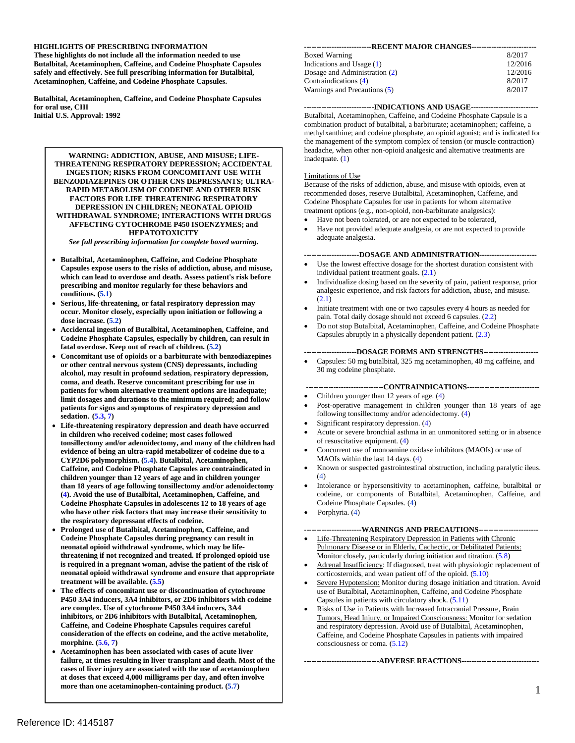**HIGHLIGHTS OF PRESCRIBING INFORMATION**
**These highlights do not include all the information needed to use Butalbital, Acetaminophen, Caffeine, and Codeine Phosphate Capsules safely and effectively. See full prescribing information for Butalbital, Acetaminophen, Caffeine, and Codeine Phosphate Capsules.**

**Butalbital, Acetaminophen, Caffeine, and Codeine Phosphate Capsules for oral use, CIII**
**Initial U.S. Approval: 1992**

**WARNING: ADDICTION, ABUSE, AND MISUSE; LIFE-THREATENING RESPIRATORY DEPRESSION; ACCIDENTAL INGESTION; RISKS FROM CONCOMITANT USE WITH BENZODIAZEPINES OR OTHER CNS DEPRESSANTS; ULTRA-RAPID METABOLISM OF CODEINE AND OTHER RISK FACTORS FOR LIFE THREATENING RESPIRATORY DEPRESSION IN CHILDREN; NEONATAL OPIOID WITHDRAWAL SYNDROME; INTERACTIONS WITH DRUGS AFFECTING CYTOCHROME P450 ISOENZYMES; and HEPATOTOXICITY**

***See full prescribing information for complete boxed warning.***

- **Butalbital, Acetaminophen, Caffeine, and Codeine Phosphate Capsules expose users to the risks of addiction, abuse, and misuse, which can lead to overdose and death. Assess patient's risk before prescribing and monitor regularly for these behaviors and conditions. (5.1)**
- **Serious, life-threatening, or fatal respiratory depression may occur. Monitor closely, especially upon initiation or following a dose increase. (5.2)**
- **Accidental ingestion of Butalbital, Acetaminophen, Caffeine, and Codeine Phosphate Capsules, especially by children, can result in fatal overdose. Keep out of reach of children. (5.2)**
- **Concomitant use of opioids or a barbiturate with benzodiazepines or other central nervous system (CNS) depressants, including alcohol, may result in profound sedation, respiratory depression, coma, and death. Reserve concomitant prescribing for use in patients for whom alternative treatment options are inadequate; limit dosages and durations to the minimum required; and follow patients for signs and symptoms of respiratory depression and sedation. (5.3, 7)**
- **Life-threatening respiratory depression and death have occurred in children who received codeine; most cases followed tonsillectomy and/or adenoidectomy, and many of the children had evidence of being an ultra-rapid metabolizer of codeine due to a CYP2D6 polymorphism. (5.4). Butalbital, Acetaminophen, Caffeine, and Codeine Phosphate Capsules are contraindicated in children younger than 12 years of age and in children younger than 18 years of age following tonsillectomy and/or adenoidectomy (4). Avoid the use of Butalbital, Acetaminophen, Caffeine, and Codeine Phosphate Capsules in adolescents 12 to 18 years of age who have other risk factors that may increase their sensitivity to the respiratory depressant effects of codeine.**
- **Prolonged use of Butalbital, Acetaminophen, Caffeine, and Codeine Phosphate Capsules during pregnancy can result in neonatal opioid withdrawal syndrome, which may be life-threatening if not recognized and treated. If prolonged opioid use is required in a pregnant woman, advise the patient of the risk of neonatal opioid withdrawal syndrome and ensure that appropriate treatment will be available. (5.5)**
- **The effects of concomitant use or discontinuation of cytochrome P450 3A4 inducers, 3A4 inhibitors, or 2D6 inhibitors with codeine are complex. Use of cytochrome P450 3A4 inducers, 3A4 inhibitors, or 2D6 inhibitors with Butalbital, Acetaminophen, Caffeine, and Codeine Phosphate Capsules requires careful consideration of the effects on codeine, and the active metabolite, morphine. (5.6, 7)**
- **Acetaminophen has been associated with cases of acute liver failure, at times resulting in liver transplant and death. Most of the cases of liver injury are associated with the use of acetaminophen at doses that exceed 4,000 milligrams per day, and often involve more than one acetaminophen-containing product. (5.7)**

**RECENT MAJOR CHANGES**

| | |
|---|---|
| Boxed Warning | 8/2017 |
| Indications and Usage (1) | 12/2016 |
| Dosage and Administration (2) | 12/2016 |
| Contraindications (4) | 8/2017 |
| Warnings and Precautions (5) | 8/2017 |

**INDICATIONS AND USAGE**

Butalbital, Acetaminophen, Caffeine, and Codeine Phosphate Capsule is a combination product of butalbital, a barbiturate; acetaminophen; caffeine, a methylxanthine; and codeine phosphate, an opioid agonist; and is indicated for the management of the symptom complex of tension (or muscle contraction) headache, when other non-opioid analgesic and alternative treatments are inadequate. (1)

Limitations of Use
Because of the risks of addiction, abuse, and misuse with opioids, even at recommended doses, reserve Butalbital, Acetaminophen, Caffeine, and Codeine Phosphate Capsules for use in patients for whom alternative treatment options (e.g., non-opioid, non-barbiturate analgesics):

- Have not been tolerated, or are not expected to be tolerated,
- Have not provided adequate analgesia, or are not expected to provide adequate analgesia.

**DOSAGE AND ADMINISTRATION**

- Use the lowest effective dosage for the shortest duration consistent with individual patient treatment goals. (2.1)
- Individualize dosing based on the severity of pain, patient response, prior analgesic experience, and risk factors for addiction, abuse, and misuse. (2.1)
- Initiate treatment with one or two capsules every 4 hours as needed for pain. Total daily dosage should not exceed 6 capsules. (2.2)
- Do not stop Butalbital, Acetaminophen, Caffeine, and Codeine Phosphate Capsules abruptly in a physically dependent patient. (2.3)

**DOSAGE FORMS AND STRENGTHS**

- Capsules: 50 mg butalbital, 325 mg acetaminophen, 40 mg caffeine, and 30 mg codeine phosphate.

**CONTRAINDICATIONS**

- Children younger than 12 years of age. (4)
- Post-operative management in children younger than 18 years of age following tonsillectomy and/or adenoidectomy. (4)
- Significant respiratory depression. (4)
- Acute or severe bronchial asthma in an unmonitored setting or in absence of resuscitative equipment. (4)
- Concurrent use of monoamine oxidase inhibitors (MAOIs) or use of MAOIs within the last 14 days. (4)
- Known or suspected gastrointestinal obstruction, including paralytic ileus. (4)
- Intolerance or hypersensitivity to acetaminophen, caffeine, butalbital or codeine, or components of Butalbital, Acetaminophen, Caffeine, and Codeine Phosphate Capsules. (4)
- Porphyria. (4)

**WARNINGS AND PRECAUTIONS**

- Life-Threatening Respiratory Depression in Patients with Chronic Pulmonary Disease or in Elderly, Cachectic, or Debilitated Patients: Monitor closely, particularly during initiation and titration. (5.8)
- Adrenal Insufficiency: If diagnosed, treat with physiologic replacement of corticosteroids, and wean patient off of the opioid. (5.10)
- Severe Hypotension: Monitor during dosage initiation and titration. Avoid use of Butalbital, Acetaminophen, Caffeine, and Codeine Phosphate Capsules in patients with circulatory shock. (5.11)
- Risks of Use in Patients with Increased Intracranial Pressure, Brain Tumors, Head Injury, or Impaired Consciousness: Monitor for sedation and respiratory depression. Avoid use of Butalbital, Acetaminophen, Caffeine, and Codeine Phosphate Capsules in patients with impaired consciousness or coma. (5.12)

**ADVERSE REACTIONS**

Reference ID: 4145187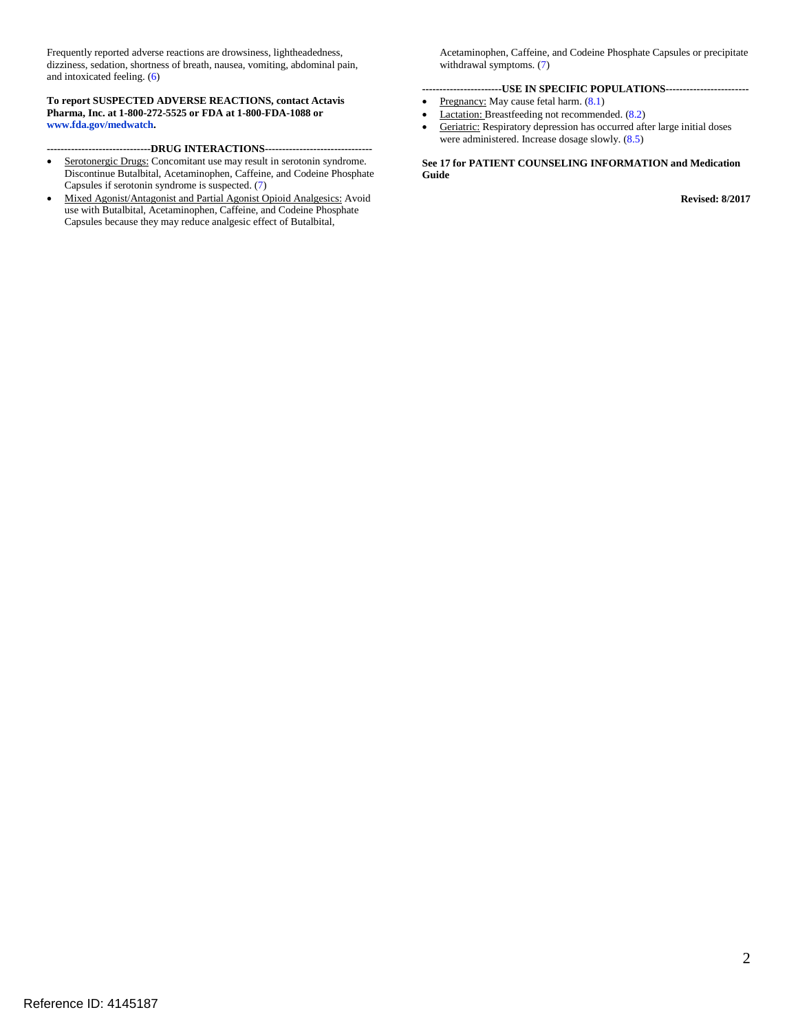Frequently reported adverse reactions are drowsiness, lightheadedness, dizziness, sedation, shortness of breath, nausea, vomiting, abdominal pain, and intoxicated feeling. (6)

**To report SUSPECTED ADVERSE REACTIONS, contact Actavis Pharma, Inc. at 1-800-272-5525 or FDA at 1-800-FDA-1088 or www.fda.gov/medwatch.**

**------------------------------DRUG INTERACTIONS------------------------------**

- Serotonergic Drugs: Concomitant use may result in serotonin syndrome. Discontinue Butalbital, Acetaminophen, Caffeine, and Codeine Phosphate Capsules if serotonin syndrome is suspected. (7)
- Mixed Agonist/Antagonist and Partial Agonist Opioid Analgesics: Avoid use with Butalbital, Acetaminophen, Caffeine, and Codeine Phosphate Capsules because they may reduce analgesic effect of Butalbital, Acetaminophen, Caffeine, and Codeine Phosphate Capsules or precipitate withdrawal symptoms. (7)

**-----------------------USE IN SPECIFIC POPULATIONS-----------------------**

- Pregnancy: May cause fetal harm. (8.1)
- Lactation: Breastfeeding not recommended. (8.2)
- Geriatric: Respiratory depression has occurred after large initial doses were administered. Increase dosage slowly. (8.5)

**See 17 for PATIENT COUNSELING INFORMATION and Medication Guide**

**Revised: 8/2017**

Reference ID: 4145187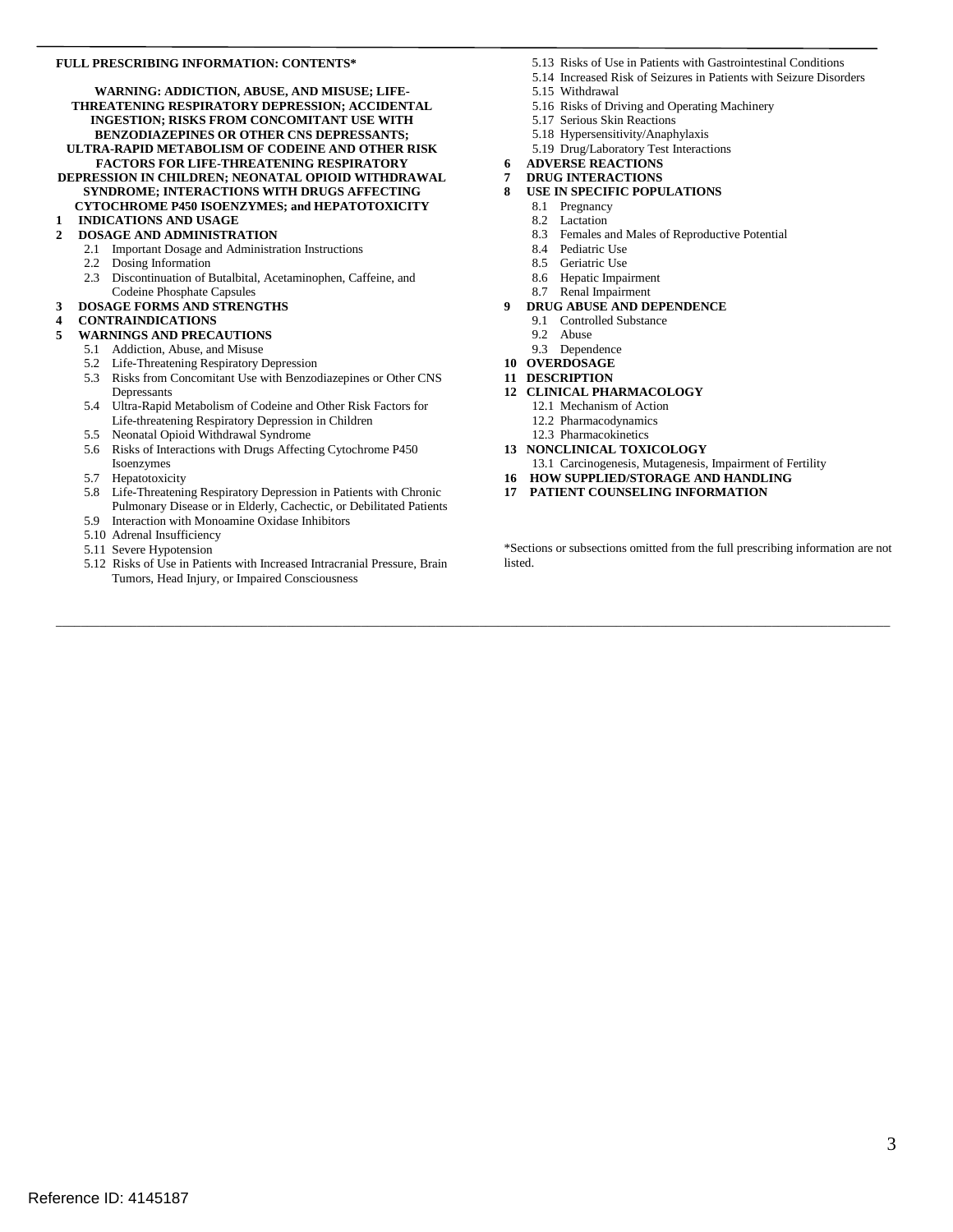**FULL PRESCRIBING INFORMATION: CONTENTS***

**WARNING: ADDICTION, ABUSE, AND MISUSE; LIFE-THREATENING RESPIRATORY DEPRESSION; ACCIDENTAL INGESTION; RISKS FROM CONCOMITANT USE WITH BENZODIAZEPINES OR OTHER CNS DEPRESSANTS; ULTRA-RAPID METABOLISM OF CODEINE AND OTHER RISK FACTORS FOR LIFE-THREATENING RESPIRATORY DEPRESSION IN CHILDREN; NEONATAL OPIOID WITHDRAWAL SYNDROME; INTERACTIONS WITH DRUGS AFFECTING CYTOCHROME P450 ISOENZYMES; and HEPATOTOXICITY**

**1 INDICATIONS AND USAGE**

**2 DOSAGE AND ADMINISTRATION**
- 2.1 Important Dosage and Administration Instructions
- 2.2 Dosing Information
- 2.3 Discontinuation of Butalbital, Acetaminophen, Caffeine, and Codeine Phosphate Capsules

**3 DOSAGE FORMS AND STRENGTHS**

**4 CONTRAINDICATIONS**

**5 WARNINGS AND PRECAUTIONS**
- 5.1 Addiction, Abuse, and Misuse
- 5.2 Life-Threatening Respiratory Depression
- 5.3 Risks from Concomitant Use with Benzodiazepines or Other CNS Depressants
- 5.4 Ultra-Rapid Metabolism of Codeine and Other Risk Factors for Life-threatening Respiratory Depression in Children
- 5.5 Neonatal Opioid Withdrawal Syndrome
- 5.6 Risks of Interactions with Drugs Affecting Cytochrome P450 Isoenzymes
- 5.7 Hepatotoxicity
- 5.8 Life-Threatening Respiratory Depression in Patients with Chronic Pulmonary Disease or in Elderly, Cachectic, or Debilitated Patients
- 5.9 Interaction with Monoamine Oxidase Inhibitors
- 5.10 Adrenal Insufficiency
- 5.11 Severe Hypotension
- 5.12 Risks of Use in Patients with Increased Intracranial Pressure, Brain Tumors, Head Injury, or Impaired Consciousness
- 5.13 Risks of Use in Patients with Gastrointestinal Conditions
- 5.14 Increased Risk of Seizures in Patients with Seizure Disorders
- 5.15 Withdrawal
- 5.16 Risks of Driving and Operating Machinery
- 5.17 Serious Skin Reactions
- 5.18 Hypersensitivity/Anaphylaxis
- 5.19 Drug/Laboratory Test Interactions

**6 ADVERSE REACTIONS**

**7 DRUG INTERACTIONS**

**8 USE IN SPECIFIC POPULATIONS**
- 8.1 Pregnancy
- 8.2 Lactation
- 8.3 Females and Males of Reproductive Potential
- 8.4 Pediatric Use
- 8.5 Geriatric Use
- 8.6 Hepatic Impairment
- 8.7 Renal Impairment

**9 DRUG ABUSE AND DEPENDENCE**
- 9.1 Controlled Substance
- 9.2 Abuse
- 9.3 Dependence

**10 OVERDOSAGE**

**11 DESCRIPTION**

**12 CLINICAL PHARMACOLOGY**
- 12.1 Mechanism of Action
- 12.2 Pharmacodynamics
- 12.3 Pharmacokinetics

**13 NONCLINICAL TOXICOLOGY**
- 13.1 Carcinogenesis, Mutagenesis, Impairment of Fertility

**16 HOW SUPPLIED/STORAGE AND HANDLING**

**17 PATIENT COUNSELING INFORMATION**

*Sections or subsections omitted from the full prescribing information are not listed.

Reference ID: 4145187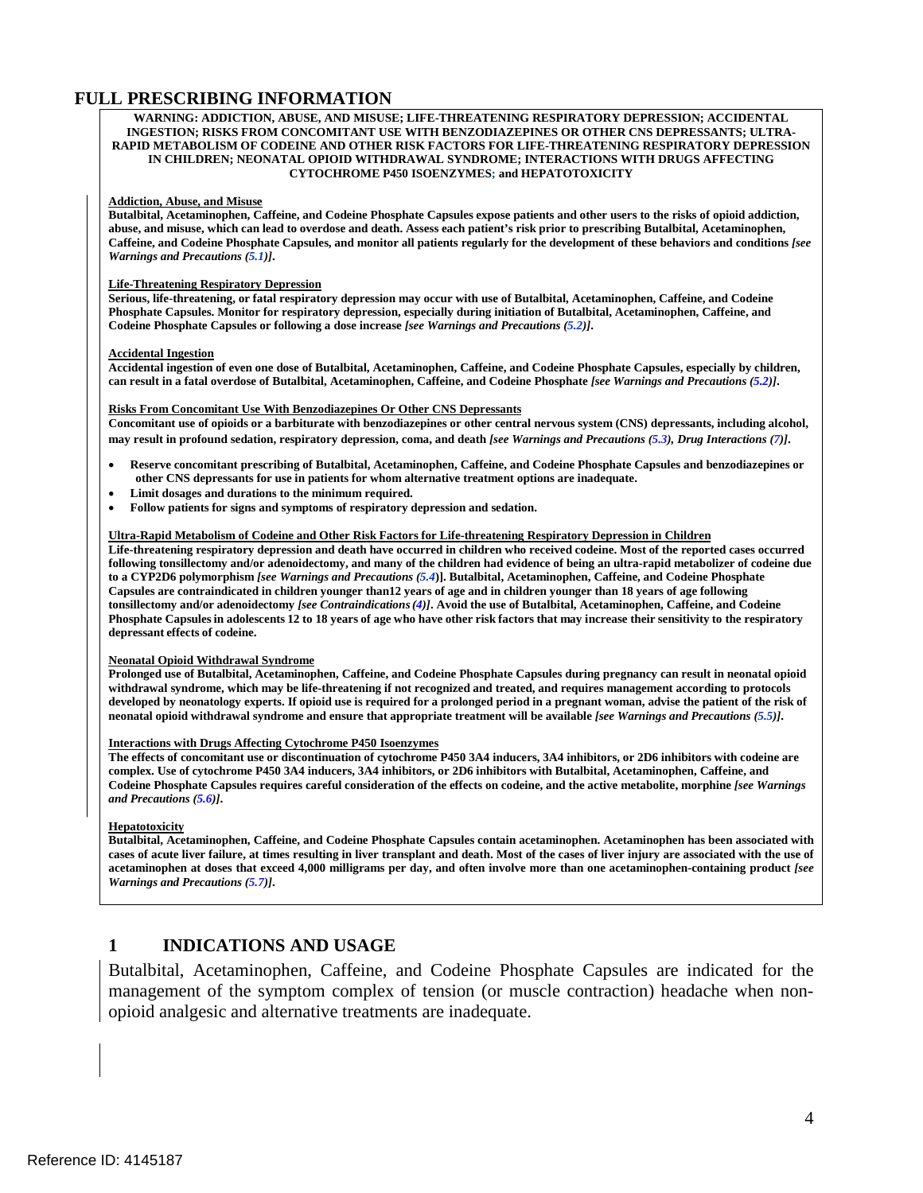# FULL PRESCRIBING INFORMATION

**WARNING: ADDICTION, ABUSE, AND MISUSE; LIFE-THREATENING RESPIRATORY DEPRESSION; ACCIDENTAL INGESTION; RISKS FROM CONCOMITANT USE WITH BENZODIAZEPINES OR OTHER CNS DEPRESSANTS; ULTRA-RAPID METABOLISM OF CODEINE AND OTHER RISK FACTORS FOR LIFE-THREATENING RESPIRATORY DEPRESSION IN CHILDREN; NEONATAL OPIOID WITHDRAWAL SYNDROME; INTERACTIONS WITH DRUGS AFFECTING CYTOCHROME P450 ISOENZYMES; and HEPATOTOXICITY**

**Addiction, Abuse, and Misuse**

**Butalbital, Acetaminophen, Caffeine, and Codeine Phosphate Capsules expose patients and other users to the risks of opioid addiction, abuse, and misuse, which can lead to overdose and death. Assess each patient's risk prior to prescribing Butalbital, Acetaminophen, Caffeine, and Codeine Phosphate Capsules, and monitor all patients regularly for the development of these behaviors and conditions *[see Warnings and Precautions (5.1)]*.**

**Life-Threatening Respiratory Depression**

**Serious, life-threatening, or fatal respiratory depression may occur with use of Butalbital, Acetaminophen, Caffeine, and Codeine Phosphate Capsules. Monitor for respiratory depression, especially during initiation of Butalbital, Acetaminophen, Caffeine, and Codeine Phosphate Capsules or following a dose increase *[see Warnings and Precautions (5.2)]*.**

**Accidental Ingestion**

**Accidental ingestion of even one dose of Butalbital, Acetaminophen, Caffeine, and Codeine Phosphate Capsules, especially by children, can result in a fatal overdose of Butalbital, Acetaminophen, Caffeine, and Codeine Phosphate *[see Warnings and Precautions (5.2)]*.**

**Risks From Concomitant Use With Benzodiazepines Or Other CNS Depressants**

**Concomitant use of opioids or a barbiturate with benzodiazepines or other central nervous system (CNS) depressants, including alcohol, may result in profound sedation, respiratory depression, coma, and death *[see Warnings and Precautions (5.3), Drug Interactions (7)]*.**

- **Reserve concomitant prescribing of Butalbital, Acetaminophen, Caffeine, and Codeine Phosphate Capsules and benzodiazepines or other CNS depressants for use in patients for whom alternative treatment options are inadequate.**
- **Limit dosages and durations to the minimum required.**
- **Follow patients for signs and symptoms of respiratory depression and sedation.**

**Ultra-Rapid Metabolism of Codeine and Other Risk Factors for Life-threatening Respiratory Depression in Children**

**Life-threatening respiratory depression and death have occurred in children who received codeine. Most of the reported cases occurred following tonsillectomy and/or adenoidectomy, and many of the children had evidence of being an ultra-rapid metabolizer of codeine due to a CYP2D6 polymorphism *[see Warnings and Precautions (5.4)]*. Butalbital, Acetaminophen, Caffeine, and Codeine Phosphate Capsules are contraindicated in children younger than12 years of age and in children younger than 18 years of age following tonsillectomy and/or adenoidectomy *[see Contraindications (4)]*. Avoid the use of Butalbital, Acetaminophen, Caffeine, and Codeine Phosphate Capsules in adolescents 12 to 18 years of age who have other risk factors that may increase their sensitivity to the respiratory depressant effects of codeine.**

**Neonatal Opioid Withdrawal Syndrome**

**Prolonged use of Butalbital, Acetaminophen, Caffeine, and Codeine Phosphate Capsules during pregnancy can result in neonatal opioid withdrawal syndrome, which may be life-threatening if not recognized and treated, and requires management according to protocols developed by neonatology experts. If opioid use is required for a prolonged period in a pregnant woman, advise the patient of the risk of neonatal opioid withdrawal syndrome and ensure that appropriate treatment will be available *[see Warnings and Precautions (5.5)]*.**

**Interactions with Drugs Affecting Cytochrome P450 Isoenzymes**

**The effects of concomitant use or discontinuation of cytochrome P450 3A4 inducers, 3A4 inhibitors, or 2D6 inhibitors with codeine are complex. Use of cytochrome P450 3A4 inducers, 3A4 inhibitors, or 2D6 inhibitors with Butalbital, Acetaminophen, Caffeine, and Codeine Phosphate Capsules requires careful consideration of the effects on codeine, and the active metabolite, morphine *[see Warnings and Precautions (5.6)]*.**

**Hepatotoxicity**

**Butalbital, Acetaminophen, Caffeine, and Codeine Phosphate Capsules contain acetaminophen. Acetaminophen has been associated with cases of acute liver failure, at times resulting in liver transplant and death. Most of the cases of liver injury are associated with the use of acetaminophen at doses that exceed 4,000 milligrams per day, and often involve more than one acetaminophen-containing product *[see Warnings and Precautions (5.7)]*.**

## 1 INDICATIONS AND USAGE

Butalbital, Acetaminophen, Caffeine, and Codeine Phosphate Capsules are indicated for the management of the symptom complex of tension (or muscle contraction) headache when non-opioid analgesic and alternative treatments are inadequate.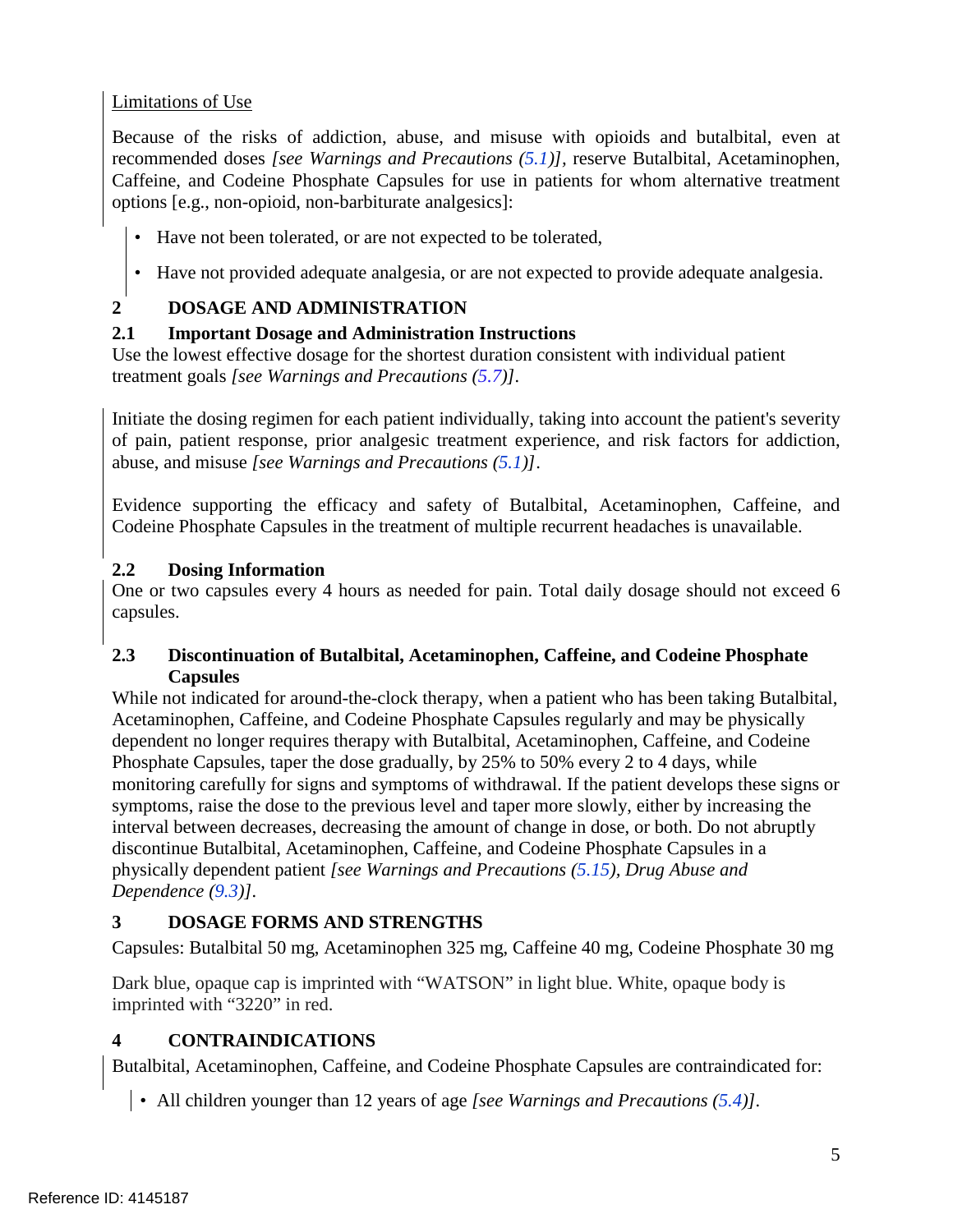Limitations of Use

Because of the risks of addiction, abuse, and misuse with opioids and butalbital, even at recommended doses *[see Warnings and Precautions (5.1)]*, reserve Butalbital, Acetaminophen, Caffeine, and Codeine Phosphate Capsules for use in patients for whom alternative treatment options [e.g., non-opioid, non-barbiturate analgesics]:

- Have not been tolerated, or are not expected to be tolerated,
- Have not provided adequate analgesia, or are not expected to provide adequate analgesia.

## 2 DOSAGE AND ADMINISTRATION

### 2.1 Important Dosage and Administration Instructions

Use the lowest effective dosage for the shortest duration consistent with individual patient treatment goals *[see Warnings and Precautions (5.7)]*.

Initiate the dosing regimen for each patient individually, taking into account the patient's severity of pain, patient response, prior analgesic treatment experience, and risk factors for addiction, abuse, and misuse *[see Warnings and Precautions (5.1)]*.

Evidence supporting the efficacy and safety of Butalbital, Acetaminophen, Caffeine, and Codeine Phosphate Capsules in the treatment of multiple recurrent headaches is unavailable.

### 2.2 Dosing Information

One or two capsules every 4 hours as needed for pain. Total daily dosage should not exceed 6 capsules.

### 2.3 Discontinuation of Butalbital, Acetaminophen, Caffeine, and Codeine Phosphate Capsules

While not indicated for around-the-clock therapy, when a patient who has been taking Butalbital, Acetaminophen, Caffeine, and Codeine Phosphate Capsules regularly and may be physically dependent no longer requires therapy with Butalbital, Acetaminophen, Caffeine, and Codeine Phosphate Capsules, taper the dose gradually, by 25% to 50% every 2 to 4 days, while monitoring carefully for signs and symptoms of withdrawal. If the patient develops these signs or symptoms, raise the dose to the previous level and taper more slowly, either by increasing the interval between decreases, decreasing the amount of change in dose, or both. Do not abruptly discontinue Butalbital, Acetaminophen, Caffeine, and Codeine Phosphate Capsules in a physically dependent patient *[see Warnings and Precautions (5.15), Drug Abuse and Dependence (9.3)]*.

## 3 DOSAGE FORMS AND STRENGTHS

Capsules: Butalbital 50 mg, Acetaminophen 325 mg, Caffeine 40 mg, Codeine Phosphate 30 mg

Dark blue, opaque cap is imprinted with "WATSON" in light blue. White, opaque body is imprinted with "3220" in red.

## 4 CONTRAINDICATIONS

Butalbital, Acetaminophen, Caffeine, and Codeine Phosphate Capsules are contraindicated for:

- All children younger than 12 years of age *[see Warnings and Precautions (5.4)]*.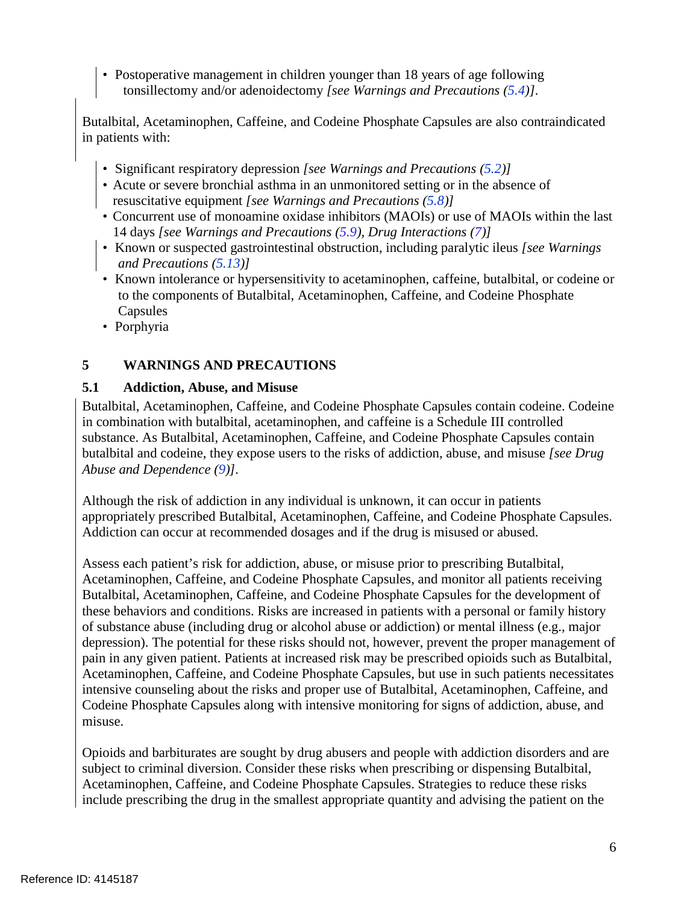- Postoperative management in children younger than 18 years of age following tonsillectomy and/or adenoidectomy *[see Warnings and Precautions (5.4)]*.

Butalbital, Acetaminophen, Caffeine, and Codeine Phosphate Capsules are also contraindicated in patients with:

- Significant respiratory depression *[see Warnings and Precautions (5.2)]*
- Acute or severe bronchial asthma in an unmonitored setting or in the absence of resuscitative equipment *[see Warnings and Precautions (5.8)]*
- Concurrent use of monoamine oxidase inhibitors (MAOIs) or use of MAOIs within the last 14 days *[see Warnings and Precautions (5.9), Drug Interactions (7)]*
- Known or suspected gastrointestinal obstruction, including paralytic ileus *[see Warnings and Precautions (5.13)]*
- Known intolerance or hypersensitivity to acetaminophen, caffeine, butalbital, or codeine or to the components of Butalbital, Acetaminophen, Caffeine, and Codeine Phosphate Capsules
- Porphyria

## 5 WARNINGS AND PRECAUTIONS

### 5.1 Addiction, Abuse, and Misuse

Butalbital, Acetaminophen, Caffeine, and Codeine Phosphate Capsules contain codeine. Codeine in combination with butalbital, acetaminophen, and caffeine is a Schedule III controlled substance. As Butalbital, Acetaminophen, Caffeine, and Codeine Phosphate Capsules contain butalbital and codeine, they expose users to the risks of addiction, abuse, and misuse *[see Drug Abuse and Dependence (9)]*.

Although the risk of addiction in any individual is unknown, it can occur in patients appropriately prescribed Butalbital, Acetaminophen, Caffeine, and Codeine Phosphate Capsules. Addiction can occur at recommended dosages and if the drug is misused or abused.

Assess each patient's risk for addiction, abuse, or misuse prior to prescribing Butalbital, Acetaminophen, Caffeine, and Codeine Phosphate Capsules, and monitor all patients receiving Butalbital, Acetaminophen, Caffeine, and Codeine Phosphate Capsules for the development of these behaviors and conditions. Risks are increased in patients with a personal or family history of substance abuse (including drug or alcohol abuse or addiction) or mental illness (e.g., major depression). The potential for these risks should not, however, prevent the proper management of pain in any given patient. Patients at increased risk may be prescribed opioids such as Butalbital, Acetaminophen, Caffeine, and Codeine Phosphate Capsules, but use in such patients necessitates intensive counseling about the risks and proper use of Butalbital, Acetaminophen, Caffeine, and Codeine Phosphate Capsules along with intensive monitoring for signs of addiction, abuse, and misuse.

Opioids and barbiturates are sought by drug abusers and people with addiction disorders and are subject to criminal diversion. Consider these risks when prescribing or dispensing Butalbital, Acetaminophen, Caffeine, and Codeine Phosphate Capsules. Strategies to reduce these risks include prescribing the drug in the smallest appropriate quantity and advising the patient on the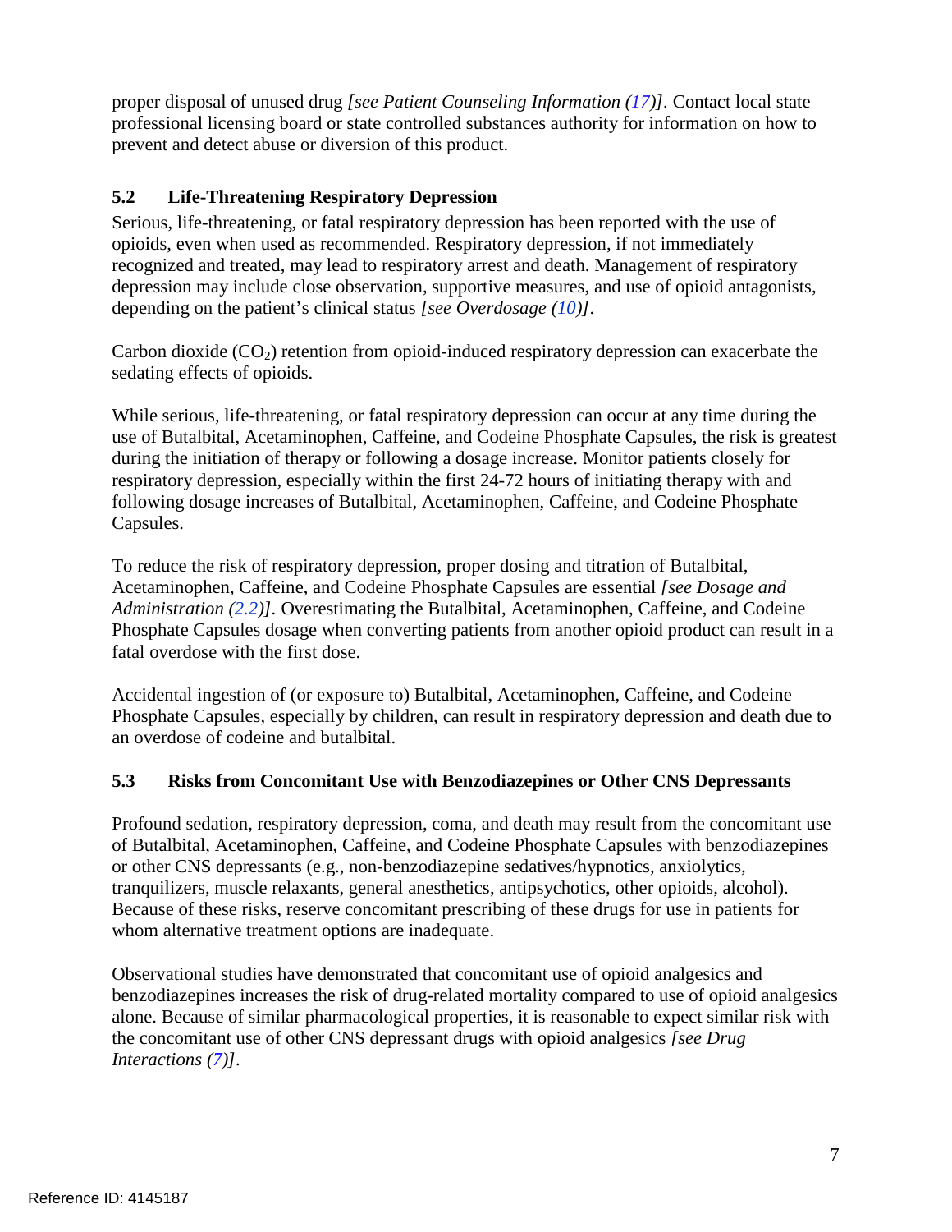proper disposal of unused drug *[see Patient Counseling Information (17)]*. Contact local state professional licensing board or state controlled substances authority for information on how to prevent and detect abuse or diversion of this product.

### 5.2 Life-Threatening Respiratory Depression

Serious, life-threatening, or fatal respiratory depression has been reported with the use of opioids, even when used as recommended. Respiratory depression, if not immediately recognized and treated, may lead to respiratory arrest and death. Management of respiratory depression may include close observation, supportive measures, and use of opioid antagonists, depending on the patient's clinical status *[see Overdosage (10)]*.

Carbon dioxide ($CO_2$) retention from opioid-induced respiratory depression can exacerbate the sedating effects of opioids.

While serious, life-threatening, or fatal respiratory depression can occur at any time during the use of Butalbital, Acetaminophen, Caffeine, and Codeine Phosphate Capsules, the risk is greatest during the initiation of therapy or following a dosage increase. Monitor patients closely for respiratory depression, especially within the first 24-72 hours of initiating therapy with and following dosage increases of Butalbital, Acetaminophen, Caffeine, and Codeine Phosphate Capsules.

To reduce the risk of respiratory depression, proper dosing and titration of Butalbital, Acetaminophen, Caffeine, and Codeine Phosphate Capsules are essential *[see Dosage and Administration (2.2)]*. Overestimating the Butalbital, Acetaminophen, Caffeine, and Codeine Phosphate Capsules dosage when converting patients from another opioid product can result in a fatal overdose with the first dose.

Accidental ingestion of (or exposure to) Butalbital, Acetaminophen, Caffeine, and Codeine Phosphate Capsules, especially by children, can result in respiratory depression and death due to an overdose of codeine and butalbital.

### 5.3 Risks from Concomitant Use with Benzodiazepines or Other CNS Depressants

Profound sedation, respiratory depression, coma, and death may result from the concomitant use of Butalbital, Acetaminophen, Caffeine, and Codeine Phosphate Capsules with benzodiazepines or other CNS depressants (e.g., non-benzodiazepine sedatives/hypnotics, anxiolytics, tranquilizers, muscle relaxants, general anesthetics, antipsychotics, other opioids, alcohol). Because of these risks, reserve concomitant prescribing of these drugs for use in patients for whom alternative treatment options are inadequate.

Observational studies have demonstrated that concomitant use of opioid analgesics and benzodiazepines increases the risk of drug-related mortality compared to use of opioid analgesics alone. Because of similar pharmacological properties, it is reasonable to expect similar risk with the concomitant use of other CNS depressant drugs with opioid analgesics *[see Drug Interactions (7)]*.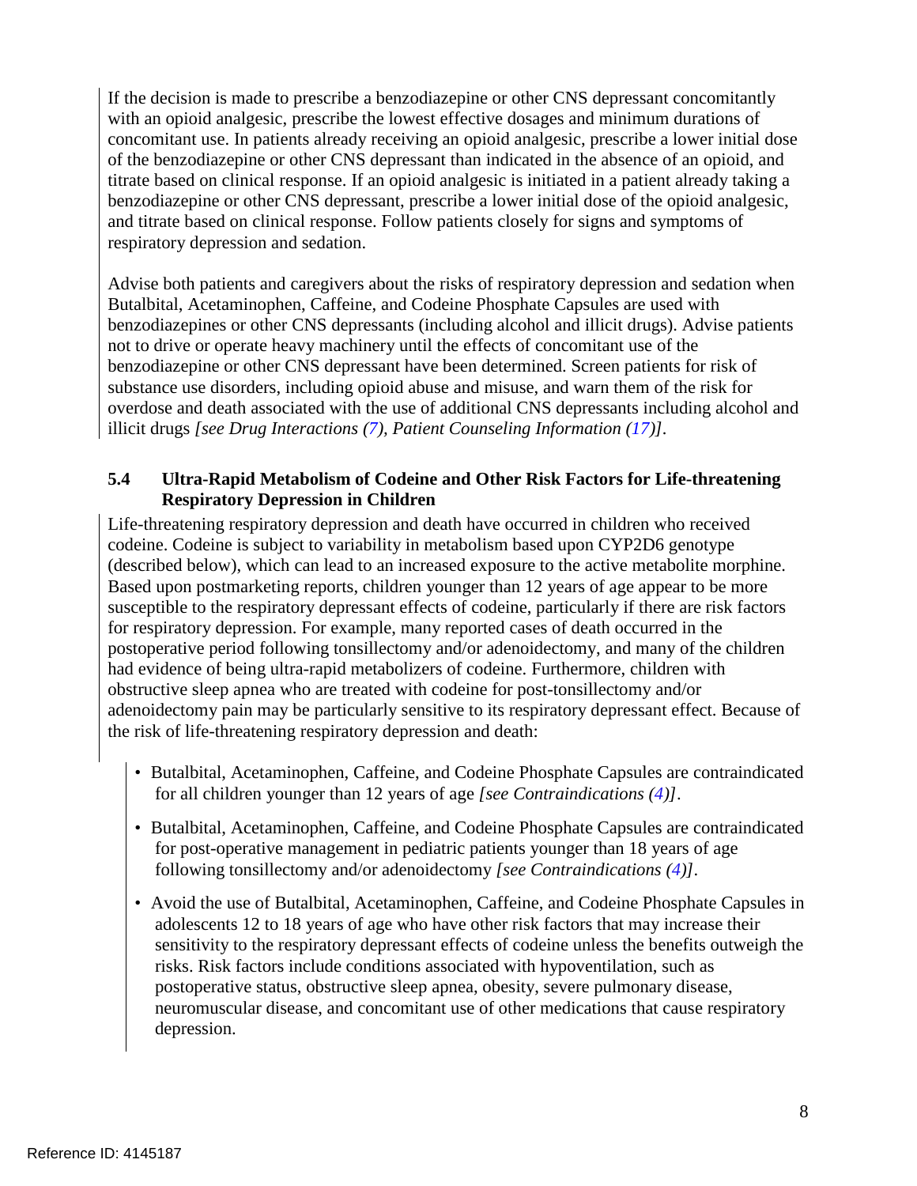If the decision is made to prescribe a benzodiazepine or other CNS depressant concomitantly with an opioid analgesic, prescribe the lowest effective dosages and minimum durations of concomitant use. In patients already receiving an opioid analgesic, prescribe a lower initial dose of the benzodiazepine or other CNS depressant than indicated in the absence of an opioid, and titrate based on clinical response. If an opioid analgesic is initiated in a patient already taking a benzodiazepine or other CNS depressant, prescribe a lower initial dose of the opioid analgesic, and titrate based on clinical response. Follow patients closely for signs and symptoms of respiratory depression and sedation.

Advise both patients and caregivers about the risks of respiratory depression and sedation when Butalbital, Acetaminophen, Caffeine, and Codeine Phosphate Capsules are used with benzodiazepines or other CNS depressants (including alcohol and illicit drugs). Advise patients not to drive or operate heavy machinery until the effects of concomitant use of the benzodiazepine or other CNS depressant have been determined. Screen patients for risk of substance use disorders, including opioid abuse and misuse, and warn them of the risk for overdose and death associated with the use of additional CNS depressants including alcohol and illicit drugs *[see Drug Interactions (7), Patient Counseling Information (17)]*.

### 5.4 Ultra-Rapid Metabolism of Codeine and Other Risk Factors for Life-threatening Respiratory Depression in Children

Life-threatening respiratory depression and death have occurred in children who received codeine. Codeine is subject to variability in metabolism based upon CYP2D6 genotype (described below), which can lead to an increased exposure to the active metabolite morphine. Based upon postmarketing reports, children younger than 12 years of age appear to be more susceptible to the respiratory depressant effects of codeine, particularly if there are risk factors for respiratory depression. For example, many reported cases of death occurred in the postoperative period following tonsillectomy and/or adenoidectomy, and many of the children had evidence of being ultra-rapid metabolizers of codeine. Furthermore, children with obstructive sleep apnea who are treated with codeine for post-tonsillectomy and/or adenoidectomy pain may be particularly sensitive to its respiratory depressant effect. Because of the risk of life-threatening respiratory depression and death:

- Butalbital, Acetaminophen, Caffeine, and Codeine Phosphate Capsules are contraindicated for all children younger than 12 years of age *[see Contraindications (4)]*.
- Butalbital, Acetaminophen, Caffeine, and Codeine Phosphate Capsules are contraindicated for post-operative management in pediatric patients younger than 18 years of age following tonsillectomy and/or adenoidectomy *[see Contraindications (4)]*.
- Avoid the use of Butalbital, Acetaminophen, Caffeine, and Codeine Phosphate Capsules in adolescents 12 to 18 years of age who have other risk factors that may increase their sensitivity to the respiratory depressant effects of codeine unless the benefits outweigh the risks. Risk factors include conditions associated with hypoventilation, such as postoperative status, obstructive sleep apnea, obesity, severe pulmonary disease, neuromuscular disease, and concomitant use of other medications that cause respiratory depression.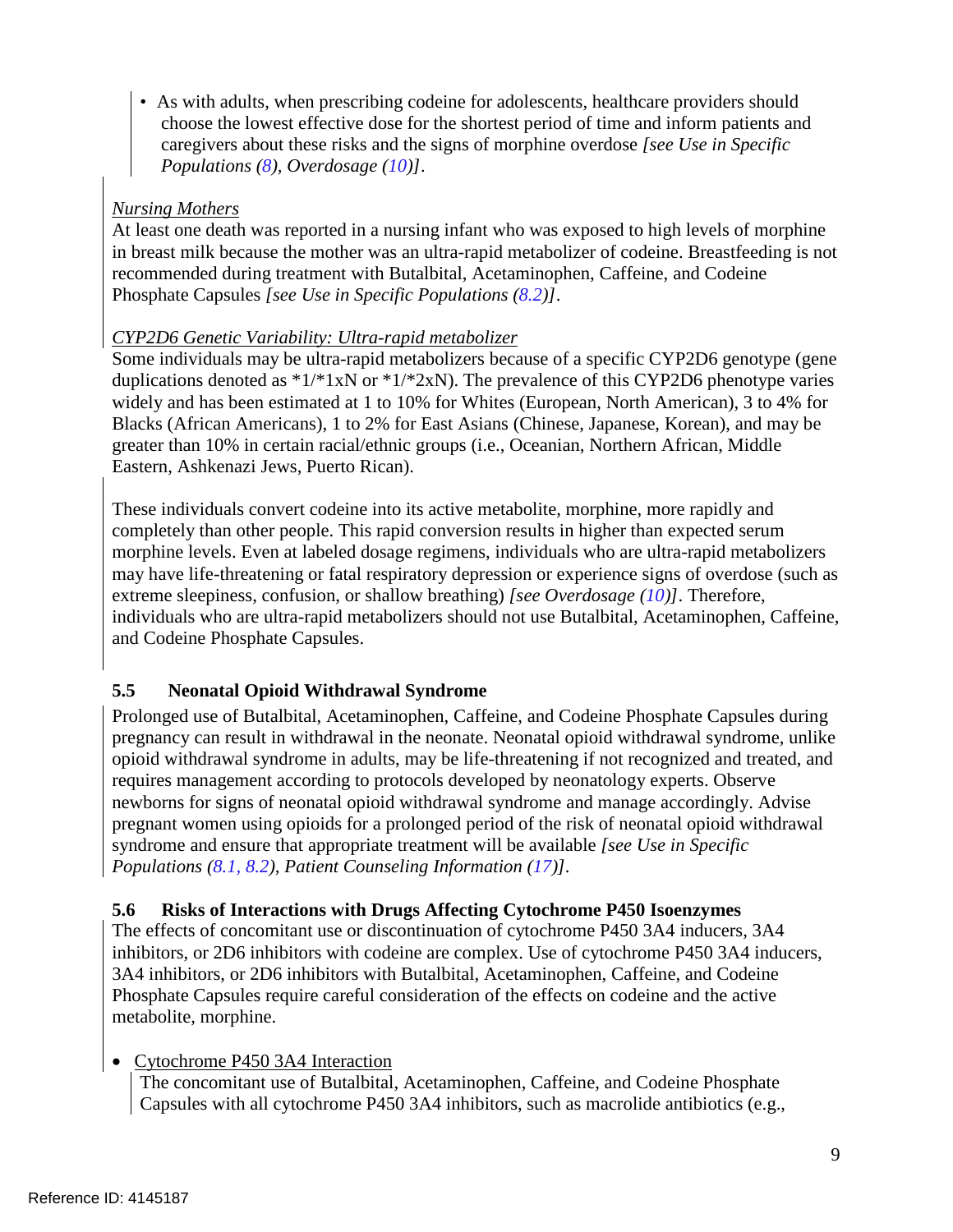- As with adults, when prescribing codeine for adolescents, healthcare providers should choose the lowest effective dose for the shortest period of time and inform patients and caregivers about these risks and the signs of morphine overdose *[see Use in Specific Populations (8), Overdosage (10)]*.

*Nursing Mothers*

At least one death was reported in a nursing infant who was exposed to high levels of morphine in breast milk because the mother was an ultra-rapid metabolizer of codeine. Breastfeeding is not recommended during treatment with Butalbital, Acetaminophen, Caffeine, and Codeine Phosphate Capsules *[see Use in Specific Populations (8.2)]*.

*CYP2D6 Genetic Variability: Ultra-rapid metabolizer*

Some individuals may be ultra-rapid metabolizers because of a specific CYP2D6 genotype (gene duplications denoted as *1/*1xN or *1/*2xN). The prevalence of this CYP2D6 phenotype varies widely and has been estimated at 1 to 10% for Whites (European, North American), 3 to 4% for Blacks (African Americans), 1 to 2% for East Asians (Chinese, Japanese, Korean), and may be greater than 10% in certain racial/ethnic groups (i.e., Oceanian, Northern African, Middle Eastern, Ashkenazi Jews, Puerto Rican).

These individuals convert codeine into its active metabolite, morphine, more rapidly and completely than other people. This rapid conversion results in higher than expected serum morphine levels. Even at labeled dosage regimens, individuals who are ultra-rapid metabolizers may have life-threatening or fatal respiratory depression or experience signs of overdose (such as extreme sleepiness, confusion, or shallow breathing) *[see Overdosage (10)]*. Therefore, individuals who are ultra-rapid metabolizers should not use Butalbital, Acetaminophen, Caffeine, and Codeine Phosphate Capsules.

### 5.5 Neonatal Opioid Withdrawal Syndrome

Prolonged use of Butalbital, Acetaminophen, Caffeine, and Codeine Phosphate Capsules during pregnancy can result in withdrawal in the neonate. Neonatal opioid withdrawal syndrome, unlike opioid withdrawal syndrome in adults, may be life-threatening if not recognized and treated, and requires management according to protocols developed by neonatology experts. Observe newborns for signs of neonatal opioid withdrawal syndrome and manage accordingly. Advise pregnant women using opioids for a prolonged period of the risk of neonatal opioid withdrawal syndrome and ensure that appropriate treatment will be available *[see Use in Specific Populations (8.1, 8.2), Patient Counseling Information (17)]*.

### 5.6 Risks of Interactions with Drugs Affecting Cytochrome P450 Isoenzymes

The effects of concomitant use or discontinuation of cytochrome P450 3A4 inducers, 3A4 inhibitors, or 2D6 inhibitors with codeine are complex. Use of cytochrome P450 3A4 inducers, 3A4 inhibitors, or 2D6 inhibitors with Butalbital, Acetaminophen, Caffeine, and Codeine Phosphate Capsules require careful consideration of the effects on codeine and the active metabolite, morphine.

- Cytochrome P450 3A4 Interaction

  The concomitant use of Butalbital, Acetaminophen, Caffeine, and Codeine Phosphate Capsules with all cytochrome P450 3A4 inhibitors, such as macrolide antibiotics (e.g.,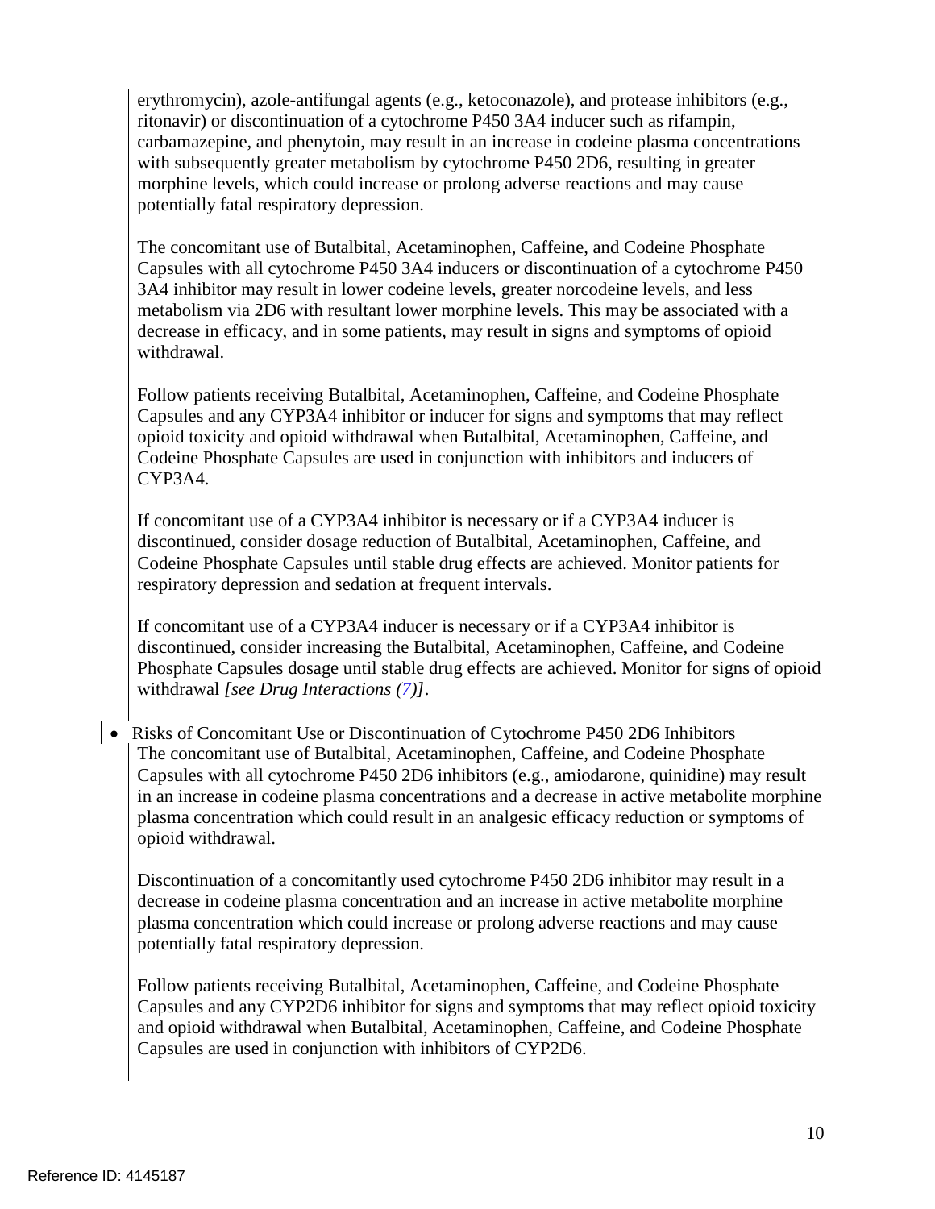erythromycin), azole-antifungal agents (e.g., ketoconazole), and protease inhibitors (e.g., ritonavir) or discontinuation of a cytochrome P450 3A4 inducer such as rifampin, carbamazepine, and phenytoin, may result in an increase in codeine plasma concentrations with subsequently greater metabolism by cytochrome P450 2D6, resulting in greater morphine levels, which could increase or prolong adverse reactions and may cause potentially fatal respiratory depression.

The concomitant use of Butalbital, Acetaminophen, Caffeine, and Codeine Phosphate Capsules with all cytochrome P450 3A4 inducers or discontinuation of a cytochrome P450 3A4 inhibitor may result in lower codeine levels, greater norcodeine levels, and less metabolism via 2D6 with resultant lower morphine levels. This may be associated with a decrease in efficacy, and in some patients, may result in signs and symptoms of opioid withdrawal.

Follow patients receiving Butalbital, Acetaminophen, Caffeine, and Codeine Phosphate Capsules and any CYP3A4 inhibitor or inducer for signs and symptoms that may reflect opioid toxicity and opioid withdrawal when Butalbital, Acetaminophen, Caffeine, and Codeine Phosphate Capsules are used in conjunction with inhibitors and inducers of CYP3A4.

If concomitant use of a CYP3A4 inhibitor is necessary or if a CYP3A4 inducer is discontinued, consider dosage reduction of Butalbital, Acetaminophen, Caffeine, and Codeine Phosphate Capsules until stable drug effects are achieved. Monitor patients for respiratory depression and sedation at frequent intervals.

If concomitant use of a CYP3A4 inducer is necessary or if a CYP3A4 inhibitor is discontinued, consider increasing the Butalbital, Acetaminophen, Caffeine, and Codeine Phosphate Capsules dosage until stable drug effects are achieved. Monitor for signs of opioid withdrawal *[see Drug Interactions (7)]*.

- Risks of Concomitant Use or Discontinuation of Cytochrome P450 2D6 Inhibitors

The concomitant use of Butalbital, Acetaminophen, Caffeine, and Codeine Phosphate Capsules with all cytochrome P450 2D6 inhibitors (e.g., amiodarone, quinidine) may result in an increase in codeine plasma concentrations and a decrease in active metabolite morphine plasma concentration which could result in an analgesic efficacy reduction or symptoms of opioid withdrawal.

Discontinuation of a concomitantly used cytochrome P450 2D6 inhibitor may result in a decrease in codeine plasma concentration and an increase in active metabolite morphine plasma concentration which could increase or prolong adverse reactions and may cause potentially fatal respiratory depression.

Follow patients receiving Butalbital, Acetaminophen, Caffeine, and Codeine Phosphate Capsules and any CYP2D6 inhibitor for signs and symptoms that may reflect opioid toxicity and opioid withdrawal when Butalbital, Acetaminophen, Caffeine, and Codeine Phosphate Capsules are used in conjunction with inhibitors of CYP2D6.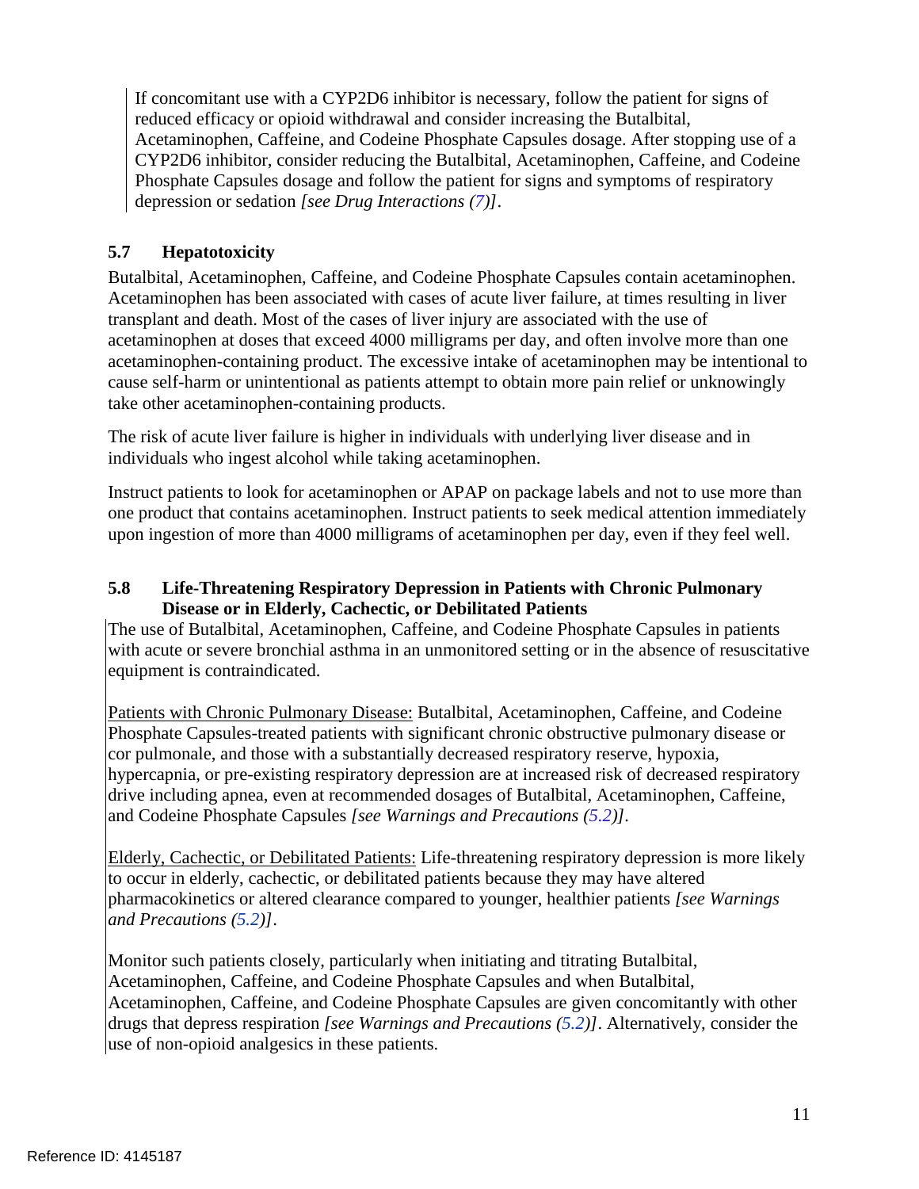If concomitant use with a CYP2D6 inhibitor is necessary, follow the patient for signs of reduced efficacy or opioid withdrawal and consider increasing the Butalbital, Acetaminophen, Caffeine, and Codeine Phosphate Capsules dosage. After stopping use of a CYP2D6 inhibitor, consider reducing the Butalbital, Acetaminophen, Caffeine, and Codeine Phosphate Capsules dosage and follow the patient for signs and symptoms of respiratory depression or sedation *[see Drug Interactions (7)]*.

### 5.7 Hepatotoxicity

Butalbital, Acetaminophen, Caffeine, and Codeine Phosphate Capsules contain acetaminophen. Acetaminophen has been associated with cases of acute liver failure, at times resulting in liver transplant and death. Most of the cases of liver injury are associated with the use of acetaminophen at doses that exceed 4000 milligrams per day, and often involve more than one acetaminophen-containing product. The excessive intake of acetaminophen may be intentional to cause self-harm or unintentional as patients attempt to obtain more pain relief or unknowingly take other acetaminophen-containing products.

The risk of acute liver failure is higher in individuals with underlying liver disease and in individuals who ingest alcohol while taking acetaminophen.

Instruct patients to look for acetaminophen or APAP on package labels and not to use more than one product that contains acetaminophen. Instruct patients to seek medical attention immediately upon ingestion of more than 4000 milligrams of acetaminophen per day, even if they feel well.

### 5.8 Life-Threatening Respiratory Depression in Patients with Chronic Pulmonary Disease or in Elderly, Cachectic, or Debilitated Patients

The use of Butalbital, Acetaminophen, Caffeine, and Codeine Phosphate Capsules in patients with acute or severe bronchial asthma in an unmonitored setting or in the absence of resuscitative equipment is contraindicated.

Patients with Chronic Pulmonary Disease: Butalbital, Acetaminophen, Caffeine, and Codeine Phosphate Capsules-treated patients with significant chronic obstructive pulmonary disease or cor pulmonale, and those with a substantially decreased respiratory reserve, hypoxia, hypercapnia, or pre-existing respiratory depression are at increased risk of decreased respiratory drive including apnea, even at recommended dosages of Butalbital, Acetaminophen, Caffeine, and Codeine Phosphate Capsules *[see Warnings and Precautions (5.2)]*.

Elderly, Cachectic, or Debilitated Patients: Life-threatening respiratory depression is more likely to occur in elderly, cachectic, or debilitated patients because they may have altered pharmacokinetics or altered clearance compared to younger, healthier patients *[see Warnings and Precautions (5.2)]*.

Monitor such patients closely, particularly when initiating and titrating Butalbital, Acetaminophen, Caffeine, and Codeine Phosphate Capsules and when Butalbital, Acetaminophen, Caffeine, and Codeine Phosphate Capsules are given concomitantly with other drugs that depress respiration *[see Warnings and Precautions (5.2)]*. Alternatively, consider the use of non-opioid analgesics in these patients.

Reference ID: 4145187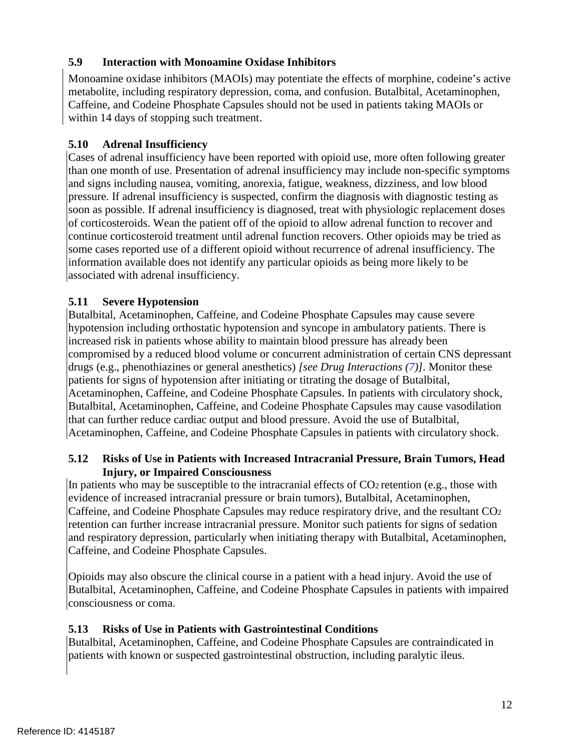### 5.9 Interaction with Monoamine Oxidase Inhibitors

Monoamine oxidase inhibitors (MAOIs) may potentiate the effects of morphine, codeine's active metabolite, including respiratory depression, coma, and confusion. Butalbital, Acetaminophen, Caffeine, and Codeine Phosphate Capsules should not be used in patients taking MAOIs or within 14 days of stopping such treatment.

### 5.10 Adrenal Insufficiency

Cases of adrenal insufficiency have been reported with opioid use, more often following greater than one month of use. Presentation of adrenal insufficiency may include non-specific symptoms and signs including nausea, vomiting, anorexia, fatigue, weakness, dizziness, and low blood pressure. If adrenal insufficiency is suspected, confirm the diagnosis with diagnostic testing as soon as possible. If adrenal insufficiency is diagnosed, treat with physiologic replacement doses of corticosteroids. Wean the patient off of the opioid to allow adrenal function to recover and continue corticosteroid treatment until adrenal function recovers. Other opioids may be tried as some cases reported use of a different opioid without recurrence of adrenal insufficiency. The information available does not identify any particular opioids as being more likely to be associated with adrenal insufficiency.

### 5.11 Severe Hypotension

Butalbital, Acetaminophen, Caffeine, and Codeine Phosphate Capsules may cause severe hypotension including orthostatic hypotension and syncope in ambulatory patients. There is increased risk in patients whose ability to maintain blood pressure has already been compromised by a reduced blood volume or concurrent administration of certain CNS depressant drugs (e.g., phenothiazines or general anesthetics) *[see Drug Interactions (7)]*. Monitor these patients for signs of hypotension after initiating or titrating the dosage of Butalbital, Acetaminophen, Caffeine, and Codeine Phosphate Capsules. In patients with circulatory shock, Butalbital, Acetaminophen, Caffeine, and Codeine Phosphate Capsules may cause vasodilation that can further reduce cardiac output and blood pressure. Avoid the use of Butalbital, Acetaminophen, Caffeine, and Codeine Phosphate Capsules in patients with circulatory shock.

### 5.12 Risks of Use in Patients with Increased Intracranial Pressure, Brain Tumors, Head Injury, or Impaired Consciousness

In patients who may be susceptible to the intracranial effects of $CO_2$ retention (e.g., those with evidence of increased intracranial pressure or brain tumors), Butalbital, Acetaminophen, Caffeine, and Codeine Phosphate Capsules may reduce respiratory drive, and the resultant $CO_2$ retention can further increase intracranial pressure. Monitor such patients for signs of sedation and respiratory depression, particularly when initiating therapy with Butalbital, Acetaminophen, Caffeine, and Codeine Phosphate Capsules.

Opioids may also obscure the clinical course in a patient with a head injury. Avoid the use of Butalbital, Acetaminophen, Caffeine, and Codeine Phosphate Capsules in patients with impaired consciousness or coma.

### 5.13 Risks of Use in Patients with Gastrointestinal Conditions

Butalbital, Acetaminophen, Caffeine, and Codeine Phosphate Capsules are contraindicated in patients with known or suspected gastrointestinal obstruction, including paralytic ileus.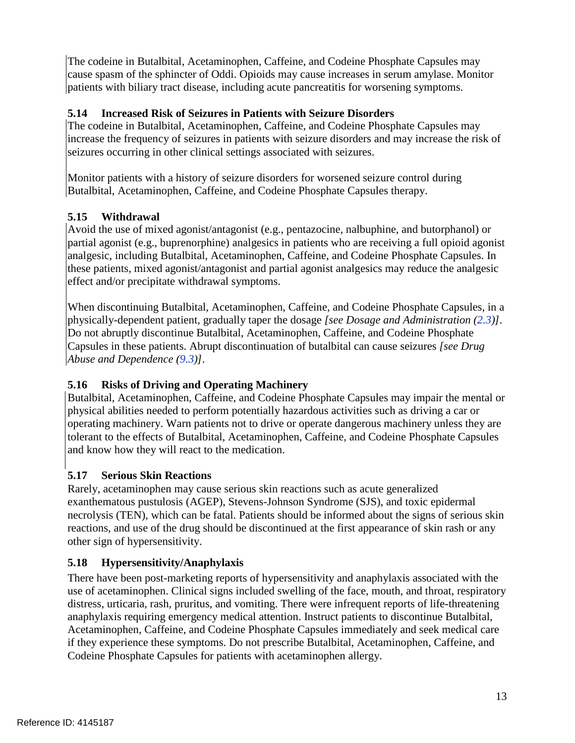The codeine in Butalbital, Acetaminophen, Caffeine, and Codeine Phosphate Capsules may cause spasm of the sphincter of Oddi. Opioids may cause increases in serum amylase. Monitor patients with biliary tract disease, including acute pancreatitis for worsening symptoms.

### 5.14 Increased Risk of Seizures in Patients with Seizure Disorders

The codeine in Butalbital, Acetaminophen, Caffeine, and Codeine Phosphate Capsules may increase the frequency of seizures in patients with seizure disorders and may increase the risk of seizures occurring in other clinical settings associated with seizures.

Monitor patients with a history of seizure disorders for worsened seizure control during Butalbital, Acetaminophen, Caffeine, and Codeine Phosphate Capsules therapy.

### 5.15 Withdrawal

Avoid the use of mixed agonist/antagonist (e.g., pentazocine, nalbuphine, and butorphanol) or partial agonist (e.g., buprenorphine) analgesics in patients who are receiving a full opioid agonist analgesic, including Butalbital, Acetaminophen, Caffeine, and Codeine Phosphate Capsules. In these patients, mixed agonist/antagonist and partial agonist analgesics may reduce the analgesic effect and/or precipitate withdrawal symptoms.

When discontinuing Butalbital, Acetaminophen, Caffeine, and Codeine Phosphate Capsules, in a physically-dependent patient, gradually taper the dosage *[see Dosage and Administration (2.3)]*. Do not abruptly discontinue Butalbital, Acetaminophen, Caffeine, and Codeine Phosphate Capsules in these patients. Abrupt discontinuation of butalbital can cause seizures *[see Drug Abuse and Dependence (9.3)]*.

### 5.16 Risks of Driving and Operating Machinery

Butalbital, Acetaminophen, Caffeine, and Codeine Phosphate Capsules may impair the mental or physical abilities needed to perform potentially hazardous activities such as driving a car or operating machinery. Warn patients not to drive or operate dangerous machinery unless they are tolerant to the effects of Butalbital, Acetaminophen, Caffeine, and Codeine Phosphate Capsules and know how they will react to the medication.

### 5.17 Serious Skin Reactions

Rarely, acetaminophen may cause serious skin reactions such as acute generalized exanthematous pustulosis (AGEP), Stevens-Johnson Syndrome (SJS), and toxic epidermal necrolysis (TEN), which can be fatal. Patients should be informed about the signs of serious skin reactions, and use of the drug should be discontinued at the first appearance of skin rash or any other sign of hypersensitivity.

### 5.18 Hypersensitivity/Anaphylaxis

There have been post-marketing reports of hypersensitivity and anaphylaxis associated with the use of acetaminophen. Clinical signs included swelling of the face, mouth, and throat, respiratory distress, urticaria, rash, pruritus, and vomiting. There were infrequent reports of life-threatening anaphylaxis requiring emergency medical attention. Instruct patients to discontinue Butalbital, Acetaminophen, Caffeine, and Codeine Phosphate Capsules immediately and seek medical care if they experience these symptoms. Do not prescribe Butalbital, Acetaminophen, Caffeine, and Codeine Phosphate Capsules for patients with acetaminophen allergy.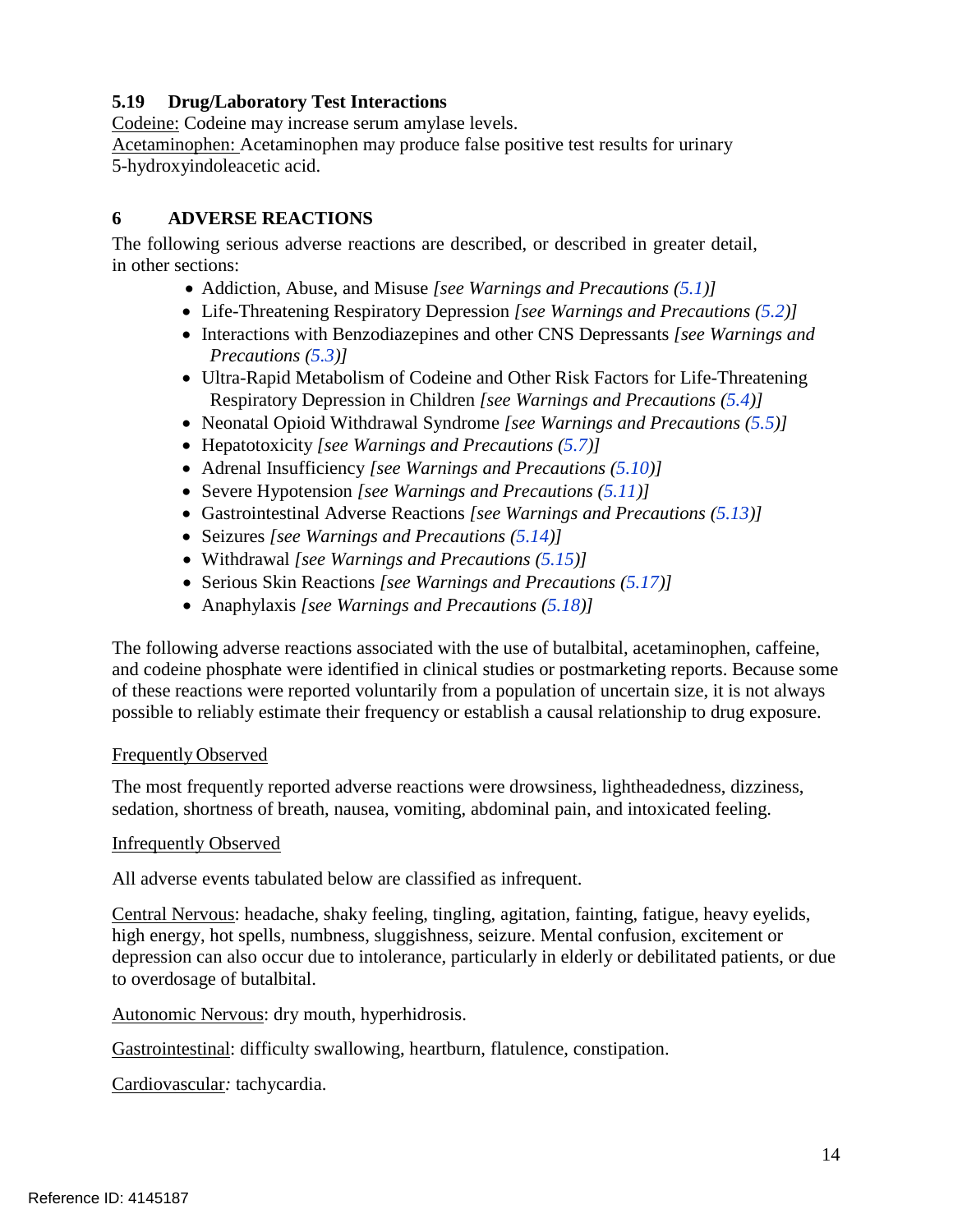### 5.19 Drug/Laboratory Test Interactions

Codeine: Codeine may increase serum amylase levels.
Acetaminophen: Acetaminophen may produce false positive test results for urinary 5-hydroxyindoleacetic acid.

## 6 ADVERSE REACTIONS

The following serious adverse reactions are described, or described in greater detail, in other sections:

- Addiction, Abuse, and Misuse *[see Warnings and Precautions (5.1)]*
- Life-Threatening Respiratory Depression *[see Warnings and Precautions (5.2)]*
- Interactions with Benzodiazepines and other CNS Depressants *[see Warnings and Precautions (5.3)]*
- Ultra-Rapid Metabolism of Codeine and Other Risk Factors for Life-Threatening Respiratory Depression in Children *[see Warnings and Precautions (5.4)]*
- Neonatal Opioid Withdrawal Syndrome *[see Warnings and Precautions (5.5)]*
- Hepatotoxicity *[see Warnings and Precautions (5.7)]*
- Adrenal Insufficiency *[see Warnings and Precautions (5.10)]*
- Severe Hypotension *[see Warnings and Precautions (5.11)]*
- Gastrointestinal Adverse Reactions *[see Warnings and Precautions (5.13)]*
- Seizures *[see Warnings and Precautions (5.14)]*
- Withdrawal *[see Warnings and Precautions (5.15)]*
- Serious Skin Reactions *[see Warnings and Precautions (5.17)]*
- Anaphylaxis *[see Warnings and Precautions (5.18)]*

The following adverse reactions associated with the use of butalbital, acetaminophen, caffeine, and codeine phosphate were identified in clinical studies or postmarketing reports. Because some of these reactions were reported voluntarily from a population of uncertain size, it is not always possible to reliably estimate their frequency or establish a causal relationship to drug exposure.

Frequently Observed

The most frequently reported adverse reactions were drowsiness, lightheadedness, dizziness, sedation, shortness of breath, nausea, vomiting, abdominal pain, and intoxicated feeling.

Infrequently Observed

All adverse events tabulated below are classified as infrequent.

Central Nervous: headache, shaky feeling, tingling, agitation, fainting, fatigue, heavy eyelids, high energy, hot spells, numbness, sluggishness, seizure. Mental confusion, excitement or depression can also occur due to intolerance, particularly in elderly or debilitated patients, or due to overdosage of butalbital.

Autonomic Nervous: dry mouth, hyperhidrosis.

Gastrointestinal: difficulty swallowing, heartburn, flatulence, constipation.

Cardiovascular: tachycardia.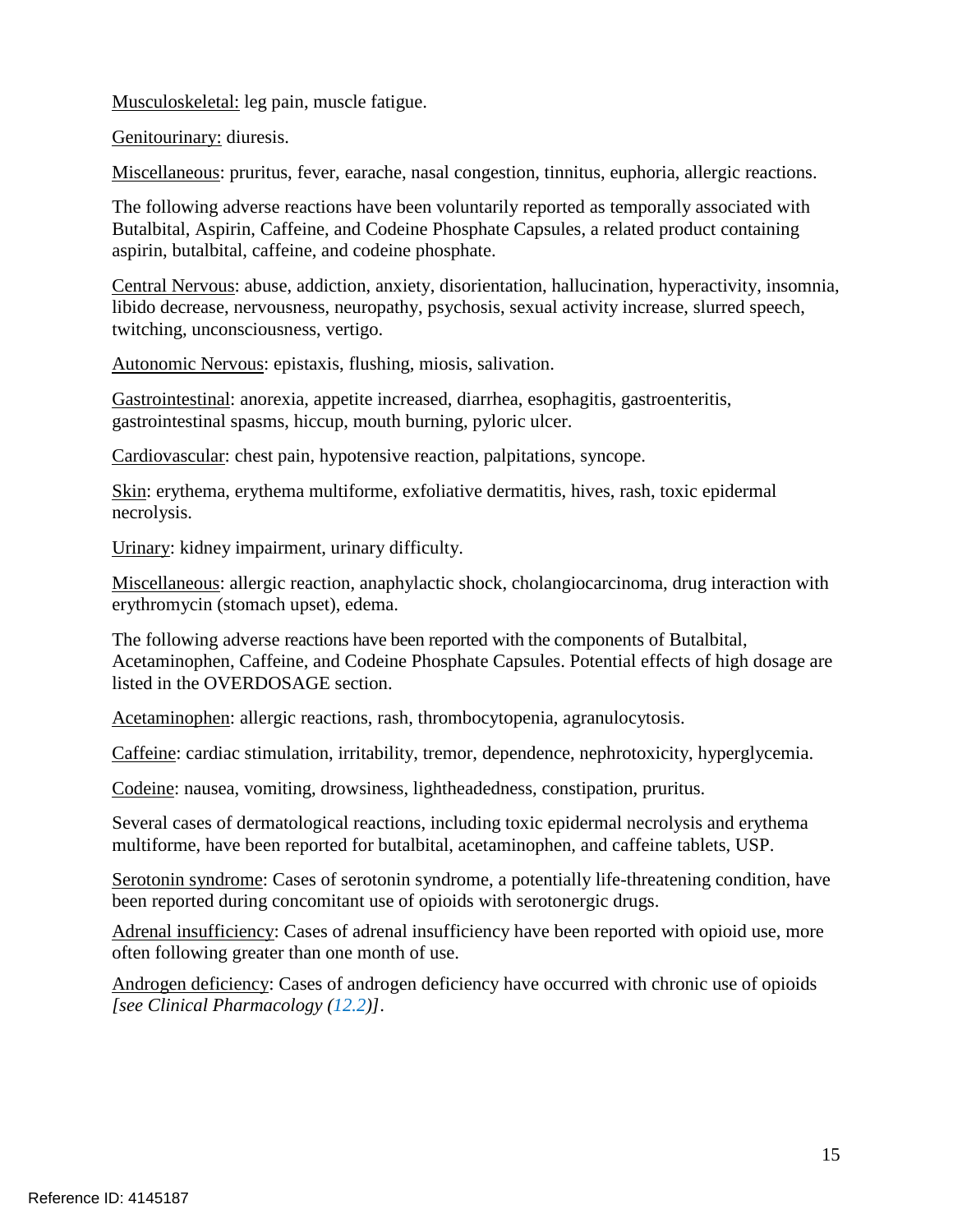Musculoskeletal: leg pain, muscle fatigue.

Genitourinary: diuresis.

Miscellaneous: pruritus, fever, earache, nasal congestion, tinnitus, euphoria, allergic reactions.

The following adverse reactions have been voluntarily reported as temporally associated with Butalbital, Aspirin, Caffeine, and Codeine Phosphate Capsules, a related product containing aspirin, butalbital, caffeine, and codeine phosphate.

Central Nervous: abuse, addiction, anxiety, disorientation, hallucination, hyperactivity, insomnia, libido decrease, nervousness, neuropathy, psychosis, sexual activity increase, slurred speech, twitching, unconsciousness, vertigo.

Autonomic Nervous: epistaxis, flushing, miosis, salivation.

Gastrointestinal: anorexia, appetite increased, diarrhea, esophagitis, gastroenteritis, gastrointestinal spasms, hiccup, mouth burning, pyloric ulcer.

Cardiovascular: chest pain, hypotensive reaction, palpitations, syncope.

Skin: erythema, erythema multiforme, exfoliative dermatitis, hives, rash, toxic epidermal necrolysis.

Urinary: kidney impairment, urinary difficulty.

Miscellaneous: allergic reaction, anaphylactic shock, cholangiocarcinoma, drug interaction with erythromycin (stomach upset), edema.

The following adverse reactions have been reported with the components of Butalbital, Acetaminophen, Caffeine, and Codeine Phosphate Capsules. Potential effects of high dosage are listed in the OVERDOSAGE section.

Acetaminophen: allergic reactions, rash, thrombocytopenia, agranulocytosis.

Caffeine: cardiac stimulation, irritability, tremor, dependence, nephrotoxicity, hyperglycemia.

Codeine: nausea, vomiting, drowsiness, lightheadedness, constipation, pruritus.

Several cases of dermatological reactions, including toxic epidermal necrolysis and erythema multiforme, have been reported for butalbital, acetaminophen, and caffeine tablets, USP.

Serotonin syndrome: Cases of serotonin syndrome, a potentially life-threatening condition, have been reported during concomitant use of opioids with serotonergic drugs.

Adrenal insufficiency: Cases of adrenal insufficiency have been reported with opioid use, more often following greater than one month of use.

Androgen deficiency: Cases of androgen deficiency have occurred with chronic use of opioids *[see Clinical Pharmacology (12.2)]*.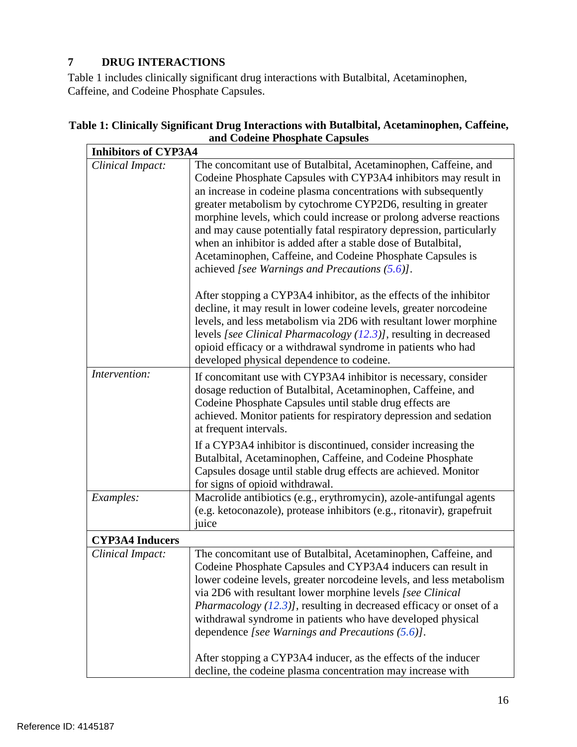## 7 DRUG INTERACTIONS

Table 1 includes clinically significant drug interactions with Butalbital, Acetaminophen, Caffeine, and Codeine Phosphate Capsules.

**Table 1: Clinically Significant Drug Interactions with Butalbital, Acetaminophen, Caffeine, and Codeine Phosphate Capsules**

| **Inhibitors of CYP3A4** | |
|---|---|
| *Clinical Impact:* | The concomitant use of Butalbital, Acetaminophen, Caffeine, and Codeine Phosphate Capsules with CYP3A4 inhibitors may result in an increase in codeine plasma concentrations with subsequently greater metabolism by cytochrome CYP2D6, resulting in greater morphine levels, which could increase or prolong adverse reactions and may cause potentially fatal respiratory depression, particularly when an inhibitor is added after a stable dose of Butalbital, Acetaminophen, Caffeine, and Codeine Phosphate Capsules is achieved *[see Warnings and Precautions (5.6)]*.<br><br>After stopping a CYP3A4 inhibitor, as the effects of the inhibitor decline, it may result in lower codeine levels, greater norcodeine levels, and less metabolism via 2D6 with resultant lower morphine levels *[see Clinical Pharmacology (12.3)]*, resulting in decreased opioid efficacy or a withdrawal syndrome in patients who had developed physical dependence to codeine. |
| *Intervention:* | If concomitant use with CYP3A4 inhibitor is necessary, consider dosage reduction of Butalbital, Acetaminophen, Caffeine, and Codeine Phosphate Capsules until stable drug effects are achieved. Monitor patients for respiratory depression and sedation at frequent intervals.<br><br>If a CYP3A4 inhibitor is discontinued, consider increasing the Butalbital, Acetaminophen, Caffeine, and Codeine Phosphate Capsules dosage until stable drug effects are achieved. Monitor for signs of opioid withdrawal. |
| *Examples:* | Macrolide antibiotics (e.g., erythromycin), azole-antifungal agents (e.g. ketoconazole), protease inhibitors (e.g., ritonavir), grapefruit juice |
| **CYP3A4 Inducers** | |
| *Clinical Impact:* | The concomitant use of Butalbital, Acetaminophen, Caffeine, and Codeine Phosphate Capsules and CYP3A4 inducers can result in lower codeine levels, greater norcodeine levels, and less metabolism via 2D6 with resultant lower morphine levels *[see Clinical Pharmacology (12.3)]*, resulting in decreased efficacy or onset of a withdrawal syndrome in patients who have developed physical dependence *[see Warnings and Precautions (5.6)]*.<br><br>After stopping a CYP3A4 inducer, as the effects of the inducer decline, the codeine plasma concentration may increase with |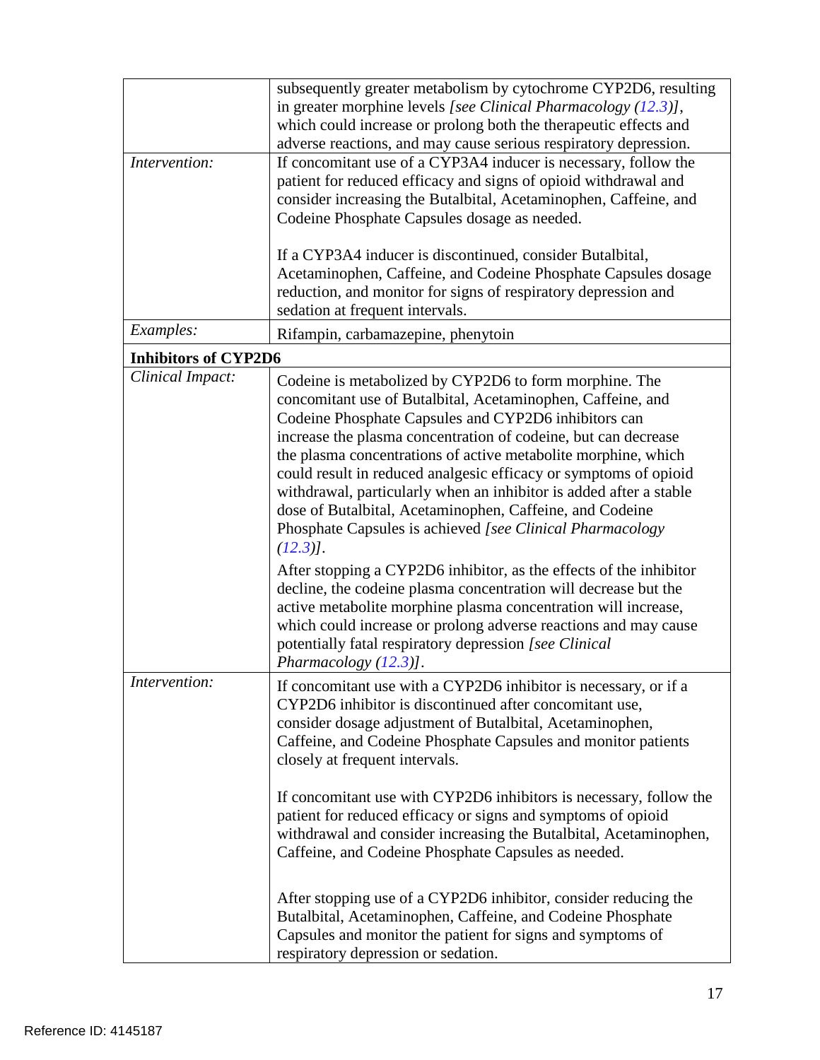| | |
|---|---|
| | subsequently greater metabolism by cytochrome CYP2D6, resulting in greater morphine levels *[see Clinical Pharmacology (12.3)]*, which could increase or prolong both the therapeutic effects and adverse reactions, and may cause serious respiratory depression. |
| *Intervention:* | If concomitant use of a CYP3A4 inducer is necessary, follow the patient for reduced efficacy and signs of opioid withdrawal and consider increasing the Butalbital, Acetaminophen, Caffeine, and Codeine Phosphate Capsules dosage as needed.<br><br>If a CYP3A4 inducer is discontinued, consider Butalbital, Acetaminophen, Caffeine, and Codeine Phosphate Capsules dosage reduction, and monitor for signs of respiratory depression and sedation at frequent intervals. |
| *Examples:* | Rifampin, carbamazepine, phenytoin |
| **Inhibitors of CYP2D6** | |
| *Clinical Impact:* | Codeine is metabolized by CYP2D6 to form morphine. The concomitant use of Butalbital, Acetaminophen, Caffeine, and Codeine Phosphate Capsules and CYP2D6 inhibitors can increase the plasma concentration of codeine, but can decrease the plasma concentrations of active metabolite morphine, which could result in reduced analgesic efficacy or symptoms of opioid withdrawal, particularly when an inhibitor is added after a stable dose of Butalbital, Acetaminophen, Caffeine, and Codeine Phosphate Capsules is achieved *[see Clinical Pharmacology (12.3)]*.<br><br>After stopping a CYP2D6 inhibitor, as the effects of the inhibitor decline, the codeine plasma concentration will decrease but the active metabolite morphine plasma concentration will increase, which could increase or prolong adverse reactions and may cause potentially fatal respiratory depression *[see Clinical Pharmacology (12.3)]*. |
| *Intervention:* | If concomitant use with a CYP2D6 inhibitor is necessary, or if a CYP2D6 inhibitor is discontinued after concomitant use, consider dosage adjustment of Butalbital, Acetaminophen, Caffeine, and Codeine Phosphate Capsules and monitor patients closely at frequent intervals.<br><br>If concomitant use with CYP2D6 inhibitors is necessary, follow the patient for reduced efficacy or signs and symptoms of opioid withdrawal and consider increasing the Butalbital, Acetaminophen, Caffeine, and Codeine Phosphate Capsules as needed.<br><br>After stopping use of a CYP2D6 inhibitor, consider reducing the Butalbital, Acetaminophen, Caffeine, and Codeine Phosphate Capsules and monitor the patient for signs and symptoms of respiratory depression or sedation. |

Reference ID: 4145187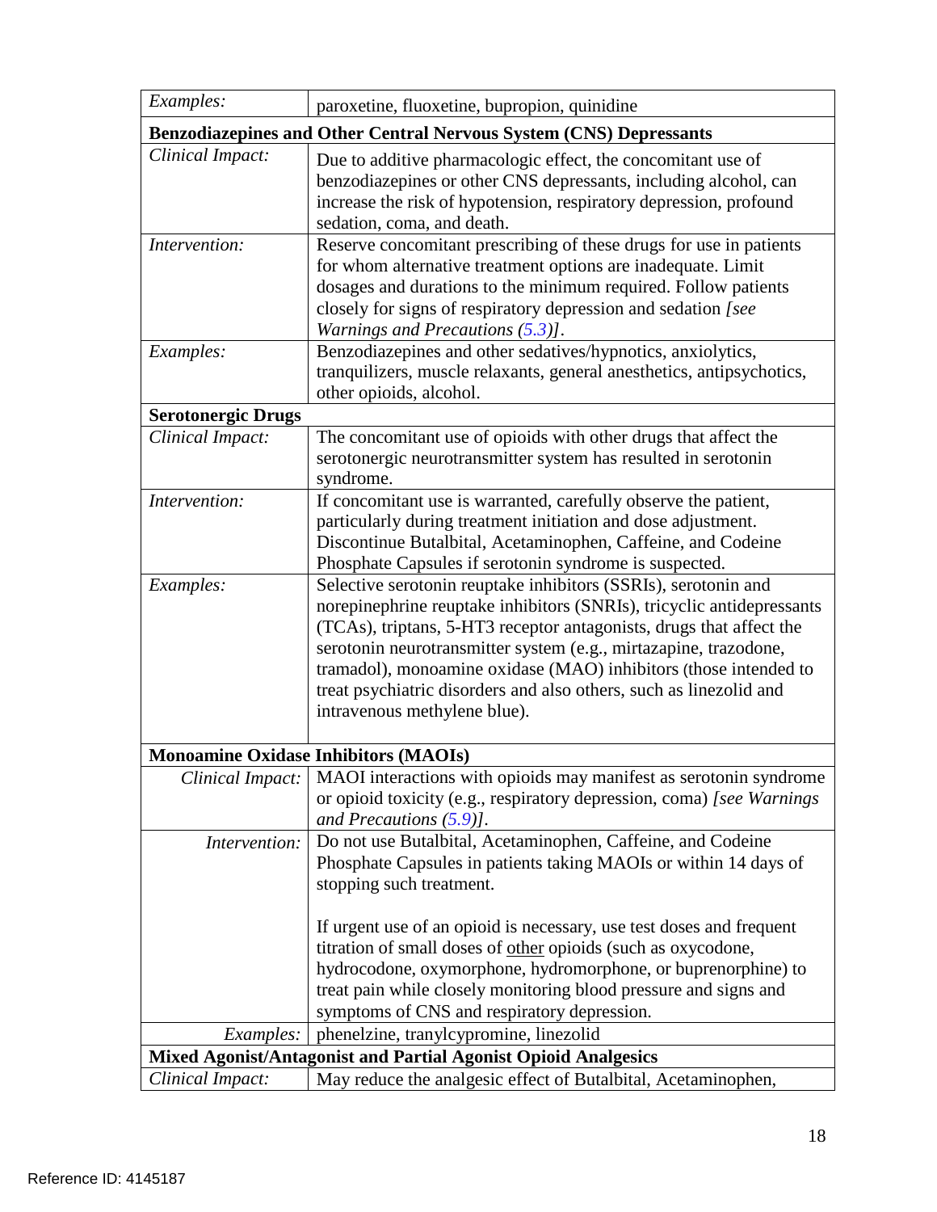| | |
|---|---|
| *Examples:* | paroxetine, fluoxetine, bupropion, quinidine |
| **Benzodiazepines and Other Central Nervous System (CNS) Depressants** | |
| *Clinical Impact:* | Due to additive pharmacologic effect, the concomitant use of benzodiazepines or other CNS depressants, including alcohol, can increase the risk of hypotension, respiratory depression, profound sedation, coma, and death. |
| *Intervention:* | Reserve concomitant prescribing of these drugs for use in patients for whom alternative treatment options are inadequate. Limit dosages and durations to the minimum required. Follow patients closely for signs of respiratory depression and sedation *[see Warnings and Precautions (5.3)]*. |
| *Examples:* | Benzodiazepines and other sedatives/hypnotics, anxiolytics, tranquilizers, muscle relaxants, general anesthetics, antipsychotics, other opioids, alcohol. |
| **Serotonergic Drugs** | |
| *Clinical Impact:* | The concomitant use of opioids with other drugs that affect the serotonergic neurotransmitter system has resulted in serotonin syndrome. |
| *Intervention:* | If concomitant use is warranted, carefully observe the patient, particularly during treatment initiation and dose adjustment. Discontinue Butalbital, Acetaminophen, Caffeine, and Codeine Phosphate Capsules if serotonin syndrome is suspected. |
| *Examples:* | Selective serotonin reuptake inhibitors (SSRIs), serotonin and norepinephrine reuptake inhibitors (SNRIs), tricyclic antidepressants (TCAs), triptans, 5-HT3 receptor antagonists, drugs that affect the serotonin neurotransmitter system (e.g., mirtazapine, trazodone, tramadol), monoamine oxidase (MAO) inhibitors (those intended to treat psychiatric disorders and also others, such as linezolid and intravenous methylene blue). |
| **Monoamine Oxidase Inhibitors (MAOIs)** | |
| *Clinical Impact:* | MAOI interactions with opioids may manifest as serotonin syndrome or opioid toxicity (e.g., respiratory depression, coma) *[see Warnings and Precautions (5.9)]*. |
| *Intervention:* | Do not use Butalbital, Acetaminophen, Caffeine, and Codeine Phosphate Capsules in patients taking MAOIs or within 14 days of stopping such treatment.<br><br>If urgent use of an opioid is necessary, use test doses and frequent titration of small doses of other opioids (such as oxycodone, hydrocodone, oxymorphone, hydromorphone, or buprenorphine) to treat pain while closely monitoring blood pressure and signs and symptoms of CNS and respiratory depression. |
| *Examples:* | phenelzine, tranylcypromine, linezolid |
| **Mixed Agonist/Antagonist and Partial Agonist Opioid Analgesics** | |
| *Clinical Impact:* | May reduce the analgesic effect of Butalbital, Acetaminophen, |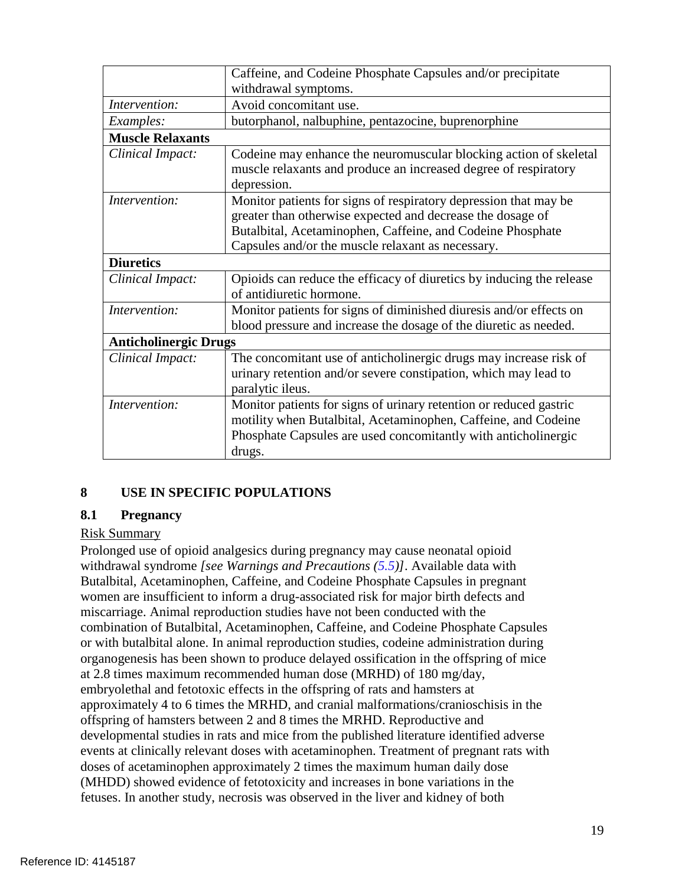| | |
|---|---|
| | Caffeine, and Codeine Phosphate Capsules and/or precipitate withdrawal symptoms. |
| *Intervention:* | Avoid concomitant use. |
| *Examples:* | butorphanol, nalbuphine, pentazocine, buprenorphine |
| **Muscle Relaxants** | |
| *Clinical Impact:* | Codeine may enhance the neuromuscular blocking action of skeletal muscle relaxants and produce an increased degree of respiratory depression. |
| *Intervention:* | Monitor patients for signs of respiratory depression that may be greater than otherwise expected and decrease the dosage of Butalbital, Acetaminophen, Caffeine, and Codeine Phosphate Capsules and/or the muscle relaxant as necessary. |
| **Diuretics** | |
| *Clinical Impact:* | Opioids can reduce the efficacy of diuretics by inducing the release of antidiuretic hormone. |
| *Intervention:* | Monitor patients for signs of diminished diuresis and/or effects on blood pressure and increase the dosage of the diuretic as needed. |
| **Anticholinergic Drugs** | |
| *Clinical Impact:* | The concomitant use of anticholinergic drugs may increase risk of urinary retention and/or severe constipation, which may lead to paralytic ileus. |
| *Intervention:* | Monitor patients for signs of urinary retention or reduced gastric motility when Butalbital, Acetaminophen, Caffeine, and Codeine Phosphate Capsules are used concomitantly with anticholinergic drugs. |

## 8 USE IN SPECIFIC POPULATIONS

### 8.1 Pregnancy

Risk Summary

Prolonged use of opioid analgesics during pregnancy may cause neonatal opioid withdrawal syndrome *[see Warnings and Precautions (5.5)]*. Available data with Butalbital, Acetaminophen, Caffeine, and Codeine Phosphate Capsules in pregnant women are insufficient to inform a drug-associated risk for major birth defects and miscarriage. Animal reproduction studies have not been conducted with the combination of Butalbital, Acetaminophen, Caffeine, and Codeine Phosphate Capsules or with butalbital alone. In animal reproduction studies, codeine administration during organogenesis has been shown to produce delayed ossification in the offspring of mice at 2.8 times maximum recommended human dose (MRHD) of 180 mg/day, embryolethal and fetotoxic effects in the offspring of rats and hamsters at approximately 4 to 6 times the MRHD, and cranial malformations/cranioschisis in the offspring of hamsters between 2 and 8 times the MRHD. Reproductive and developmental studies in rats and mice from the published literature identified adverse events at clinically relevant doses with acetaminophen. Treatment of pregnant rats with doses of acetaminophen approximately 2 times the maximum human daily dose (MHDD) showed evidence of fetotoxicity and increases in bone variations in the fetuses. In another study, necrosis was observed in the liver and kidney of both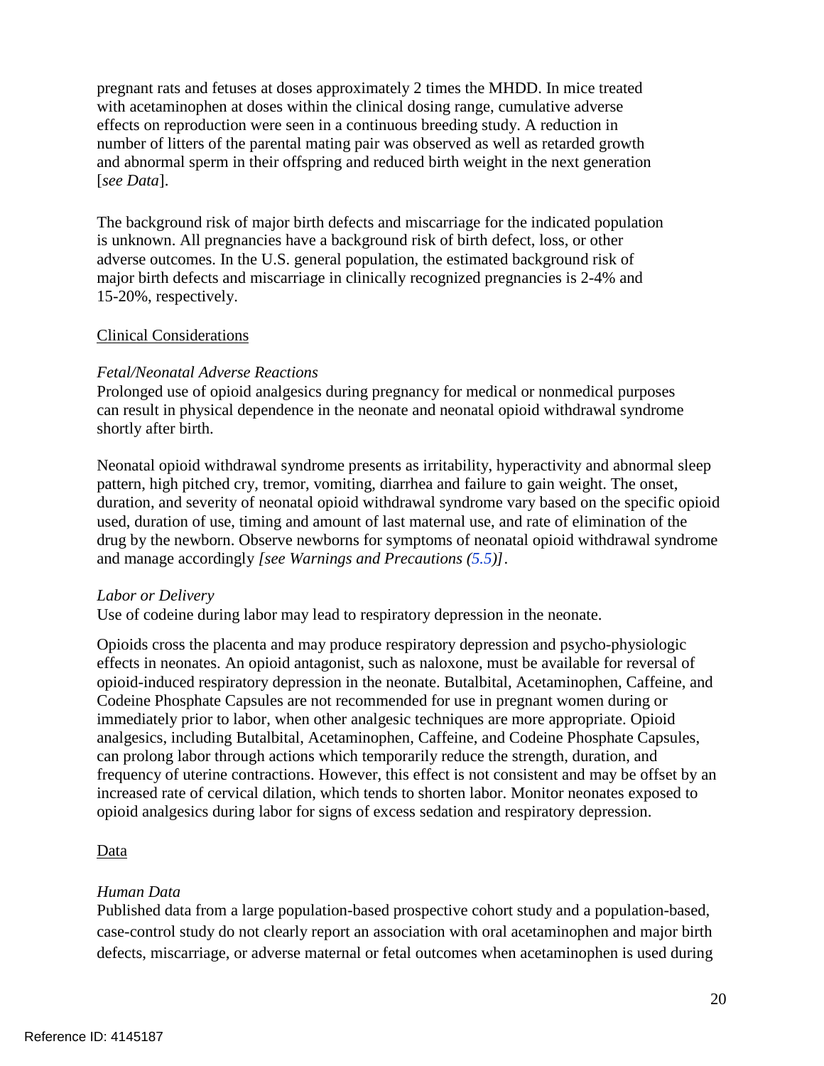pregnant rats and fetuses at doses approximately 2 times the MHDD. In mice treated with acetaminophen at doses within the clinical dosing range, cumulative adverse effects on reproduction were seen in a continuous breeding study. A reduction in number of litters of the parental mating pair was observed as well as retarded growth and abnormal sperm in their offspring and reduced birth weight in the next generation [*see Data*].

The background risk of major birth defects and miscarriage for the indicated population is unknown. All pregnancies have a background risk of birth defect, loss, or other adverse outcomes. In the U.S. general population, the estimated background risk of major birth defects and miscarriage in clinically recognized pregnancies is 2-4% and 15-20%, respectively.

Clinical Considerations

*Fetal/Neonatal Adverse Reactions*

Prolonged use of opioid analgesics during pregnancy for medical or nonmedical purposes can result in physical dependence in the neonate and neonatal opioid withdrawal syndrome shortly after birth.

Neonatal opioid withdrawal syndrome presents as irritability, hyperactivity and abnormal sleep pattern, high pitched cry, tremor, vomiting, diarrhea and failure to gain weight. The onset, duration, and severity of neonatal opioid withdrawal syndrome vary based on the specific opioid used, duration of use, timing and amount of last maternal use, and rate of elimination of the drug by the newborn. Observe newborns for symptoms of neonatal opioid withdrawal syndrome and manage accordingly *[see Warnings and Precautions (5.5)]*.

*Labor or Delivery*

Use of codeine during labor may lead to respiratory depression in the neonate.

Opioids cross the placenta and may produce respiratory depression and psycho-physiologic effects in neonates. An opioid antagonist, such as naloxone, must be available for reversal of opioid-induced respiratory depression in the neonate. Butalbital, Acetaminophen, Caffeine, and Codeine Phosphate Capsules are not recommended for use in pregnant women during or immediately prior to labor, when other analgesic techniques are more appropriate. Opioid analgesics, including Butalbital, Acetaminophen, Caffeine, and Codeine Phosphate Capsules, can prolong labor through actions which temporarily reduce the strength, duration, and frequency of uterine contractions. However, this effect is not consistent and may be offset by an increased rate of cervical dilation, which tends to shorten labor. Monitor neonates exposed to opioid analgesics during labor for signs of excess sedation and respiratory depression.

Data

*Human Data*

Published data from a large population-based prospective cohort study and a population-based, case-control study do not clearly report an association with oral acetaminophen and major birth defects, miscarriage, or adverse maternal or fetal outcomes when acetaminophen is used during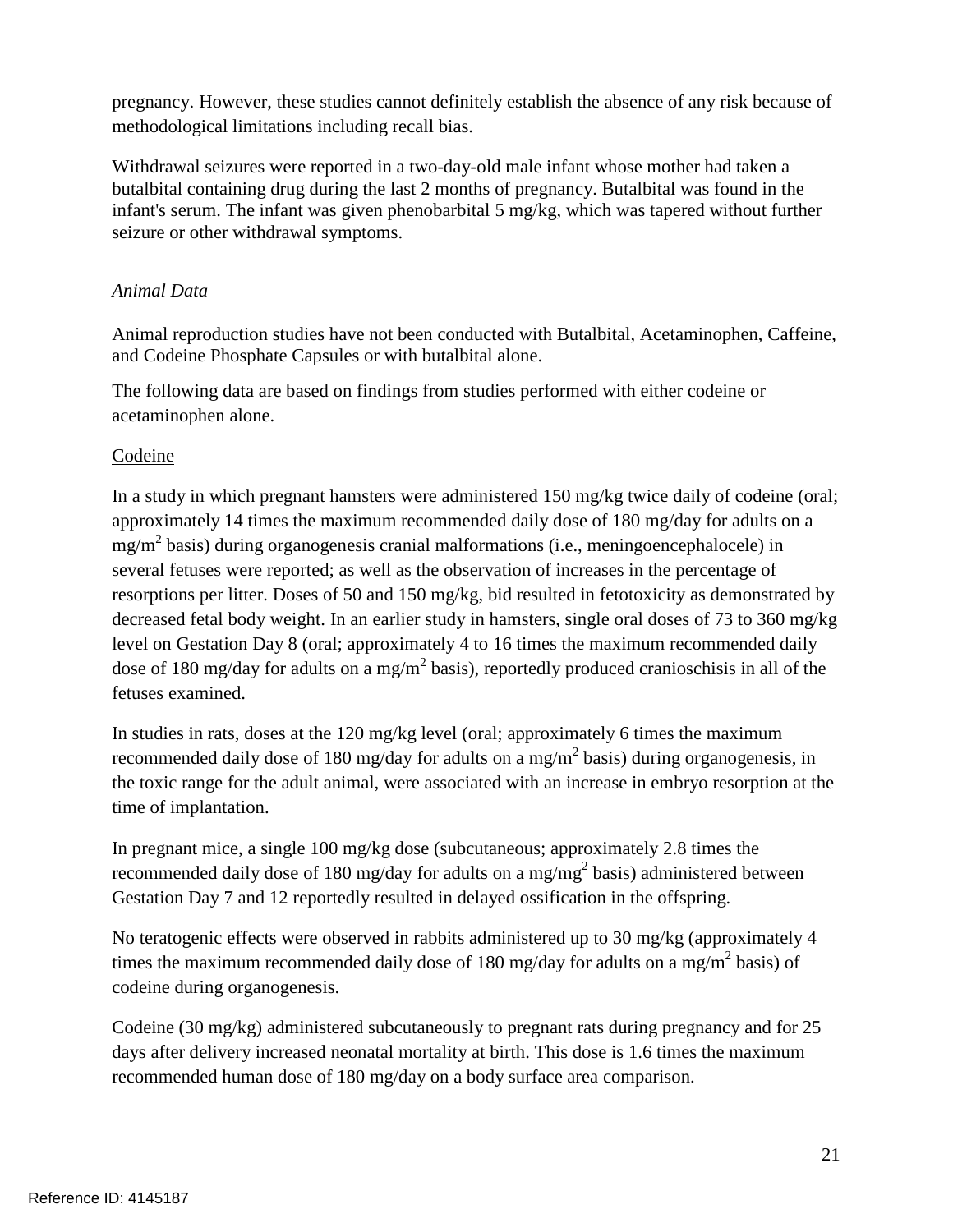pregnancy. However, these studies cannot definitely establish the absence of any risk because of methodological limitations including recall bias.

Withdrawal seizures were reported in a two-day-old male infant whose mother had taken a butalbital containing drug during the last 2 months of pregnancy. Butalbital was found in the infant's serum. The infant was given phenobarbital 5 mg/kg, which was tapered without further seizure or other withdrawal symptoms.

*Animal Data*

Animal reproduction studies have not been conducted with Butalbital, Acetaminophen, Caffeine, and Codeine Phosphate Capsules or with butalbital alone.

The following data are based on findings from studies performed with either codeine or acetaminophen alone.

<u>Codeine</u>

In a study in which pregnant hamsters were administered 150 mg/kg twice daily of codeine (oral; approximately 14 times the maximum recommended daily dose of 180 mg/day for adults on a $mg/m^2$ basis) during organogenesis cranial malformations (i.e., meningoencephalocele) in several fetuses were reported; as well as the observation of increases in the percentage of resorptions per litter. Doses of 50 and 150 mg/kg, bid resulted in fetotoxicity as demonstrated by decreased fetal body weight. In an earlier study in hamsters, single oral doses of 73 to 360 mg/kg level on Gestation Day 8 (oral; approximately 4 to 16 times the maximum recommended daily dose of 180 mg/day for adults on a $mg/m^2$ basis), reportedly produced cranioschisis in all of the fetuses examined.

In studies in rats, doses at the 120 mg/kg level (oral; approximately 6 times the maximum recommended daily dose of 180 mg/day for adults on a $mg/m^2$ basis) during organogenesis, in the toxic range for the adult animal, were associated with an increase in embryo resorption at the time of implantation.

In pregnant mice, a single 100 mg/kg dose (subcutaneous; approximately 2.8 times the recommended daily dose of 180 mg/day for adults on a $mg/mg^2$ basis) administered between Gestation Day 7 and 12 reportedly resulted in delayed ossification in the offspring.

No teratogenic effects were observed in rabbits administered up to 30 mg/kg (approximately 4 times the maximum recommended daily dose of 180 mg/day for adults on a $mg/m^2$ basis) of codeine during organogenesis.

Codeine (30 mg/kg) administered subcutaneously to pregnant rats during pregnancy and for 25 days after delivery increased neonatal mortality at birth. This dose is 1.6 times the maximum recommended human dose of 180 mg/day on a body surface area comparison.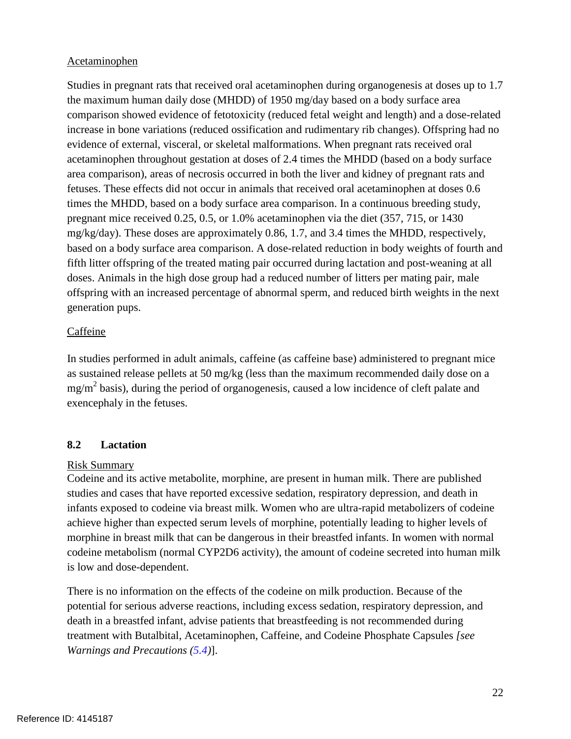Acetaminophen

Studies in pregnant rats that received oral acetaminophen during organogenesis at doses up to 1.7 the maximum human daily dose (MHDD) of 1950 mg/day based on a body surface area comparison showed evidence of fetotoxicity (reduced fetal weight and length) and a dose-related increase in bone variations (reduced ossification and rudimentary rib changes). Offspring had no evidence of external, visceral, or skeletal malformations. When pregnant rats received oral acetaminophen throughout gestation at doses of 2.4 times the MHDD (based on a body surface area comparison), areas of necrosis occurred in both the liver and kidney of pregnant rats and fetuses. These effects did not occur in animals that received oral acetaminophen at doses 0.6 times the MHDD, based on a body surface area comparison. In a continuous breeding study, pregnant mice received 0.25, 0.5, or 1.0% acetaminophen via the diet (357, 715, or 1430 mg/kg/day). These doses are approximately 0.86, 1.7, and 3.4 times the MHDD, respectively, based on a body surface area comparison. A dose-related reduction in body weights of fourth and fifth litter offspring of the treated mating pair occurred during lactation and post-weaning at all doses. Animals in the high dose group had a reduced number of litters per mating pair, male offspring with an increased percentage of abnormal sperm, and reduced birth weights in the next generation pups.

Caffeine

In studies performed in adult animals, caffeine (as caffeine base) administered to pregnant mice as sustained release pellets at 50 mg/kg (less than the maximum recommended daily dose on a $mg/m^2$ basis), during the period of organogenesis, caused a low incidence of cleft palate and exencephaly in the fetuses.

## 8.2 Lactation

Risk Summary

Codeine and its active metabolite, morphine, are present in human milk. There are published studies and cases that have reported excessive sedation, respiratory depression, and death in infants exposed to codeine via breast milk. Women who are ultra-rapid metabolizers of codeine achieve higher than expected serum levels of morphine, potentially leading to higher levels of morphine in breast milk that can be dangerous in their breastfed infants. In women with normal codeine metabolism (normal CYP2D6 activity), the amount of codeine secreted into human milk is low and dose-dependent.

There is no information on the effects of the codeine on milk production. Because of the potential for serious adverse reactions, including excess sedation, respiratory depression, and death in a breastfed infant, advise patients that breastfeeding is not recommended during treatment with Butalbital, Acetaminophen, Caffeine, and Codeine Phosphate Capsules *[see Warnings and Precautions (5.4)]*.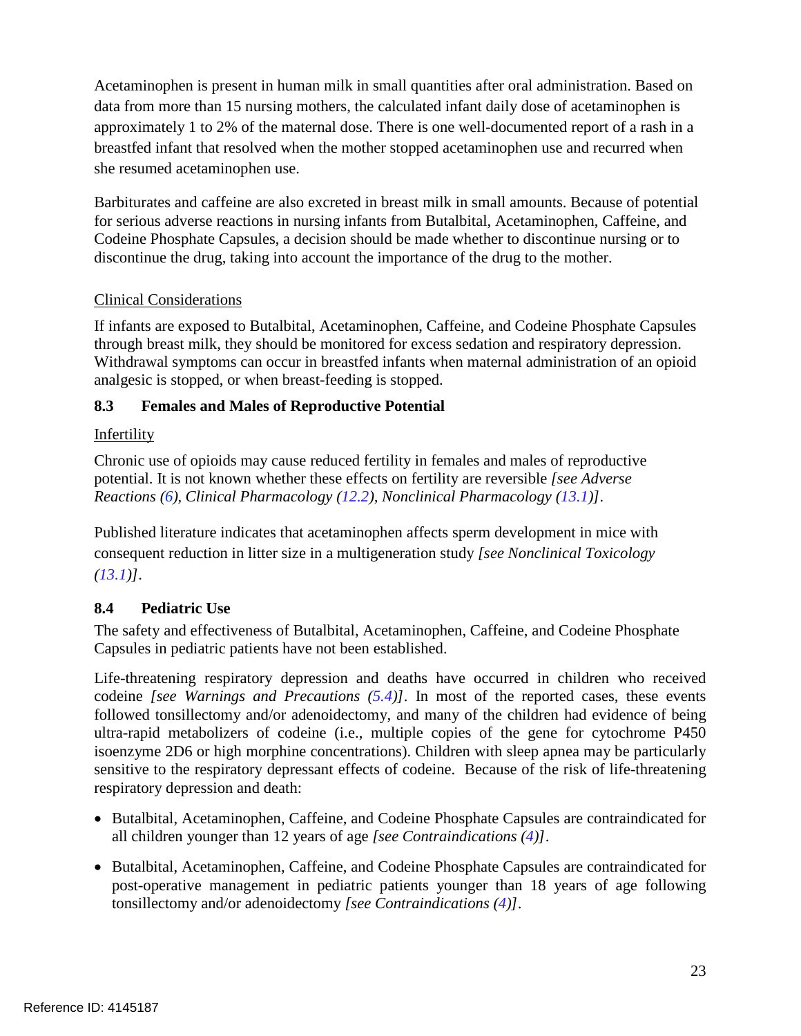Acetaminophen is present in human milk in small quantities after oral administration. Based on data from more than 15 nursing mothers, the calculated infant daily dose of acetaminophen is approximately 1 to 2% of the maternal dose. There is one well-documented report of a rash in a breastfed infant that resolved when the mother stopped acetaminophen use and recurred when she resumed acetaminophen use.

Barbiturates and caffeine are also excreted in breast milk in small amounts. Because of potential for serious adverse reactions in nursing infants from Butalbital, Acetaminophen, Caffeine, and Codeine Phosphate Capsules, a decision should be made whether to discontinue nursing or to discontinue the drug, taking into account the importance of the drug to the mother.

Clinical Considerations

If infants are exposed to Butalbital, Acetaminophen, Caffeine, and Codeine Phosphate Capsules through breast milk, they should be monitored for excess sedation and respiratory depression. Withdrawal symptoms can occur in breastfed infants when maternal administration of an opioid analgesic is stopped, or when breast-feeding is stopped.

### 8.3 Females and Males of Reproductive Potential

Infertility

Chronic use of opioids may cause reduced fertility in females and males of reproductive potential. It is not known whether these effects on fertility are reversible *[see Adverse Reactions (6), Clinical Pharmacology (12.2), Nonclinical Pharmacology (13.1)]*.

Published literature indicates that acetaminophen affects sperm development in mice with consequent reduction in litter size in a multigeneration study *[see Nonclinical Toxicology (13.1)]*.

### 8.4 Pediatric Use

The safety and effectiveness of Butalbital, Acetaminophen, Caffeine, and Codeine Phosphate Capsules in pediatric patients have not been established.

Life-threatening respiratory depression and deaths have occurred in children who received codeine *[see Warnings and Precautions (5.4)]*. In most of the reported cases, these events followed tonsillectomy and/or adenoidectomy, and many of the children had evidence of being ultra-rapid metabolizers of codeine (i.e., multiple copies of the gene for cytochrome P450 isoenzyme 2D6 or high morphine concentrations). Children with sleep apnea may be particularly sensitive to the respiratory depressant effects of codeine. Because of the risk of life-threatening respiratory depression and death:

- Butalbital, Acetaminophen, Caffeine, and Codeine Phosphate Capsules are contraindicated for all children younger than 12 years of age *[see Contraindications (4)]*.
- Butalbital, Acetaminophen, Caffeine, and Codeine Phosphate Capsules are contraindicated for post-operative management in pediatric patients younger than 18 years of age following tonsillectomy and/or adenoidectomy *[see Contraindications (4)]*.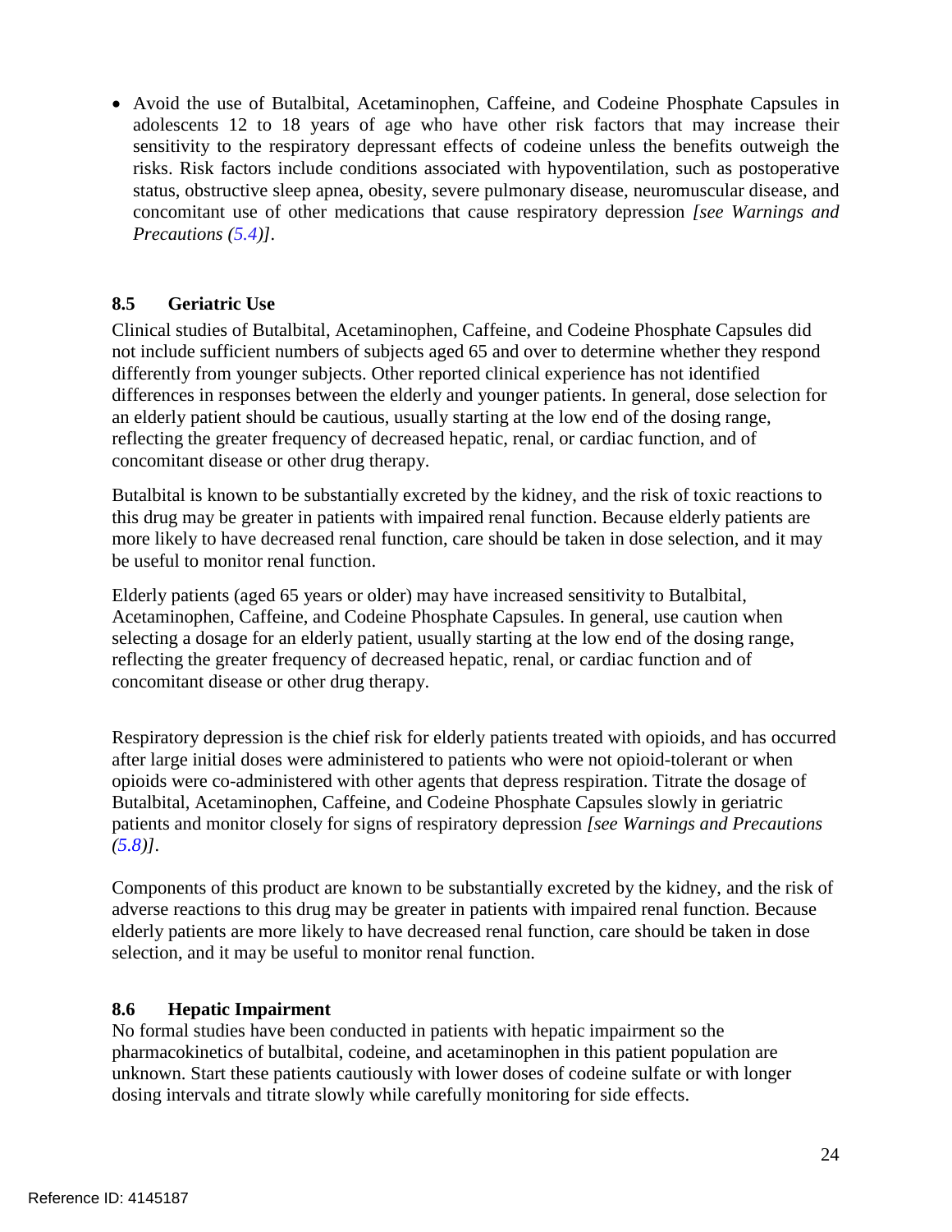- Avoid the use of Butalbital, Acetaminophen, Caffeine, and Codeine Phosphate Capsules in adolescents 12 to 18 years of age who have other risk factors that may increase their sensitivity to the respiratory depressant effects of codeine unless the benefits outweigh the risks. Risk factors include conditions associated with hypoventilation, such as postoperative status, obstructive sleep apnea, obesity, severe pulmonary disease, neuromuscular disease, and concomitant use of other medications that cause respiratory depression *[see Warnings and Precautions (5.4)]*.

### 8.5 Geriatric Use

Clinical studies of Butalbital, Acetaminophen, Caffeine, and Codeine Phosphate Capsules did not include sufficient numbers of subjects aged 65 and over to determine whether they respond differently from younger subjects. Other reported clinical experience has not identified differences in responses between the elderly and younger patients. In general, dose selection for an elderly patient should be cautious, usually starting at the low end of the dosing range, reflecting the greater frequency of decreased hepatic, renal, or cardiac function, and of concomitant disease or other drug therapy.

Butalbital is known to be substantially excreted by the kidney, and the risk of toxic reactions to this drug may be greater in patients with impaired renal function. Because elderly patients are more likely to have decreased renal function, care should be taken in dose selection, and it may be useful to monitor renal function.

Elderly patients (aged 65 years or older) may have increased sensitivity to Butalbital, Acetaminophen, Caffeine, and Codeine Phosphate Capsules. In general, use caution when selecting a dosage for an elderly patient, usually starting at the low end of the dosing range, reflecting the greater frequency of decreased hepatic, renal, or cardiac function and of concomitant disease or other drug therapy.

Respiratory depression is the chief risk for elderly patients treated with opioids, and has occurred after large initial doses were administered to patients who were not opioid-tolerant or when opioids were co-administered with other agents that depress respiration. Titrate the dosage of Butalbital, Acetaminophen, Caffeine, and Codeine Phosphate Capsules slowly in geriatric patients and monitor closely for signs of respiratory depression *[see Warnings and Precautions (5.8)]*.

Components of this product are known to be substantially excreted by the kidney, and the risk of adverse reactions to this drug may be greater in patients with impaired renal function. Because elderly patients are more likely to have decreased renal function, care should be taken in dose selection, and it may be useful to monitor renal function.

### 8.6 Hepatic Impairment

No formal studies have been conducted in patients with hepatic impairment so the pharmacokinetics of butalbital, codeine, and acetaminophen in this patient population are unknown. Start these patients cautiously with lower doses of codeine sulfate or with longer dosing intervals and titrate slowly while carefully monitoring for side effects.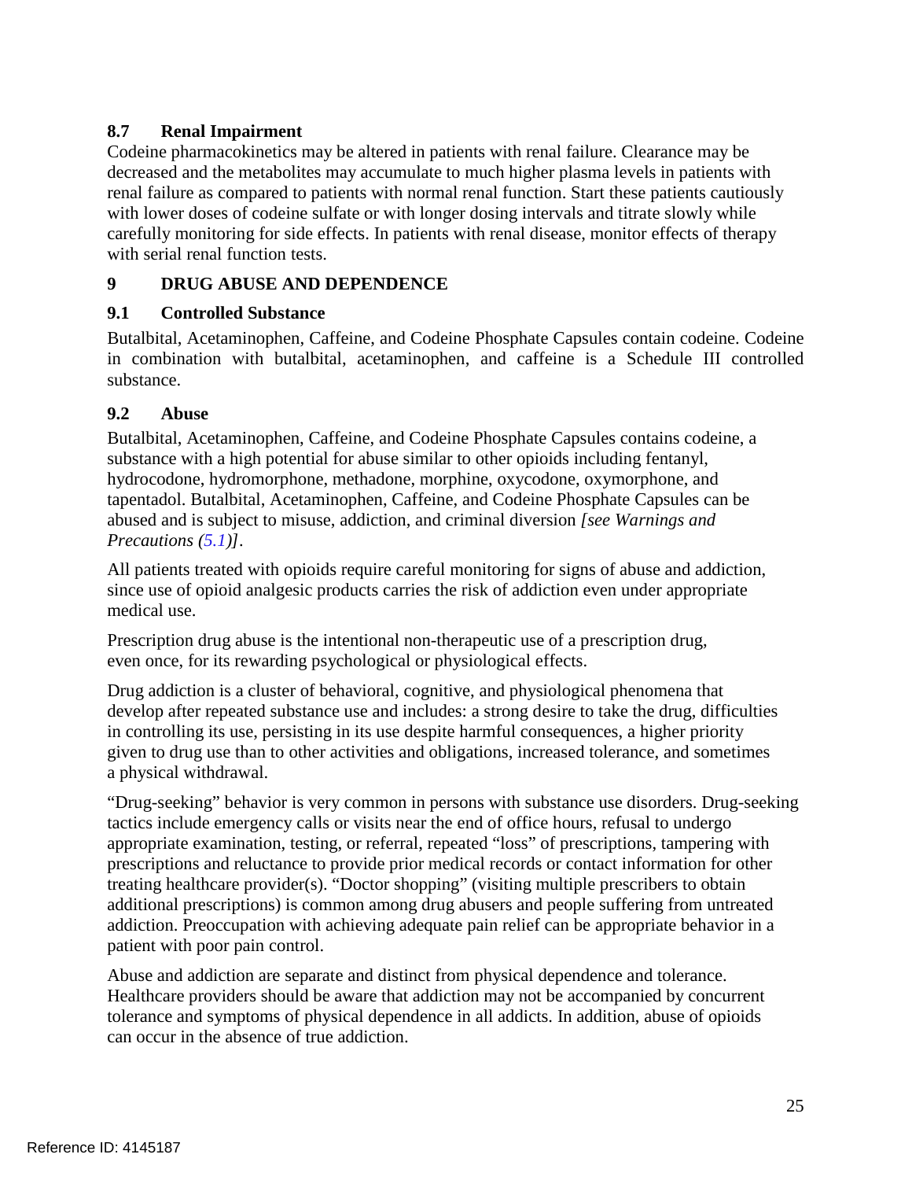### 8.7 Renal Impairment

Codeine pharmacokinetics may be altered in patients with renal failure. Clearance may be decreased and the metabolites may accumulate to much higher plasma levels in patients with renal failure as compared to patients with normal renal function. Start these patients cautiously with lower doses of codeine sulfate or with longer dosing intervals and titrate slowly while carefully monitoring for side effects. In patients with renal disease, monitor effects of therapy with serial renal function tests.

## 9 DRUG ABUSE AND DEPENDENCE

### 9.1 Controlled Substance

Butalbital, Acetaminophen, Caffeine, and Codeine Phosphate Capsules contain codeine. Codeine in combination with butalbital, acetaminophen, and caffeine is a Schedule III controlled substance.

### 9.2 Abuse

Butalbital, Acetaminophen, Caffeine, and Codeine Phosphate Capsules contains codeine, a substance with a high potential for abuse similar to other opioids including fentanyl, hydrocodone, hydromorphone, methadone, morphine, oxycodone, oxymorphone, and tapentadol. Butalbital, Acetaminophen, Caffeine, and Codeine Phosphate Capsules can be abused and is subject to misuse, addiction, and criminal diversion *[see Warnings and Precautions (5.1)]*.

All patients treated with opioids require careful monitoring for signs of abuse and addiction, since use of opioid analgesic products carries the risk of addiction even under appropriate medical use.

Prescription drug abuse is the intentional non-therapeutic use of a prescription drug, even once, for its rewarding psychological or physiological effects.

Drug addiction is a cluster of behavioral, cognitive, and physiological phenomena that develop after repeated substance use and includes: a strong desire to take the drug, difficulties in controlling its use, persisting in its use despite harmful consequences, a higher priority given to drug use than to other activities and obligations, increased tolerance, and sometimes a physical withdrawal.

"Drug-seeking" behavior is very common in persons with substance use disorders. Drug-seeking tactics include emergency calls or visits near the end of office hours, refusal to undergo appropriate examination, testing, or referral, repeated "loss" of prescriptions, tampering with prescriptions and reluctance to provide prior medical records or contact information for other treating healthcare provider(s). "Doctor shopping" (visiting multiple prescribers to obtain additional prescriptions) is common among drug abusers and people suffering from untreated addiction. Preoccupation with achieving adequate pain relief can be appropriate behavior in a patient with poor pain control.

Abuse and addiction are separate and distinct from physical dependence and tolerance. Healthcare providers should be aware that addiction may not be accompanied by concurrent tolerance and symptoms of physical dependence in all addicts. In addition, abuse of opioids can occur in the absence of true addiction.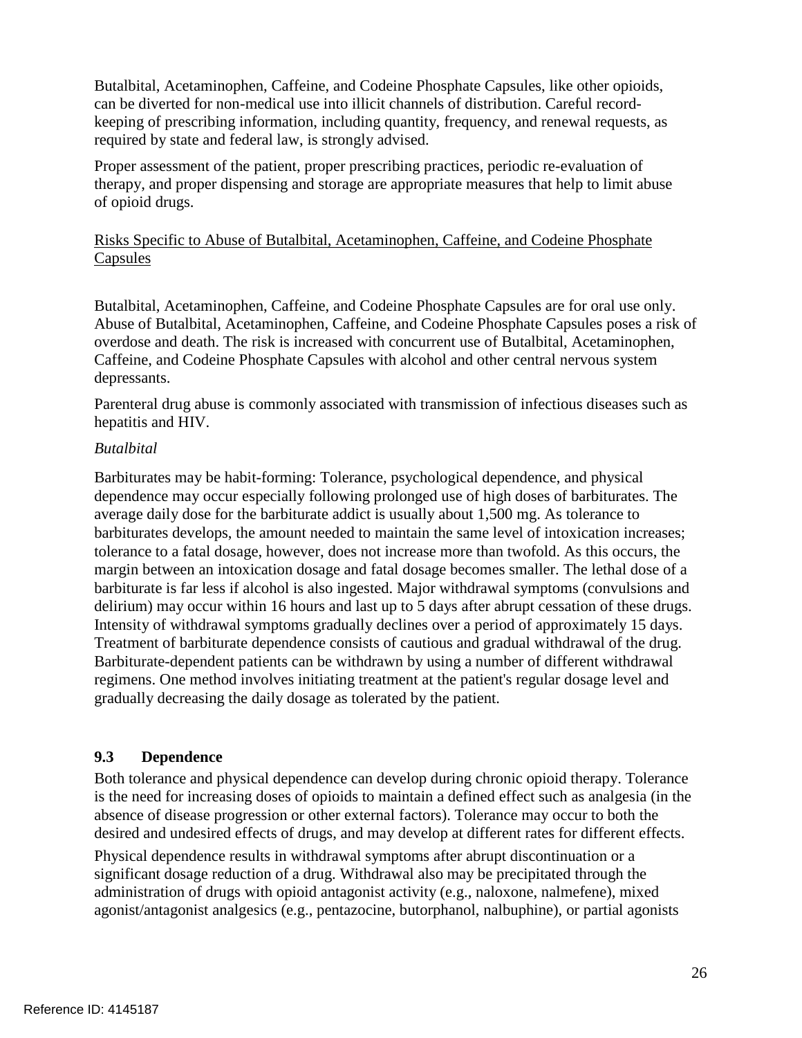Butalbital, Acetaminophen, Caffeine, and Codeine Phosphate Capsules, like other opioids, can be diverted for non-medical use into illicit channels of distribution. Careful record-keeping of prescribing information, including quantity, frequency, and renewal requests, as required by state and federal law, is strongly advised.

Proper assessment of the patient, proper prescribing practices, periodic re-evaluation of therapy, and proper dispensing and storage are appropriate measures that help to limit abuse of opioid drugs.

Risks Specific to Abuse of Butalbital, Acetaminophen, Caffeine, and Codeine Phosphate Capsules

Butalbital, Acetaminophen, Caffeine, and Codeine Phosphate Capsules are for oral use only. Abuse of Butalbital, Acetaminophen, Caffeine, and Codeine Phosphate Capsules poses a risk of overdose and death. The risk is increased with concurrent use of Butalbital, Acetaminophen, Caffeine, and Codeine Phosphate Capsules with alcohol and other central nervous system depressants.

Parenteral drug abuse is commonly associated with transmission of infectious diseases such as hepatitis and HIV.

*Butalbital*

Barbiturates may be habit-forming: Tolerance, psychological dependence, and physical dependence may occur especially following prolonged use of high doses of barbiturates. The average daily dose for the barbiturate addict is usually about 1,500 mg. As tolerance to barbiturates develops, the amount needed to maintain the same level of intoxication increases; tolerance to a fatal dosage, however, does not increase more than twofold. As this occurs, the margin between an intoxication dosage and fatal dosage becomes smaller. The lethal dose of a barbiturate is far less if alcohol is also ingested. Major withdrawal symptoms (convulsions and delirium) may occur within 16 hours and last up to 5 days after abrupt cessation of these drugs. Intensity of withdrawal symptoms gradually declines over a period of approximately 15 days. Treatment of barbiturate dependence consists of cautious and gradual withdrawal of the drug. Barbiturate-dependent patients can be withdrawn by using a number of different withdrawal regimens. One method involves initiating treatment at the patient's regular dosage level and gradually decreasing the daily dosage as tolerated by the patient.

## 9.3 Dependence

Both tolerance and physical dependence can develop during chronic opioid therapy. Tolerance is the need for increasing doses of opioids to maintain a defined effect such as analgesia (in the absence of disease progression or other external factors). Tolerance may occur to both the desired and undesired effects of drugs, and may develop at different rates for different effects.

Physical dependence results in withdrawal symptoms after abrupt discontinuation or a significant dosage reduction of a drug. Withdrawal also may be precipitated through the administration of drugs with opioid antagonist activity (e.g., naloxone, nalmefene), mixed agonist/antagonist analgesics (e.g., pentazocine, butorphanol, nalbuphine), or partial agonists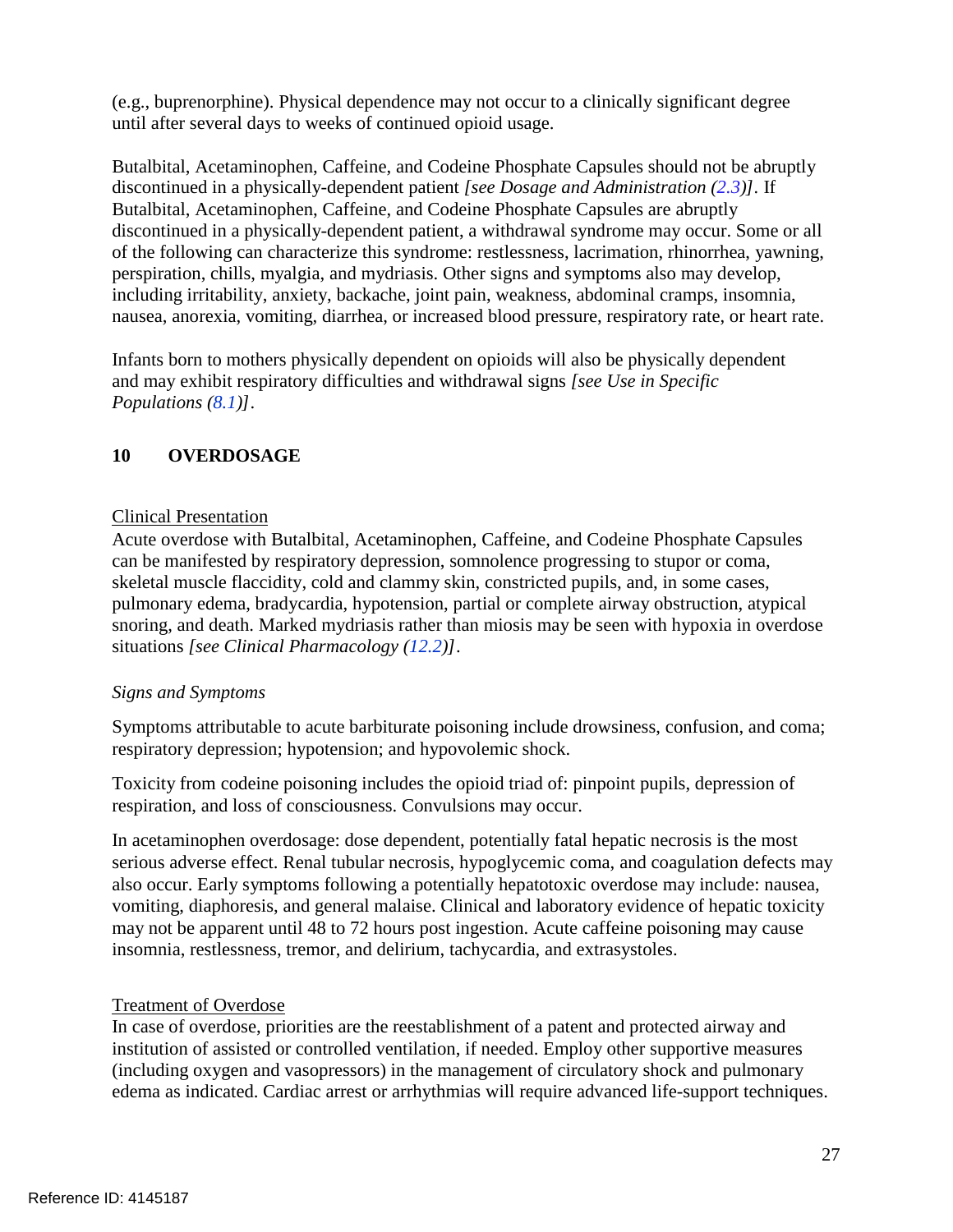(e.g., buprenorphine). Physical dependence may not occur to a clinically significant degree until after several days to weeks of continued opioid usage.

Butalbital, Acetaminophen, Caffeine, and Codeine Phosphate Capsules should not be abruptly discontinued in a physically-dependent patient *[see Dosage and Administration (2.3)]*. If Butalbital, Acetaminophen, Caffeine, and Codeine Phosphate Capsules are abruptly discontinued in a physically-dependent patient, a withdrawal syndrome may occur. Some or all of the following can characterize this syndrome: restlessness, lacrimation, rhinorrhea, yawning, perspiration, chills, myalgia, and mydriasis. Other signs and symptoms also may develop, including irritability, anxiety, backache, joint pain, weakness, abdominal cramps, insomnia, nausea, anorexia, vomiting, diarrhea, or increased blood pressure, respiratory rate, or heart rate.

Infants born to mothers physically dependent on opioids will also be physically dependent and may exhibit respiratory difficulties and withdrawal signs *[see Use in Specific Populations (8.1)]*.

## 10 OVERDOSAGE

Clinical Presentation

Acute overdose with Butalbital, Acetaminophen, Caffeine, and Codeine Phosphate Capsules can be manifested by respiratory depression, somnolence progressing to stupor or coma, skeletal muscle flaccidity, cold and clammy skin, constricted pupils, and, in some cases, pulmonary edema, bradycardia, hypotension, partial or complete airway obstruction, atypical snoring, and death. Marked mydriasis rather than miosis may be seen with hypoxia in overdose situations *[see Clinical Pharmacology (12.2)]*.

*Signs and Symptoms*

Symptoms attributable to acute barbiturate poisoning include drowsiness, confusion, and coma; respiratory depression; hypotension; and hypovolemic shock.

Toxicity from codeine poisoning includes the opioid triad of: pinpoint pupils, depression of respiration, and loss of consciousness. Convulsions may occur.

In acetaminophen overdosage: dose dependent, potentially fatal hepatic necrosis is the most serious adverse effect. Renal tubular necrosis, hypoglycemic coma, and coagulation defects may also occur. Early symptoms following a potentially hepatotoxic overdose may include: nausea, vomiting, diaphoresis, and general malaise. Clinical and laboratory evidence of hepatic toxicity may not be apparent until 48 to 72 hours post ingestion. Acute caffeine poisoning may cause insomnia, restlessness, tremor, and delirium, tachycardia, and extrasystoles.

Treatment of Overdose

In case of overdose, priorities are the reestablishment of a patent and protected airway and institution of assisted or controlled ventilation, if needed. Employ other supportive measures (including oxygen and vasopressors) in the management of circulatory shock and pulmonary edema as indicated. Cardiac arrest or arrhythmias will require advanced life-support techniques.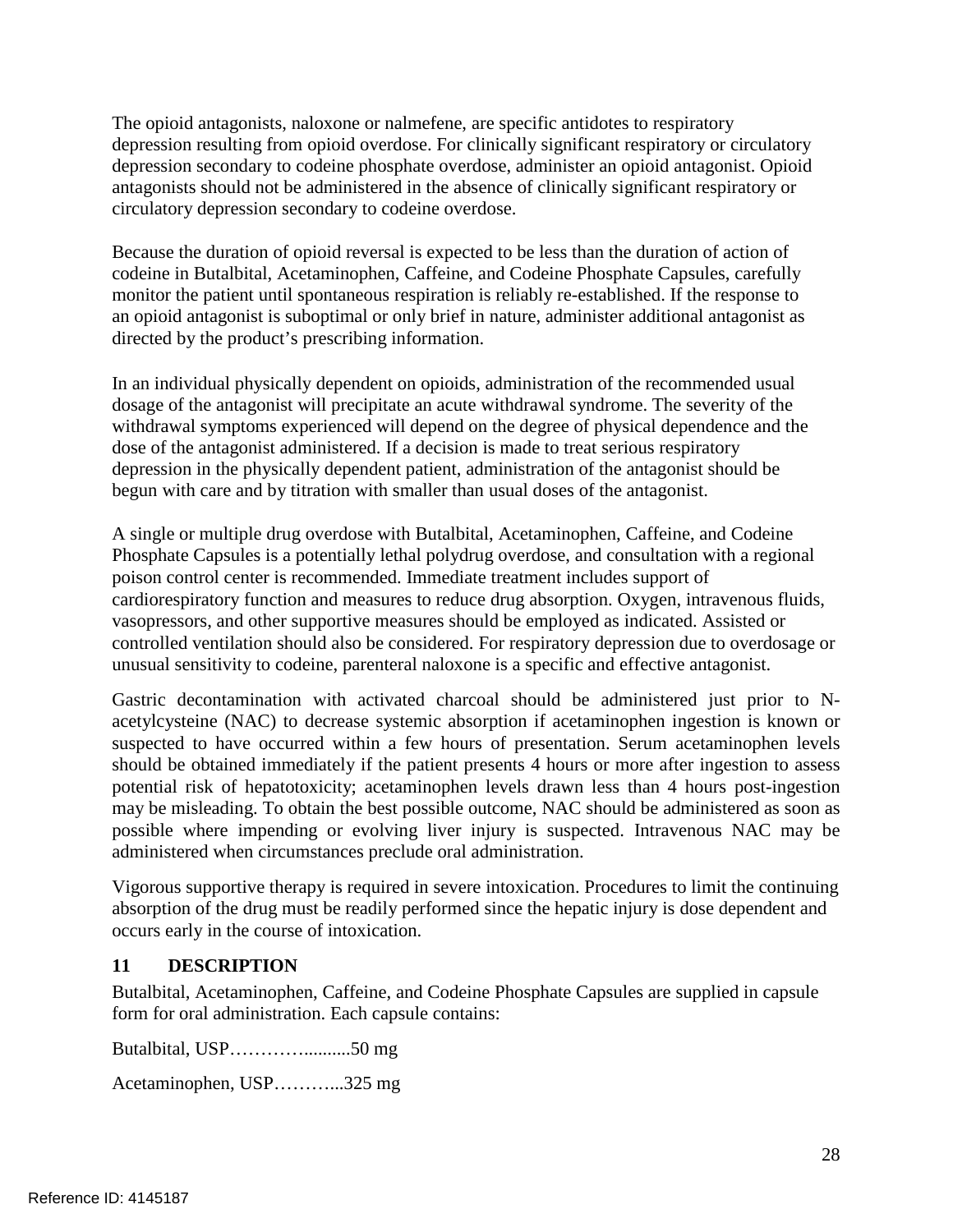The opioid antagonists, naloxone or nalmefene, are specific antidotes to respiratory depression resulting from opioid overdose. For clinically significant respiratory or circulatory depression secondary to codeine phosphate overdose, administer an opioid antagonist. Opioid antagonists should not be administered in the absence of clinically significant respiratory or circulatory depression secondary to codeine overdose.

Because the duration of opioid reversal is expected to be less than the duration of action of codeine in Butalbital, Acetaminophen, Caffeine, and Codeine Phosphate Capsules, carefully monitor the patient until spontaneous respiration is reliably re-established. If the response to an opioid antagonist is suboptimal or only brief in nature, administer additional antagonist as directed by the product's prescribing information.

In an individual physically dependent on opioids, administration of the recommended usual dosage of the antagonist will precipitate an acute withdrawal syndrome. The severity of the withdrawal symptoms experienced will depend on the degree of physical dependence and the dose of the antagonist administered. If a decision is made to treat serious respiratory depression in the physically dependent patient, administration of the antagonist should be begun with care and by titration with smaller than usual doses of the antagonist.

A single or multiple drug overdose with Butalbital, Acetaminophen, Caffeine, and Codeine Phosphate Capsules is a potentially lethal polydrug overdose, and consultation with a regional poison control center is recommended. Immediate treatment includes support of cardiorespiratory function and measures to reduce drug absorption. Oxygen, intravenous fluids, vasopressors, and other supportive measures should be employed as indicated. Assisted or controlled ventilation should also be considered. For respiratory depression due to overdosage or unusual sensitivity to codeine, parenteral naloxone is a specific and effective antagonist.

Gastric decontamination with activated charcoal should be administered just prior to N-acetylcysteine (NAC) to decrease systemic absorption if acetaminophen ingestion is known or suspected to have occurred within a few hours of presentation. Serum acetaminophen levels should be obtained immediately if the patient presents 4 hours or more after ingestion to assess potential risk of hepatotoxicity; acetaminophen levels drawn less than 4 hours post-ingestion may be misleading. To obtain the best possible outcome, NAC should be administered as soon as possible where impending or evolving liver injury is suspected. Intravenous NAC may be administered when circumstances preclude oral administration.

Vigorous supportive therapy is required in severe intoxication. Procedures to limit the continuing absorption of the drug must be readily performed since the hepatic injury is dose dependent and occurs early in the course of intoxication.

## 11 DESCRIPTION

Butalbital, Acetaminophen, Caffeine, and Codeine Phosphate Capsules are supplied in capsule form for oral administration. Each capsule contains:

Butalbital, USP………….........50 mg

Acetaminophen, USP………...325 mg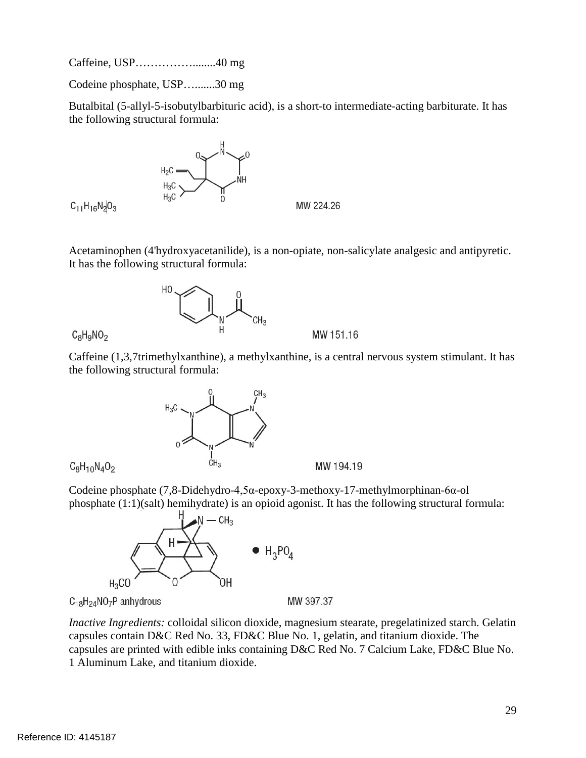Caffeine, USP……………........40 mg

Codeine phosphate, USP…........30 mg

Butalbital (5-allyl-5-isobutylbarbituric acid), is a short-to intermediate-acting barbiturate. It has the following structural formula:

$C_{11}H_{16}N_2O_3$ MW 224.26

Acetaminophen (4'hydroxyacetanilide), is a non-opiate, non-salicylate analgesic and antipyretic. It has the following structural formula:

$C_8H_9NO_2$ MW 151.16

Caffeine (1,3,7trimethylxanthine), a methylxanthine, is a central nervous system stimulant. It has the following structural formula:

$C_8H_{10}N_4O_2$ MW 194.19

Codeine phosphate (7,8-Didehydro-4,5α-epoxy-3-methoxy-17-methylmorphinan-6α-ol phosphate (1:1)(salt) hemihydrate) is an opioid agonist. It has the following structural formula:

• $H_3PO_4$

$C_{18}H_{24}NO_7P$ anhydrous MW 397.37

*Inactive Ingredients:* colloidal silicon dioxide, magnesium stearate, pregelatinized starch. Gelatin capsules contain D&C Red No. 33, FD&C Blue No. 1, gelatin, and titanium dioxide. The capsules are printed with edible inks containing D&C Red No. 7 Calcium Lake, FD&C Blue No. 1 Aluminum Lake, and titanium dioxide.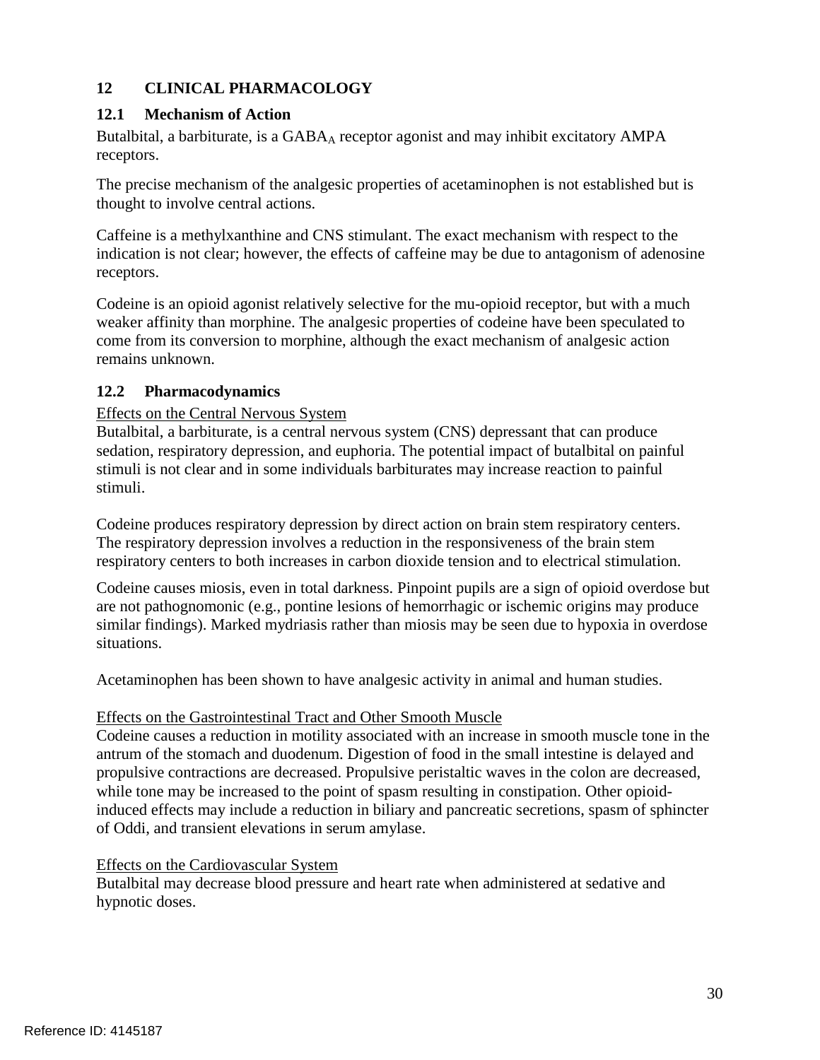## 12 CLINICAL PHARMACOLOGY

### 12.1 Mechanism of Action

Butalbital, a barbiturate, is a $GABA_A$ receptor agonist and may inhibit excitatory AMPA receptors.

The precise mechanism of the analgesic properties of acetaminophen is not established but is thought to involve central actions.

Caffeine is a methylxanthine and CNS stimulant. The exact mechanism with respect to the indication is not clear; however, the effects of caffeine may be due to antagonism of adenosine receptors.

Codeine is an opioid agonist relatively selective for the mu-opioid receptor, but with a much weaker affinity than morphine. The analgesic properties of codeine have been speculated to come from its conversion to morphine, although the exact mechanism of analgesic action remains unknown.

### 12.2 Pharmacodynamics

Effects on the Central Nervous System

Butalbital, a barbiturate, is a central nervous system (CNS) depressant that can produce sedation, respiratory depression, and euphoria. The potential impact of butalbital on painful stimuli is not clear and in some individuals barbiturates may increase reaction to painful stimuli.

Codeine produces respiratory depression by direct action on brain stem respiratory centers. The respiratory depression involves a reduction in the responsiveness of the brain stem respiratory centers to both increases in carbon dioxide tension and to electrical stimulation.

Codeine causes miosis, even in total darkness. Pinpoint pupils are a sign of opioid overdose but are not pathognomonic (e.g., pontine lesions of hemorrhagic or ischemic origins may produce similar findings). Marked mydriasis rather than miosis may be seen due to hypoxia in overdose situations.

Acetaminophen has been shown to have analgesic activity in animal and human studies.

Effects on the Gastrointestinal Tract and Other Smooth Muscle

Codeine causes a reduction in motility associated with an increase in smooth muscle tone in the antrum of the stomach and duodenum. Digestion of food in the small intestine is delayed and propulsive contractions are decreased. Propulsive peristaltic waves in the colon are decreased, while tone may be increased to the point of spasm resulting in constipation. Other opioid-induced effects may include a reduction in biliary and pancreatic secretions, spasm of sphincter of Oddi, and transient elevations in serum amylase.

Effects on the Cardiovascular System

Butalbital may decrease blood pressure and heart rate when administered at sedative and hypnotic doses.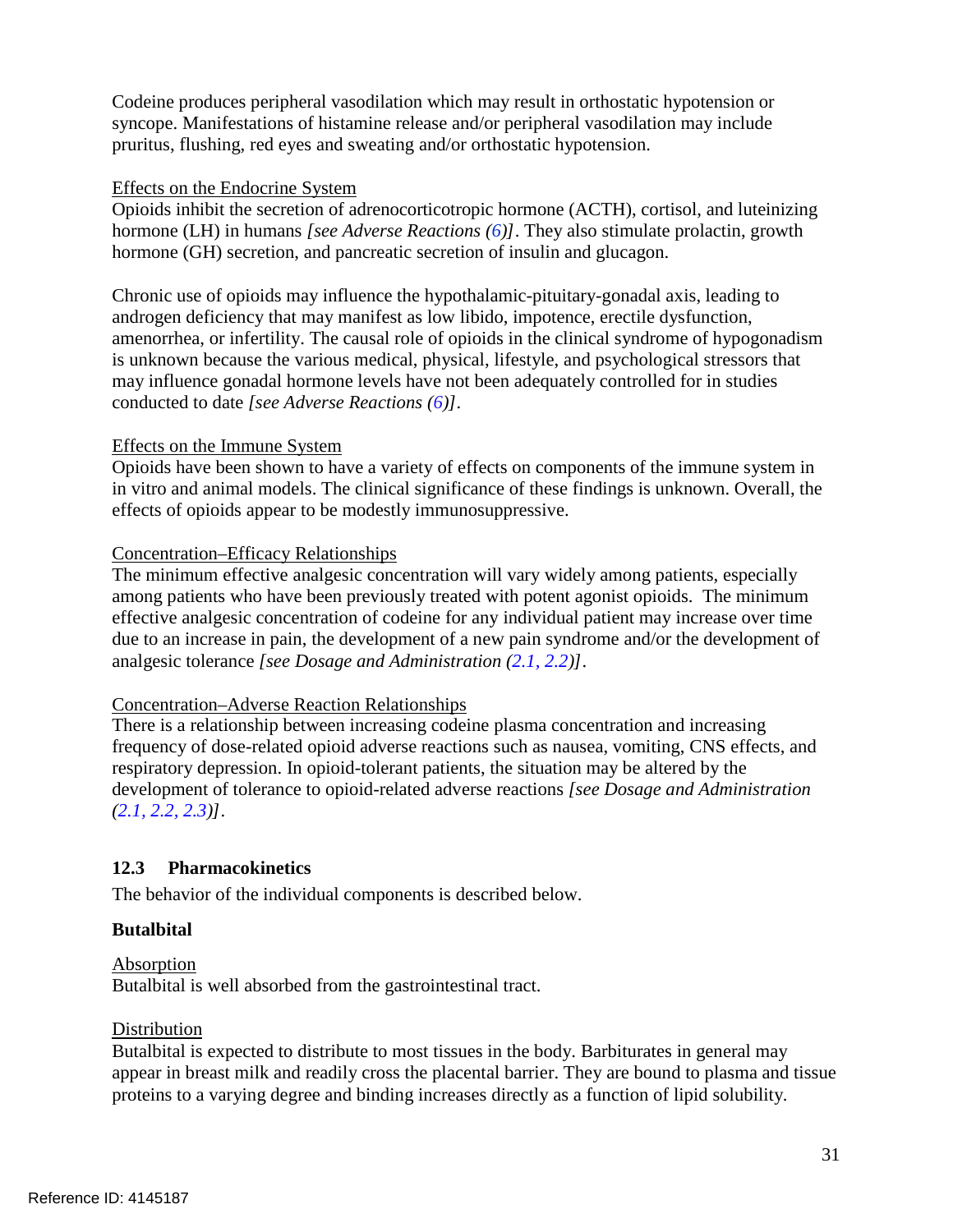Codeine produces peripheral vasodilation which may result in orthostatic hypotension or syncope. Manifestations of histamine release and/or peripheral vasodilation may include pruritus, flushing, red eyes and sweating and/or orthostatic hypotension.

Effects on the Endocrine System

Opioids inhibit the secretion of adrenocorticotropic hormone (ACTH), cortisol, and luteinizing hormone (LH) in humans *[see Adverse Reactions (6)]*. They also stimulate prolactin, growth hormone (GH) secretion, and pancreatic secretion of insulin and glucagon.

Chronic use of opioids may influence the hypothalamic-pituitary-gonadal axis, leading to androgen deficiency that may manifest as low libido, impotence, erectile dysfunction, amenorrhea, or infertility. The causal role of opioids in the clinical syndrome of hypogonadism is unknown because the various medical, physical, lifestyle, and psychological stressors that may influence gonadal hormone levels have not been adequately controlled for in studies conducted to date *[see Adverse Reactions (6)]*.

Effects on the Immune System

Opioids have been shown to have a variety of effects on components of the immune system in in vitro and animal models. The clinical significance of these findings is unknown. Overall, the effects of opioids appear to be modestly immunosuppressive.

Concentration–Efficacy Relationships

The minimum effective analgesic concentration will vary widely among patients, especially among patients who have been previously treated with potent agonist opioids. The minimum effective analgesic concentration of codeine for any individual patient may increase over time due to an increase in pain, the development of a new pain syndrome and/or the development of analgesic tolerance *[see Dosage and Administration (2.1, 2.2)]*.

Concentration–Adverse Reaction Relationships

There is a relationship between increasing codeine plasma concentration and increasing frequency of dose-related opioid adverse reactions such as nausea, vomiting, CNS effects, and respiratory depression. In opioid-tolerant patients, the situation may be altered by the development of tolerance to opioid-related adverse reactions *[see Dosage and Administration (2.1, 2.2, 2.3)]*.

## 12.3 Pharmacokinetics

The behavior of the individual components is described below.

**Butalbital**

Absorption

Butalbital is well absorbed from the gastrointestinal tract.

Distribution

Butalbital is expected to distribute to most tissues in the body. Barbiturates in general may appear in breast milk and readily cross the placental barrier. They are bound to plasma and tissue proteins to a varying degree and binding increases directly as a function of lipid solubility.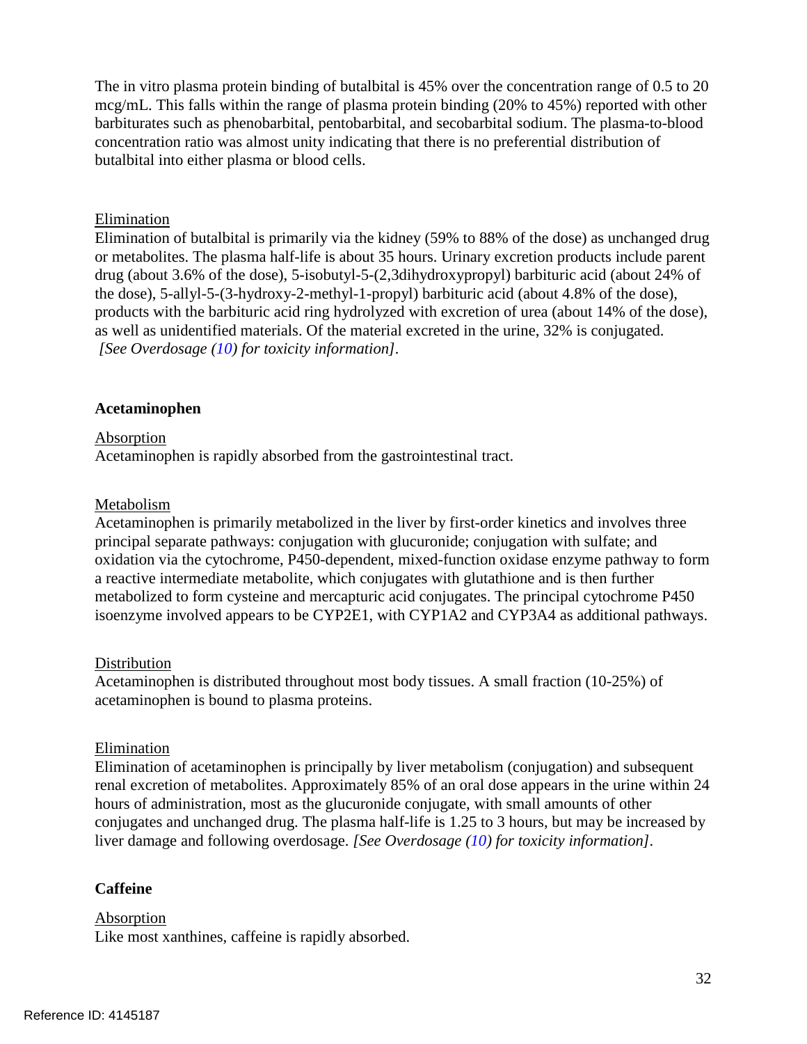The in vitro plasma protein binding of butalbital is 45% over the concentration range of 0.5 to 20 mcg/mL. This falls within the range of plasma protein binding (20% to 45%) reported with other barbiturates such as phenobarbital, pentobarbital, and secobarbital sodium. The plasma-to-blood concentration ratio was almost unity indicating that there is no preferential distribution of butalbital into either plasma or blood cells.

Elimination

Elimination of butalbital is primarily via the kidney (59% to 88% of the dose) as unchanged drug or metabolites. The plasma half-life is about 35 hours. Urinary excretion products include parent drug (about 3.6% of the dose), 5-isobutyl-5-(2,3dihydroxypropyl) barbituric acid (about 24% of the dose), 5-allyl-5-(3-hydroxy-2-methyl-1-propyl) barbituric acid (about 4.8% of the dose), products with the barbituric acid ring hydrolyzed with excretion of urea (about 14% of the dose), as well as unidentified materials. Of the material excreted in the urine, 32% is conjugated. *[See Overdosage (10) for toxicity information]*.

**Acetaminophen**

Absorption

Acetaminophen is rapidly absorbed from the gastrointestinal tract.

Metabolism

Acetaminophen is primarily metabolized in the liver by first-order kinetics and involves three principal separate pathways: conjugation with glucuronide; conjugation with sulfate; and oxidation via the cytochrome, P450-dependent, mixed-function oxidase enzyme pathway to form a reactive intermediate metabolite, which conjugates with glutathione and is then further metabolized to form cysteine and mercapturic acid conjugates. The principal cytochrome P450 isoenzyme involved appears to be CYP2E1, with CYP1A2 and CYP3A4 as additional pathways.

Distribution

Acetaminophen is distributed throughout most body tissues. A small fraction (10-25%) of acetaminophen is bound to plasma proteins.

Elimination

Elimination of acetaminophen is principally by liver metabolism (conjugation) and subsequent renal excretion of metabolites. Approximately 85% of an oral dose appears in the urine within 24 hours of administration, most as the glucuronide conjugate, with small amounts of other conjugates and unchanged drug. The plasma half-life is 1.25 to 3 hours, but may be increased by liver damage and following overdosage. *[See Overdosage (10) for toxicity information]*.

**Caffeine**

Absorption

Like most xanthines, caffeine is rapidly absorbed.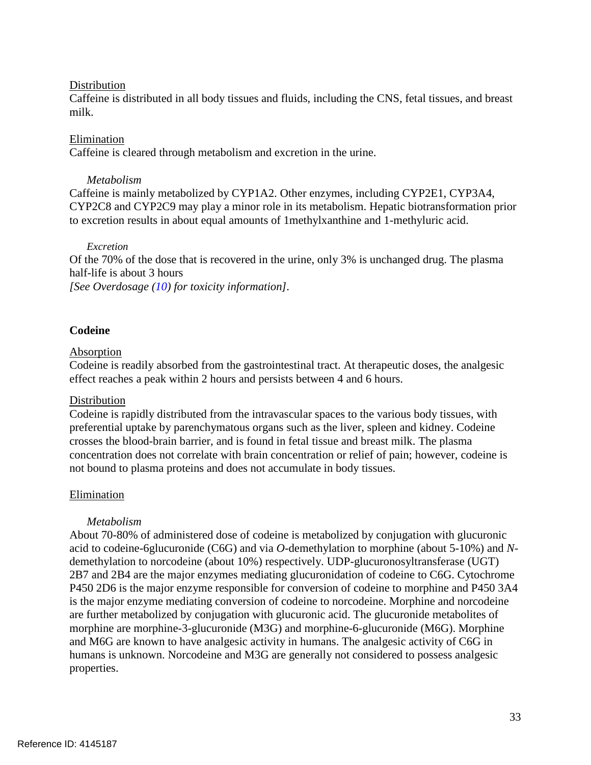Distribution

Caffeine is distributed in all body tissues and fluids, including the CNS, fetal tissues, and breast milk.

Elimination

Caffeine is cleared through metabolism and excretion in the urine.

*Metabolism*

Caffeine is mainly metabolized by CYP1A2. Other enzymes, including CYP2E1, CYP3A4, CYP2C8 and CYP2C9 may play a minor role in its metabolism. Hepatic biotransformation prior to excretion results in about equal amounts of 1methylxanthine and 1-methyluric acid.

*Excretion*

Of the 70% of the dose that is recovered in the urine, only 3% is unchanged drug. The plasma half-life is about 3 hours

*[See Overdosage (10) for toxicity information]*.

**Codeine**

Absorption

Codeine is readily absorbed from the gastrointestinal tract. At therapeutic doses, the analgesic effect reaches a peak within 2 hours and persists between 4 and 6 hours.

Distribution

Codeine is rapidly distributed from the intravascular spaces to the various body tissues, with preferential uptake by parenchymatous organs such as the liver, spleen and kidney. Codeine crosses the blood-brain barrier, and is found in fetal tissue and breast milk. The plasma concentration does not correlate with brain concentration or relief of pain; however, codeine is not bound to plasma proteins and does not accumulate in body tissues.

Elimination

*Metabolism*

About 70-80% of administered dose of codeine is metabolized by conjugation with glucuronic acid to codeine-6glucuronide (C6G) and via *O*-demethylation to morphine (about 5-10%) and *N*-demethylation to norcodeine (about 10%) respectively. UDP-glucuronosyltransferase (UGT) 2B7 and 2B4 are the major enzymes mediating glucuronidation of codeine to C6G. Cytochrome P450 2D6 is the major enzyme responsible for conversion of codeine to morphine and P450 3A4 is the major enzyme mediating conversion of codeine to norcodeine. Morphine and norcodeine are further metabolized by conjugation with glucuronic acid. The glucuronide metabolites of morphine are morphine-3-glucuronide (M3G) and morphine-6-glucuronide (M6G). Morphine and M6G are known to have analgesic activity in humans. The analgesic activity of C6G in humans is unknown. Norcodeine and M3G are generally not considered to possess analgesic properties.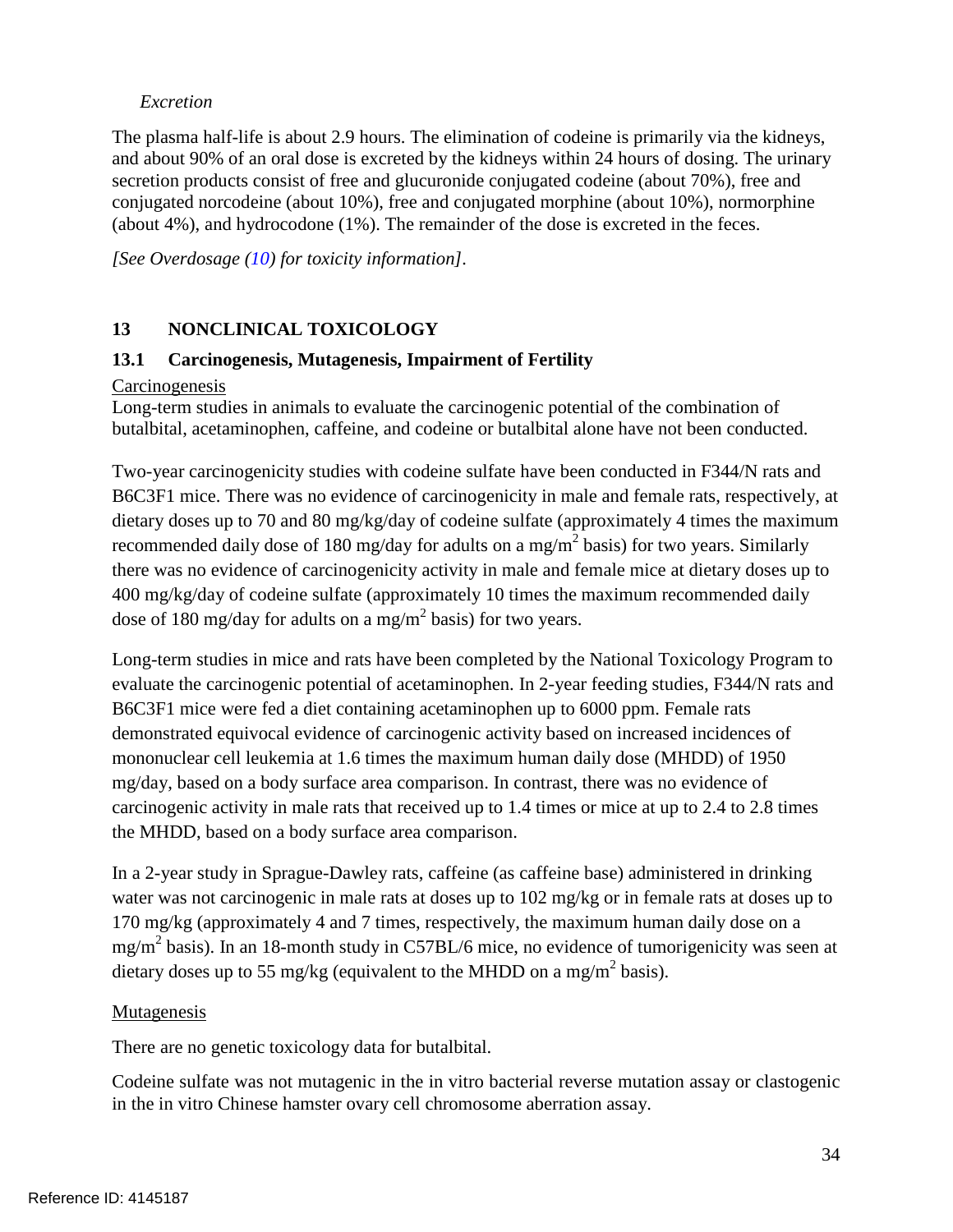*Excretion*

The plasma half-life is about 2.9 hours. The elimination of codeine is primarily via the kidneys, and about 90% of an oral dose is excreted by the kidneys within 24 hours of dosing. The urinary secretion products consist of free and glucuronide conjugated codeine (about 70%), free and conjugated norcodeine (about 10%), free and conjugated morphine (about 10%), normorphine (about 4%), and hydrocodone (1%). The remainder of the dose is excreted in the feces.

*[See Overdosage (10) for toxicity information]*.

## 13 NONCLINICAL TOXICOLOGY

### 13.1 Carcinogenesis, Mutagenesis, Impairment of Fertility

Carcinogenesis

Long-term studies in animals to evaluate the carcinogenic potential of the combination of butalbital, acetaminophen, caffeine, and codeine or butalbital alone have not been conducted.

Two-year carcinogenicity studies with codeine sulfate have been conducted in F344/N rats and B6C3F1 mice. There was no evidence of carcinogenicity in male and female rats, respectively, at dietary doses up to 70 and 80 mg/kg/day of codeine sulfate (approximately 4 times the maximum recommended daily dose of 180 mg/day for adults on a mg/m$^2$ basis) for two years. Similarly there was no evidence of carcinogenicity activity in male and female mice at dietary doses up to 400 mg/kg/day of codeine sulfate (approximately 10 times the maximum recommended daily dose of 180 mg/day for adults on a mg/m$^2$ basis) for two years.

Long-term studies in mice and rats have been completed by the National Toxicology Program to evaluate the carcinogenic potential of acetaminophen. In 2-year feeding studies, F344/N rats and B6C3F1 mice were fed a diet containing acetaminophen up to 6000 ppm. Female rats demonstrated equivocal evidence of carcinogenic activity based on increased incidences of mononuclear cell leukemia at 1.6 times the maximum human daily dose (MHDD) of 1950 mg/day, based on a body surface area comparison. In contrast, there was no evidence of carcinogenic activity in male rats that received up to 1.4 times or mice at up to 2.4 to 2.8 times the MHDD, based on a body surface area comparison.

In a 2-year study in Sprague-Dawley rats, caffeine (as caffeine base) administered in drinking water was not carcinogenic in male rats at doses up to 102 mg/kg or in female rats at doses up to 170 mg/kg (approximately 4 and 7 times, respectively, the maximum human daily dose on a mg/m$^2$ basis). In an 18-month study in C57BL/6 mice, no evidence of tumorigenicity was seen at dietary doses up to 55 mg/kg (equivalent to the MHDD on a mg/m$^2$ basis).

Mutagenesis

There are no genetic toxicology data for butalbital.

Codeine sulfate was not mutagenic in the in vitro bacterial reverse mutation assay or clastogenic in the in vitro Chinese hamster ovary cell chromosome aberration assay.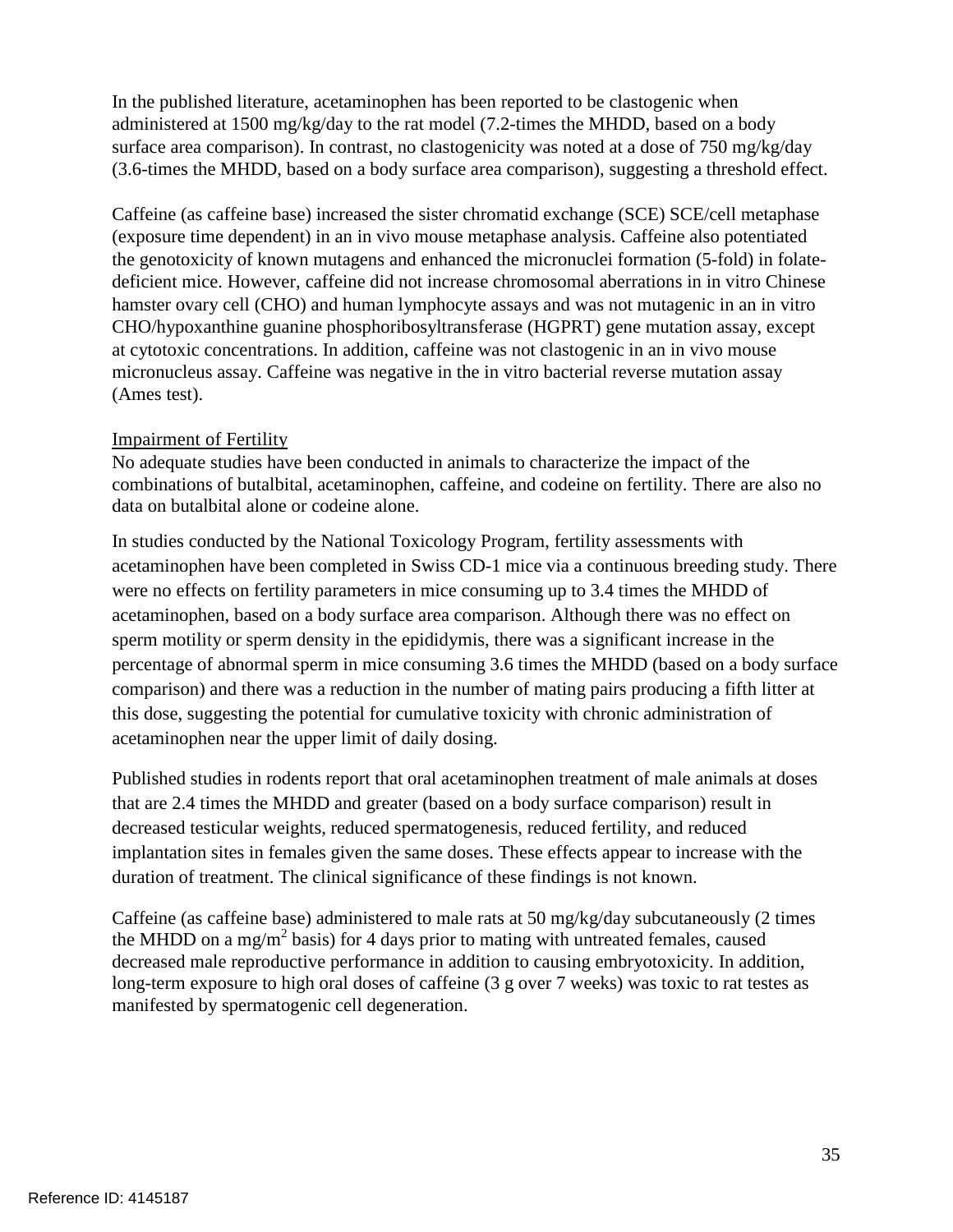In the published literature, acetaminophen has been reported to be clastogenic when administered at 1500 mg/kg/day to the rat model (7.2-times the MHDD, based on a body surface area comparison). In contrast, no clastogenicity was noted at a dose of 750 mg/kg/day (3.6-times the MHDD, based on a body surface area comparison), suggesting a threshold effect.

Caffeine (as caffeine base) increased the sister chromatid exchange (SCE) SCE/cell metaphase (exposure time dependent) in an in vivo mouse metaphase analysis. Caffeine also potentiated the genotoxicity of known mutagens and enhanced the micronuclei formation (5-fold) in folate-deficient mice. However, caffeine did not increase chromosomal aberrations in in vitro Chinese hamster ovary cell (CHO) and human lymphocyte assays and was not mutagenic in an in vitro CHO/hypoxanthine guanine phosphoribosyltransferase (HGPRT) gene mutation assay, except at cytotoxic concentrations. In addition, caffeine was not clastogenic in an in vivo mouse micronucleus assay. Caffeine was negative in the in vitro bacterial reverse mutation assay (Ames test).

Impairment of Fertility

No adequate studies have been conducted in animals to characterize the impact of the combinations of butalbital, acetaminophen, caffeine, and codeine on fertility. There are also no data on butalbital alone or codeine alone.

In studies conducted by the National Toxicology Program, fertility assessments with acetaminophen have been completed in Swiss CD-1 mice via a continuous breeding study. There were no effects on fertility parameters in mice consuming up to 3.4 times the MHDD of acetaminophen, based on a body surface area comparison. Although there was no effect on sperm motility or sperm density in the epididymis, there was a significant increase in the percentage of abnormal sperm in mice consuming 3.6 times the MHDD (based on a body surface comparison) and there was a reduction in the number of mating pairs producing a fifth litter at this dose, suggesting the potential for cumulative toxicity with chronic administration of acetaminophen near the upper limit of daily dosing.

Published studies in rodents report that oral acetaminophen treatment of male animals at doses that are 2.4 times the MHDD and greater (based on a body surface comparison) result in decreased testicular weights, reduced spermatogenesis, reduced fertility, and reduced implantation sites in females given the same doses. These effects appear to increase with the duration of treatment. The clinical significance of these findings is not known.

Caffeine (as caffeine base) administered to male rats at 50 mg/kg/day subcutaneously (2 times the MHDD on a mg/$m^2$ basis) for 4 days prior to mating with untreated females, caused decreased male reproductive performance in addition to causing embryotoxicity. In addition, long-term exposure to high oral doses of caffeine (3 g over 7 weeks) was toxic to rat testes as manifested by spermatogenic cell degeneration.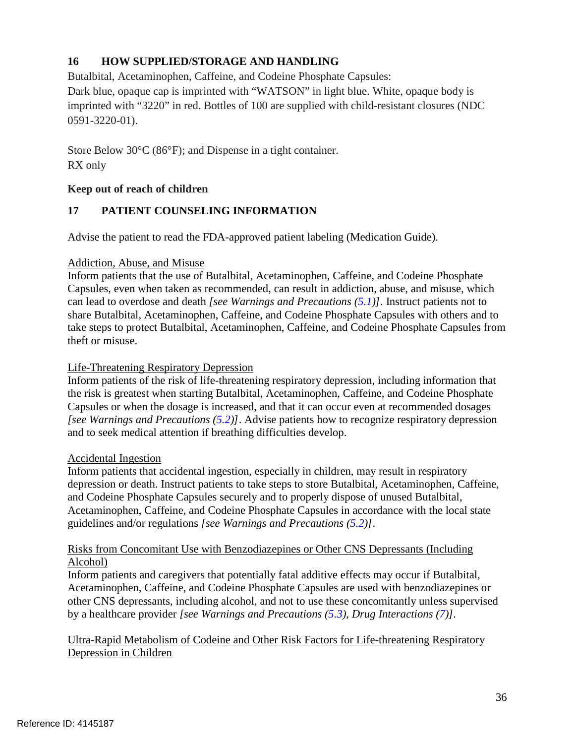## 16 HOW SUPPLIED/STORAGE AND HANDLING

Butalbital, Acetaminophen, Caffeine, and Codeine Phosphate Capsules:
Dark blue, opaque cap is imprinted with "WATSON" in light blue. White, opaque body is imprinted with "3220" in red. Bottles of 100 are supplied with child-resistant closures (NDC 0591-3220-01).

Store Below 30°C (86°F); and Dispense in a tight container.
RX only

**Keep out of reach of children**

## 17 PATIENT COUNSELING INFORMATION

Advise the patient to read the FDA-approved patient labeling (Medication Guide).

Addiction, Abuse, and Misuse
Inform patients that the use of Butalbital, Acetaminophen, Caffeine, and Codeine Phosphate Capsules, even when taken as recommended, can result in addiction, abuse, and misuse, which can lead to overdose and death *[see Warnings and Precautions (5.1)]*. Instruct patients not to share Butalbital, Acetaminophen, Caffeine, and Codeine Phosphate Capsules with others and to take steps to protect Butalbital, Acetaminophen, Caffeine, and Codeine Phosphate Capsules from theft or misuse.

Life-Threatening Respiratory Depression
Inform patients of the risk of life-threatening respiratory depression, including information that the risk is greatest when starting Butalbital, Acetaminophen, Caffeine, and Codeine Phosphate Capsules or when the dosage is increased, and that it can occur even at recommended dosages *[see Warnings and Precautions (5.2)]*. Advise patients how to recognize respiratory depression and to seek medical attention if breathing difficulties develop.

Accidental Ingestion
Inform patients that accidental ingestion, especially in children, may result in respiratory depression or death. Instruct patients to take steps to store Butalbital, Acetaminophen, Caffeine, and Codeine Phosphate Capsules securely and to properly dispose of unused Butalbital, Acetaminophen, Caffeine, and Codeine Phosphate Capsules in accordance with the local state guidelines and/or regulations *[see Warnings and Precautions (5.2)]*.

Risks from Concomitant Use with Benzodiazepines or Other CNS Depressants (Including Alcohol)
Inform patients and caregivers that potentially fatal additive effects may occur if Butalbital, Acetaminophen, Caffeine, and Codeine Phosphate Capsules are used with benzodiazepines or other CNS depressants, including alcohol, and not to use these concomitantly unless supervised by a healthcare provider *[see Warnings and Precautions (5.3), Drug Interactions (7)]*.

Ultra-Rapid Metabolism of Codeine and Other Risk Factors for Life-threatening Respiratory Depression in Children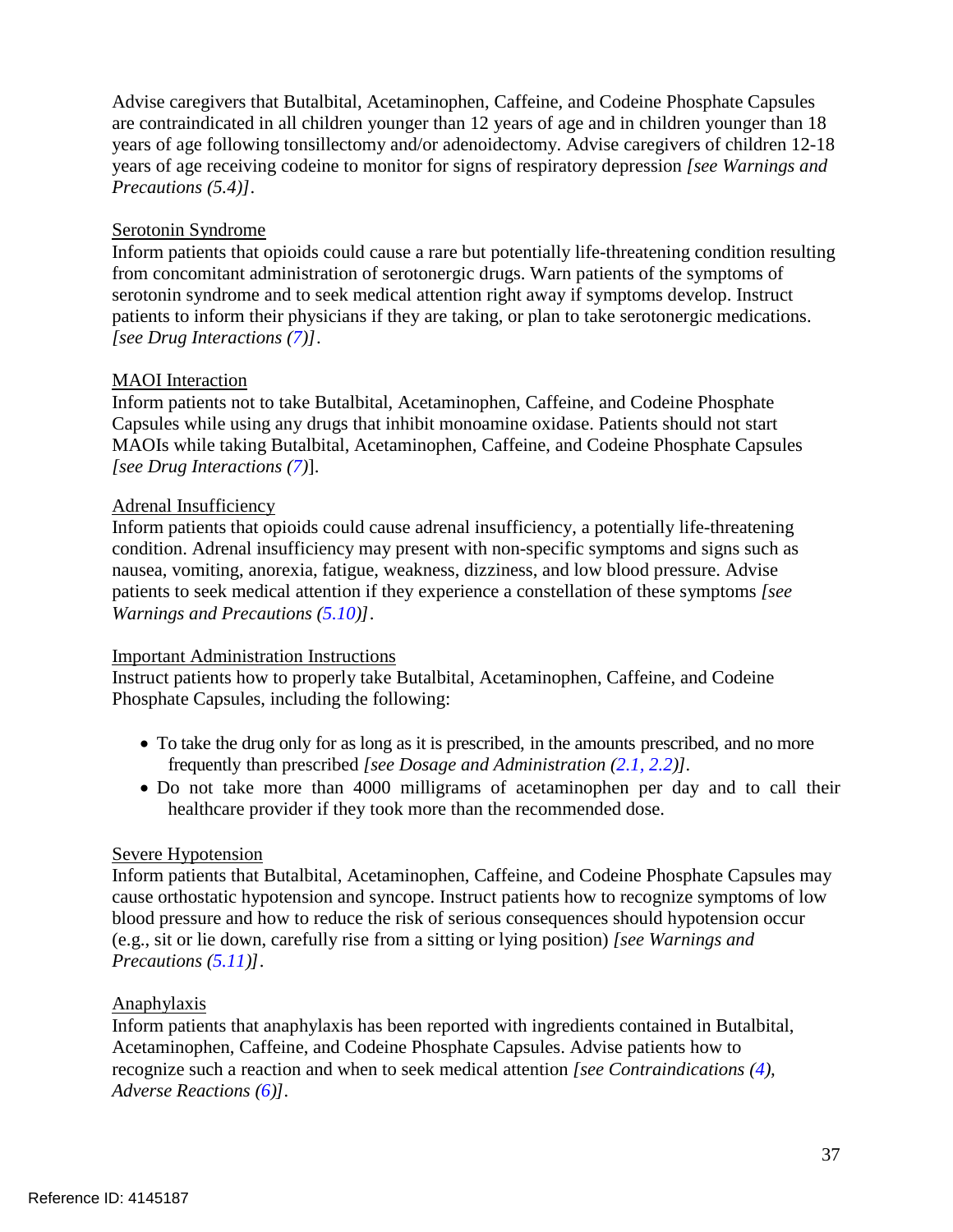Advise caregivers that Butalbital, Acetaminophen, Caffeine, and Codeine Phosphate Capsules are contraindicated in all children younger than 12 years of age and in children younger than 18 years of age following tonsillectomy and/or adenoidectomy. Advise caregivers of children 12-18 years of age receiving codeine to monitor for signs of respiratory depression *[see Warnings and Precautions (5.4)]*.

Serotonin Syndrome

Inform patients that opioids could cause a rare but potentially life-threatening condition resulting from concomitant administration of serotonergic drugs. Warn patients of the symptoms of serotonin syndrome and to seek medical attention right away if symptoms develop. Instruct patients to inform their physicians if they are taking, or plan to take serotonergic medications. *[see Drug Interactions (7)]*.

MAOI Interaction

Inform patients not to take Butalbital, Acetaminophen, Caffeine, and Codeine Phosphate Capsules while using any drugs that inhibit monoamine oxidase. Patients should not start MAOIs while taking Butalbital, Acetaminophen, Caffeine, and Codeine Phosphate Capsules *[see Drug Interactions (7)]*.

Adrenal Insufficiency

Inform patients that opioids could cause adrenal insufficiency, a potentially life-threatening condition. Adrenal insufficiency may present with non-specific symptoms and signs such as nausea, vomiting, anorexia, fatigue, weakness, dizziness, and low blood pressure. Advise patients to seek medical attention if they experience a constellation of these symptoms *[see Warnings and Precautions (5.10)]*.

Important Administration Instructions

Instruct patients how to properly take Butalbital, Acetaminophen, Caffeine, and Codeine Phosphate Capsules, including the following:

- To take the drug only for as long as it is prescribed, in the amounts prescribed, and no more frequently than prescribed *[see Dosage and Administration (2.1, 2.2)]*.
- Do not take more than 4000 milligrams of acetaminophen per day and to call their healthcare provider if they took more than the recommended dose.

Severe Hypotension

Inform patients that Butalbital, Acetaminophen, Caffeine, and Codeine Phosphate Capsules may cause orthostatic hypotension and syncope. Instruct patients how to recognize symptoms of low blood pressure and how to reduce the risk of serious consequences should hypotension occur (e.g., sit or lie down, carefully rise from a sitting or lying position) *[see Warnings and Precautions (5.11)]*.

Anaphylaxis

Inform patients that anaphylaxis has been reported with ingredients contained in Butalbital, Acetaminophen, Caffeine, and Codeine Phosphate Capsules. Advise patients how to recognize such a reaction and when to seek medical attention *[see Contraindications (4), Adverse Reactions (6)]*.

Reference ID: 4145187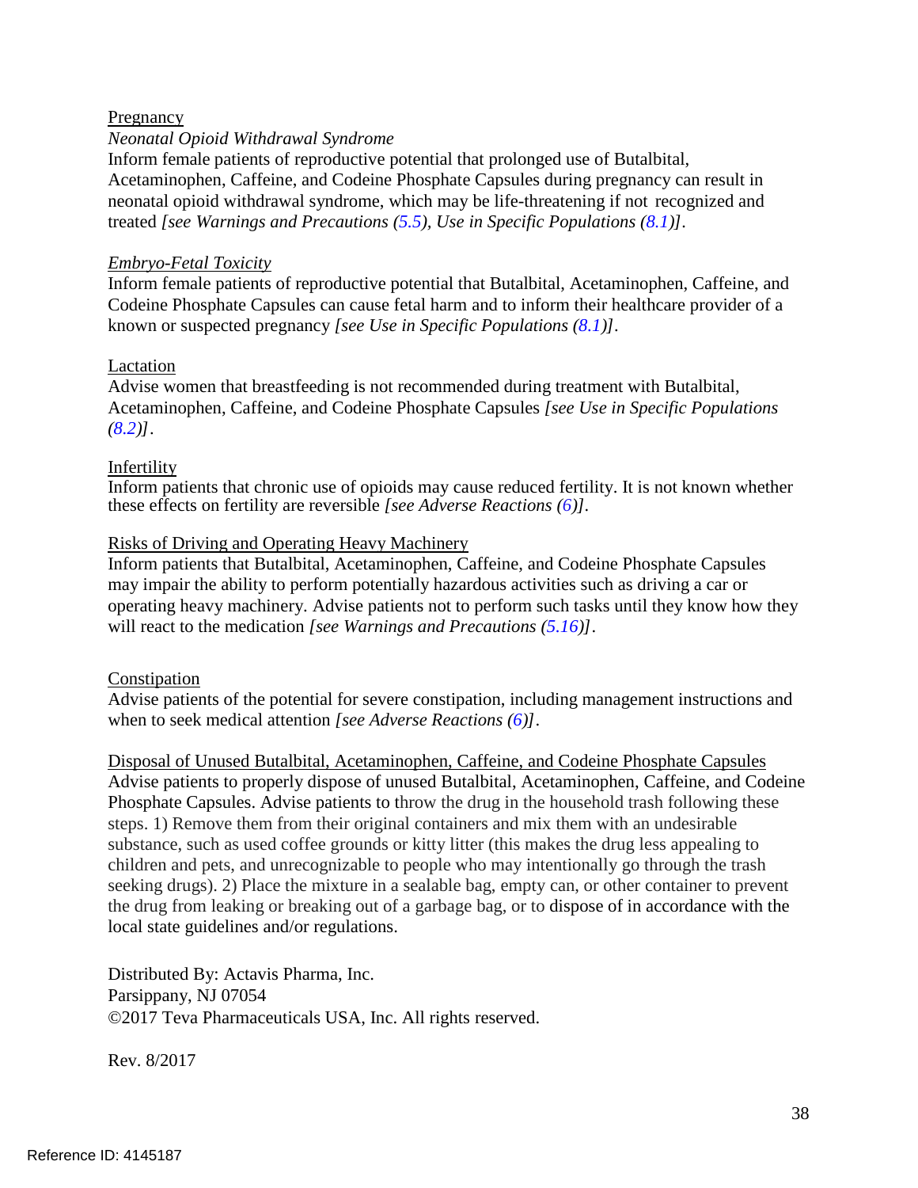Pregnancy

*Neonatal Opioid Withdrawal Syndrome*

Inform female patients of reproductive potential that prolonged use of Butalbital, Acetaminophen, Caffeine, and Codeine Phosphate Capsules during pregnancy can result in neonatal opioid withdrawal syndrome, which may be life-threatening if not recognized and treated *[see Warnings and Precautions (5.5), Use in Specific Populations (8.1)]*.

*Embryo-Fetal Toxicity*

Inform female patients of reproductive potential that Butalbital, Acetaminophen, Caffeine, and Codeine Phosphate Capsules can cause fetal harm and to inform their healthcare provider of a known or suspected pregnancy *[see Use in Specific Populations (8.1)]*.

Lactation

Advise women that breastfeeding is not recommended during treatment with Butalbital, Acetaminophen, Caffeine, and Codeine Phosphate Capsules *[see Use in Specific Populations (8.2)]*.

Infertility

Inform patients that chronic use of opioids may cause reduced fertility. It is not known whether these effects on fertility are reversible *[see Adverse Reactions (6)]*.

Risks of Driving and Operating Heavy Machinery

Inform patients that Butalbital, Acetaminophen, Caffeine, and Codeine Phosphate Capsules may impair the ability to perform potentially hazardous activities such as driving a car or operating heavy machinery. Advise patients not to perform such tasks until they know how they will react to the medication *[see Warnings and Precautions (5.16)]*.

Constipation

Advise patients of the potential for severe constipation, including management instructions and when to seek medical attention *[see Adverse Reactions (6)]*.

Disposal of Unused Butalbital, Acetaminophen, Caffeine, and Codeine Phosphate Capsules

Advise patients to properly dispose of unused Butalbital, Acetaminophen, Caffeine, and Codeine Phosphate Capsules. Advise patients to throw the drug in the household trash following these steps. 1) Remove them from their original containers and mix them with an undesirable substance, such as used coffee grounds or kitty litter (this makes the drug less appealing to children and pets, and unrecognizable to people who may intentionally go through the trash seeking drugs). 2) Place the mixture in a sealable bag, empty can, or other container to prevent the drug from leaking or breaking out of a garbage bag, or to dispose of in accordance with the local state guidelines and/or regulations.

Distributed By: Actavis Pharma, Inc.
Parsippany, NJ 07054
©2017 Teva Pharmaceuticals USA, Inc. All rights reserved.

Rev. 8/2017

Reference ID: 4145187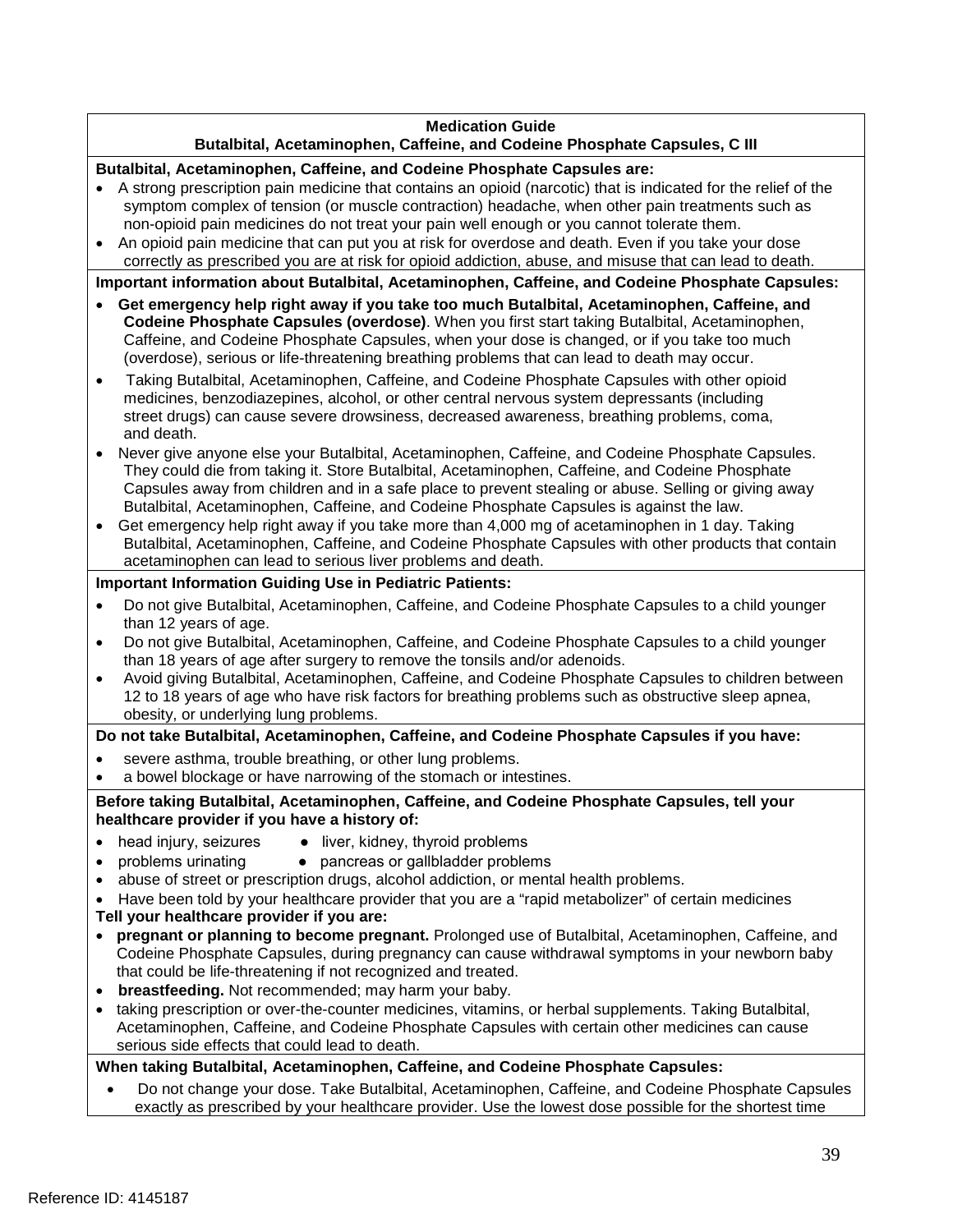**Medication Guide**
**Butalbital, Acetaminophen, Caffeine, and Codeine Phosphate Capsules, C III**

**Butalbital, Acetaminophen, Caffeine, and Codeine Phosphate Capsules are:**

- A strong prescription pain medicine that contains an opioid (narcotic) that is indicated for the relief of the symptom complex of tension (or muscle contraction) headache, when other pain treatments such as non-opioid pain medicines do not treat your pain well enough or you cannot tolerate them.
- An opioid pain medicine that can put you at risk for overdose and death. Even if you take your dose correctly as prescribed you are at risk for opioid addiction, abuse, and misuse that can lead to death.

**Important information about Butalbital, Acetaminophen, Caffeine, and Codeine Phosphate Capsules:**

- **Get emergency help right away if you take too much Butalbital, Acetaminophen, Caffeine, and Codeine Phosphate Capsules (overdose)**. When you first start taking Butalbital, Acetaminophen, Caffeine, and Codeine Phosphate Capsules, when your dose is changed, or if you take too much (overdose), serious or life-threatening breathing problems that can lead to death may occur.
- Taking Butalbital, Acetaminophen, Caffeine, and Codeine Phosphate Capsules with other opioid medicines, benzodiazepines, alcohol, or other central nervous system depressants (including street drugs) can cause severe drowsiness, decreased awareness, breathing problems, coma, and death.
- Never give anyone else your Butalbital, Acetaminophen, Caffeine, and Codeine Phosphate Capsules. They could die from taking it. Store Butalbital, Acetaminophen, Caffeine, and Codeine Phosphate Capsules away from children and in a safe place to prevent stealing or abuse. Selling or giving away Butalbital, Acetaminophen, Caffeine, and Codeine Phosphate Capsules is against the law.
- Get emergency help right away if you take more than 4,000 mg of acetaminophen in 1 day. Taking Butalbital, Acetaminophen, Caffeine, and Codeine Phosphate Capsules with other products that contain acetaminophen can lead to serious liver problems and death.

**Important Information Guiding Use in Pediatric Patients:**

- Do not give Butalbital, Acetaminophen, Caffeine, and Codeine Phosphate Capsules to a child younger than 12 years of age.
- Do not give Butalbital, Acetaminophen, Caffeine, and Codeine Phosphate Capsules to a child younger than 18 years of age after surgery to remove the tonsils and/or adenoids.
- Avoid giving Butalbital, Acetaminophen, Caffeine, and Codeine Phosphate Capsules to children between 12 to 18 years of age who have risk factors for breathing problems such as obstructive sleep apnea, obesity, or underlying lung problems.

**Do not take Butalbital, Acetaminophen, Caffeine, and Codeine Phosphate Capsules if you have:**

- severe asthma, trouble breathing, or other lung problems.
- a bowel blockage or have narrowing of the stomach or intestines.

**Before taking Butalbital, Acetaminophen, Caffeine, and Codeine Phosphate Capsules, tell your healthcare provider if you have a history of:**

- head injury, seizures
- liver, kidney, thyroid problems
- problems urinating
- pancreas or gallbladder problems
- abuse of street or prescription drugs, alcohol addiction, or mental health problems.
- Have been told by your healthcare provider that you are a "rapid metabolizer" of certain medicines

**Tell your healthcare provider if you are:**

- **pregnant or planning to become pregnant.** Prolonged use of Butalbital, Acetaminophen, Caffeine, and Codeine Phosphate Capsules, during pregnancy can cause withdrawal symptoms in your newborn baby that could be life-threatening if not recognized and treated.
- **breastfeeding.** Not recommended; may harm your baby.
- taking prescription or over-the-counter medicines, vitamins, or herbal supplements. Taking Butalbital, Acetaminophen, Caffeine, and Codeine Phosphate Capsules with certain other medicines can cause serious side effects that could lead to death.

**When taking Butalbital, Acetaminophen, Caffeine, and Codeine Phosphate Capsules:**

- Do not change your dose. Take Butalbital, Acetaminophen, Caffeine, and Codeine Phosphate Capsules exactly as prescribed by your healthcare provider. Use the lowest dose possible for the shortest time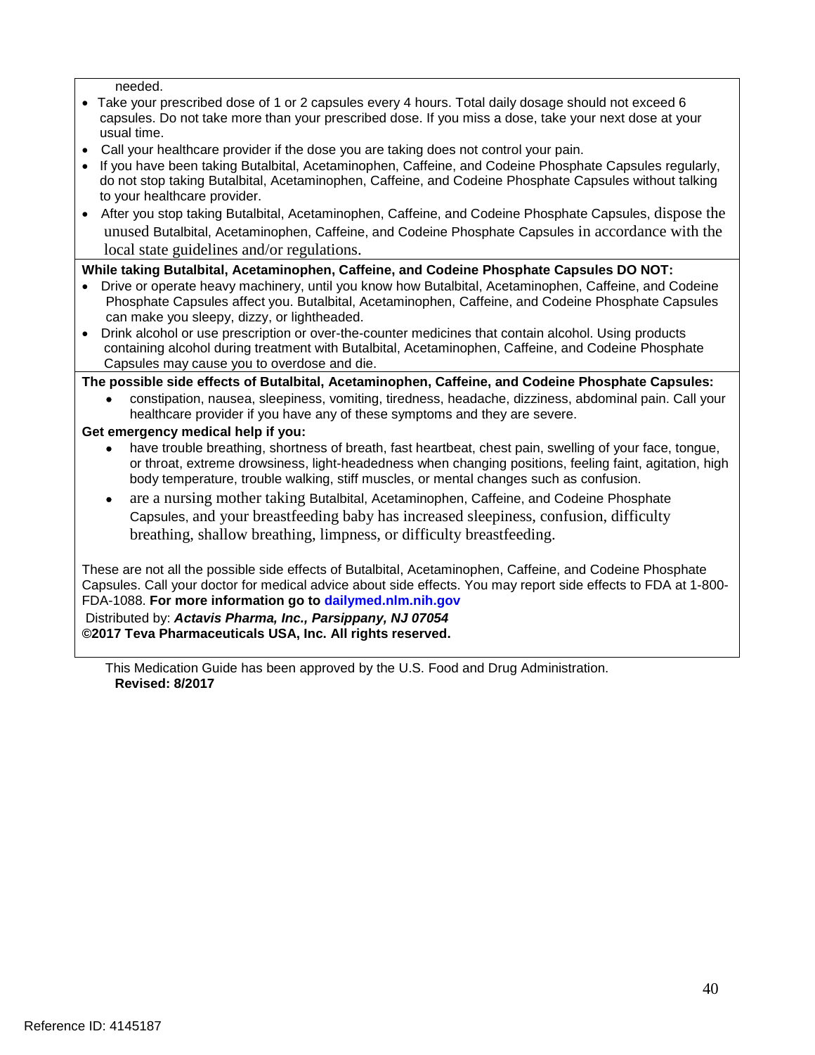needed.

- Take your prescribed dose of 1 or 2 capsules every 4 hours. Total daily dosage should not exceed 6 capsules. Do not take more than your prescribed dose. If you miss a dose, take your next dose at your usual time.
- Call your healthcare provider if the dose you are taking does not control your pain.
- If you have been taking Butalbital, Acetaminophen, Caffeine, and Codeine Phosphate Capsules regularly, do not stop taking Butalbital, Acetaminophen, Caffeine, and Codeine Phosphate Capsules without talking to your healthcare provider.
- After you stop taking Butalbital, Acetaminophen, Caffeine, and Codeine Phosphate Capsules, dispose the unused Butalbital, Acetaminophen, Caffeine, and Codeine Phosphate Capsules in accordance with the local state guidelines and/or regulations.

**While taking Butalbital, Acetaminophen, Caffeine, and Codeine Phosphate Capsules DO NOT:**

- Drive or operate heavy machinery, until you know how Butalbital, Acetaminophen, Caffeine, and Codeine Phosphate Capsules affect you. Butalbital, Acetaminophen, Caffeine, and Codeine Phosphate Capsules can make you sleepy, dizzy, or lightheaded.
- Drink alcohol or use prescription or over-the-counter medicines that contain alcohol. Using products containing alcohol during treatment with Butalbital, Acetaminophen, Caffeine, and Codeine Phosphate Capsules may cause you to overdose and die.

**The possible side effects of Butalbital, Acetaminophen, Caffeine, and Codeine Phosphate Capsules:**

- constipation, nausea, sleepiness, vomiting, tiredness, headache, dizziness, abdominal pain. Call your healthcare provider if you have any of these symptoms and they are severe.

**Get emergency medical help if you:**

- have trouble breathing, shortness of breath, fast heartbeat, chest pain, swelling of your face, tongue, or throat, extreme drowsiness, light-headedness when changing positions, feeling faint, agitation, high body temperature, trouble walking, stiff muscles, or mental changes such as confusion.
- are a nursing mother taking Butalbital, Acetaminophen, Caffeine, and Codeine Phosphate Capsules, and your breastfeeding baby has increased sleepiness, confusion, difficulty breathing, shallow breathing, limpness, or difficulty breastfeeding.

These are not all the possible side effects of Butalbital, Acetaminophen, Caffeine, and Codeine Phosphate Capsules. Call your doctor for medical advice about side effects. You may report side effects to FDA at 1-800-FDA-1088. **For more information go to dailymed.nlm.nih.gov**

Distributed by: ***Actavis Pharma, Inc., Parsippany, NJ 07054***

**©2017 Teva Pharmaceuticals USA, Inc. All rights reserved.**

This Medication Guide has been approved by the U.S. Food and Drug Administration.

**Revised: 8/2017**

Reference ID: 4145187